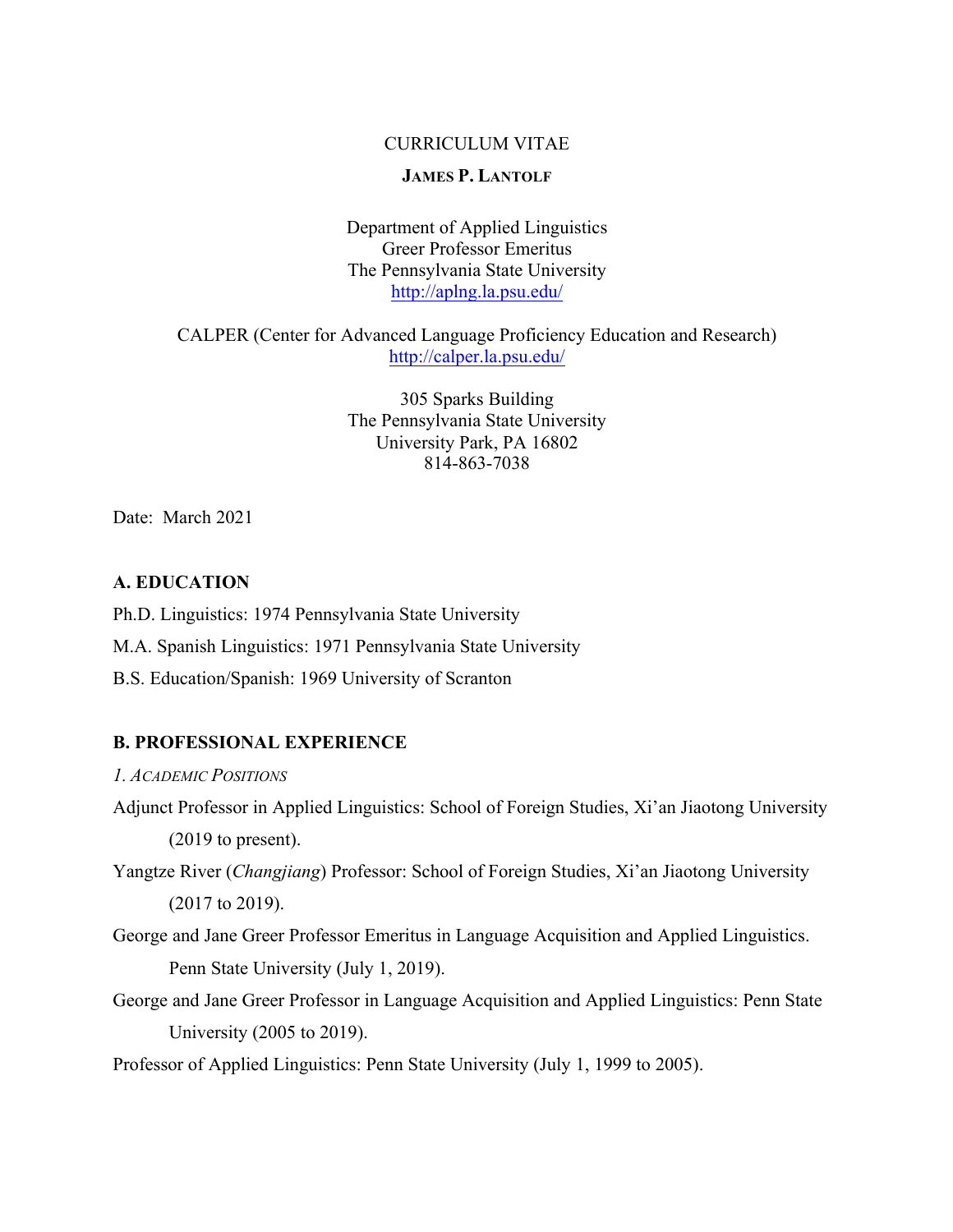CURRICULUM VITAE

**JAMES P. LANTOLF**

Department of Applied Linguistics
Greer Professor Emeritus
The Pennsylvania State University
http://aplng.la.psu.edu/

CALPER (Center for Advanced Language Proficiency Education and Research)
http://calper.la.psu.edu/

305 Sparks Building
The Pennsylvania State University
University Park, PA 16802
814-863-7038

Date: March 2021

## A. EDUCATION

Ph.D. Linguistics: 1974 Pennsylvania State University

M.A. Spanish Linguistics: 1971 Pennsylvania State University

B.S. Education/Spanish: 1969 University of Scranton

## B. PROFESSIONAL EXPERIENCE

### *1. Academic Positions*

Adjunct Professor in Applied Linguistics: School of Foreign Studies, Xi'an Jiaotong University (2019 to present).

Yangtze River (*Changjiang*) Professor: School of Foreign Studies, Xi'an Jiaotong University (2017 to 2019).

George and Jane Greer Professor Emeritus in Language Acquisition and Applied Linguistics. Penn State University (July 1, 2019).

George and Jane Greer Professor in Language Acquisition and Applied Linguistics: Penn State University (2005 to 2019).

Professor of Applied Linguistics: Penn State University (July 1, 1999 to 2005).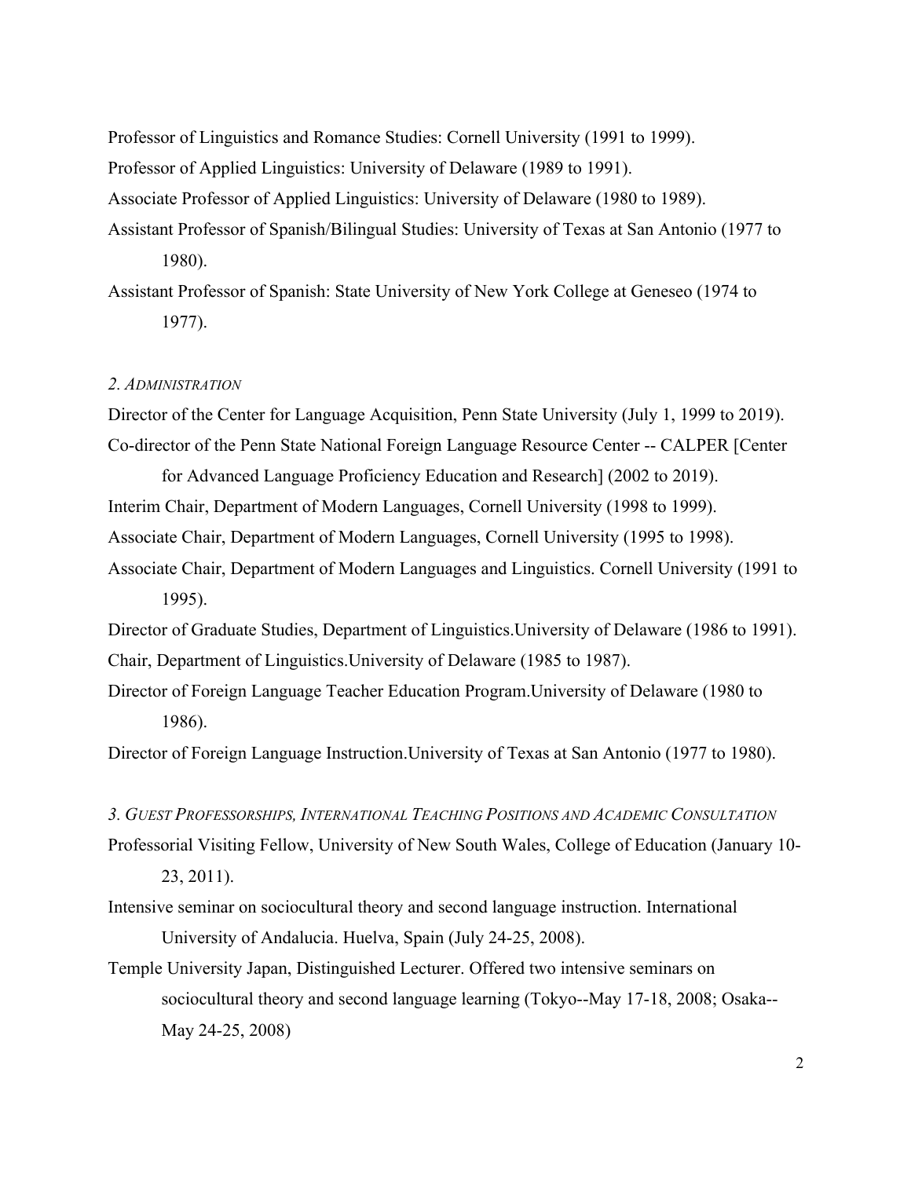Professor of Linguistics and Romance Studies: Cornell University (1991 to 1999).

Professor of Applied Linguistics: University of Delaware (1989 to 1991).

Associate Professor of Applied Linguistics: University of Delaware (1980 to 1989).

Assistant Professor of Spanish/Bilingual Studies: University of Texas at San Antonio (1977 to 1980).

Assistant Professor of Spanish: State University of New York College at Geneseo (1974 to 1977).

### *2. Administration*

Director of the Center for Language Acquisition, Penn State University (July 1, 1999 to 2019).

Co-director of the Penn State National Foreign Language Resource Center -- CALPER [Center for Advanced Language Proficiency Education and Research] (2002 to 2019).

Interim Chair, Department of Modern Languages, Cornell University (1998 to 1999).

Associate Chair, Department of Modern Languages, Cornell University (1995 to 1998).

Associate Chair, Department of Modern Languages and Linguistics. Cornell University (1991 to 1995).

Director of Graduate Studies, Department of Linguistics.University of Delaware (1986 to 1991).

Chair, Department of Linguistics.University of Delaware (1985 to 1987).

Director of Foreign Language Teacher Education Program.University of Delaware (1980 to 1986).

Director of Foreign Language Instruction.University of Texas at San Antonio (1977 to 1980).

### *3. Guest Professorships, International Teaching Positions and Academic Consultation*

Professorial Visiting Fellow, University of New South Wales, College of Education (January 10-23, 2011).

Intensive seminar on sociocultural theory and second language instruction. International University of Andalucia. Huelva, Spain (July 24-25, 2008).

Temple University Japan, Distinguished Lecturer. Offered two intensive seminars on sociocultural theory and second language learning (Tokyo--May 17-18, 2008; Osaka--May 24-25, 2008)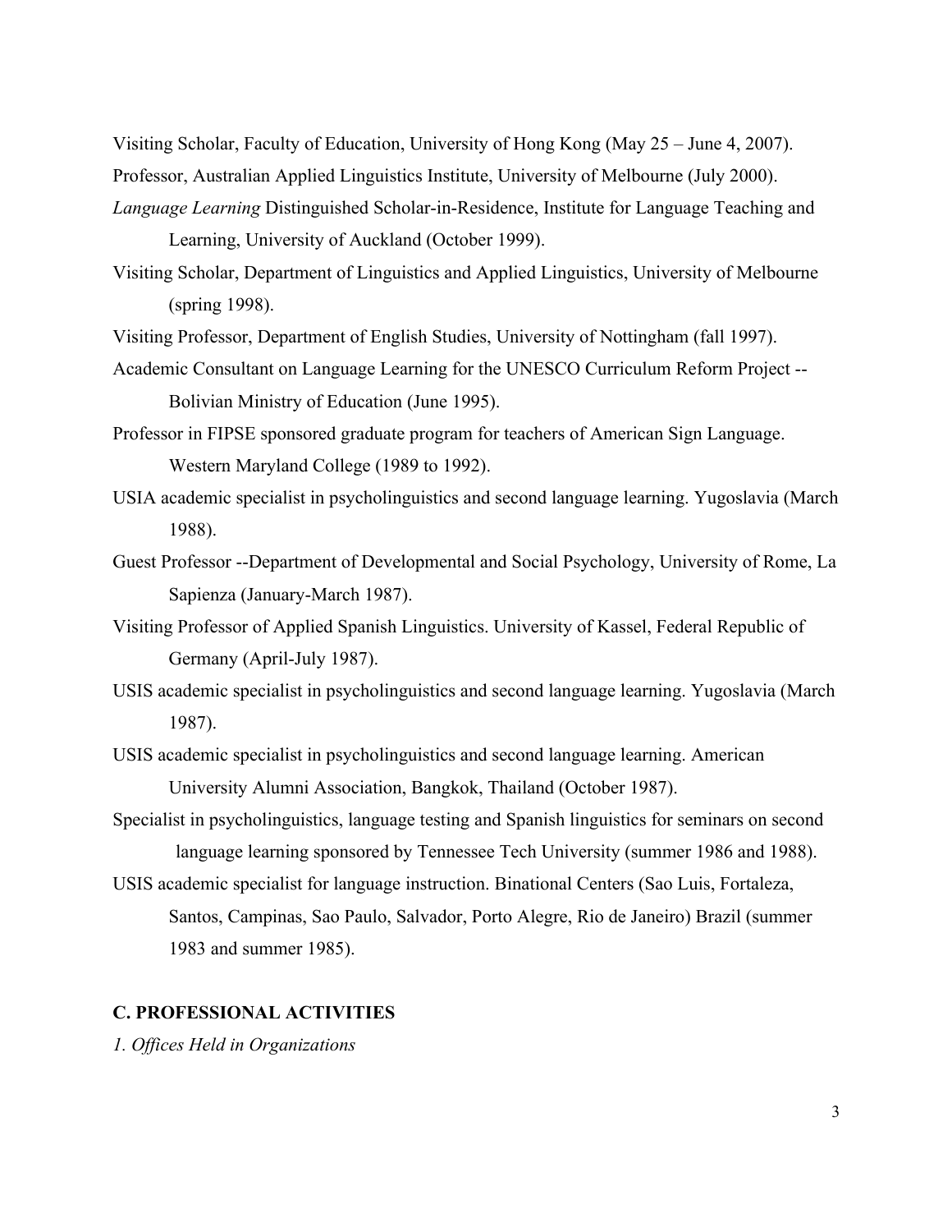Visiting Scholar, Faculty of Education, University of Hong Kong (May 25 – June 4, 2007).

Professor, Australian Applied Linguistics Institute, University of Melbourne (July 2000).

*Language Learning* Distinguished Scholar-in-Residence, Institute for Language Teaching and Learning, University of Auckland (October 1999).

Visiting Scholar, Department of Linguistics and Applied Linguistics, University of Melbourne (spring 1998).

Visiting Professor, Department of English Studies, University of Nottingham (fall 1997).

Academic Consultant on Language Learning for the UNESCO Curriculum Reform Project -- Bolivian Ministry of Education (June 1995).

Professor in FIPSE sponsored graduate program for teachers of American Sign Language. Western Maryland College (1989 to 1992).

USIA academic specialist in psycholinguistics and second language learning. Yugoslavia (March 1988).

Guest Professor --Department of Developmental and Social Psychology, University of Rome, La Sapienza (January-March 1987).

Visiting Professor of Applied Spanish Linguistics. University of Kassel, Federal Republic of Germany (April-July 1987).

USIS academic specialist in psycholinguistics and second language learning. Yugoslavia (March 1987).

USIS academic specialist in psycholinguistics and second language learning. American University Alumni Association, Bangkok, Thailand (October 1987).

Specialist in psycholinguistics, language testing and Spanish linguistics for seminars on second language learning sponsored by Tennessee Tech University (summer 1986 and 1988).

USIS academic specialist for language instruction. Binational Centers (Sao Luis, Fortaleza, Santos, Campinas, Sao Paulo, Salvador, Porto Alegre, Rio de Janeiro) Brazil (summer 1983 and summer 1985).

## C. PROFESSIONAL ACTIVITIES

*1. Offices Held in Organizations*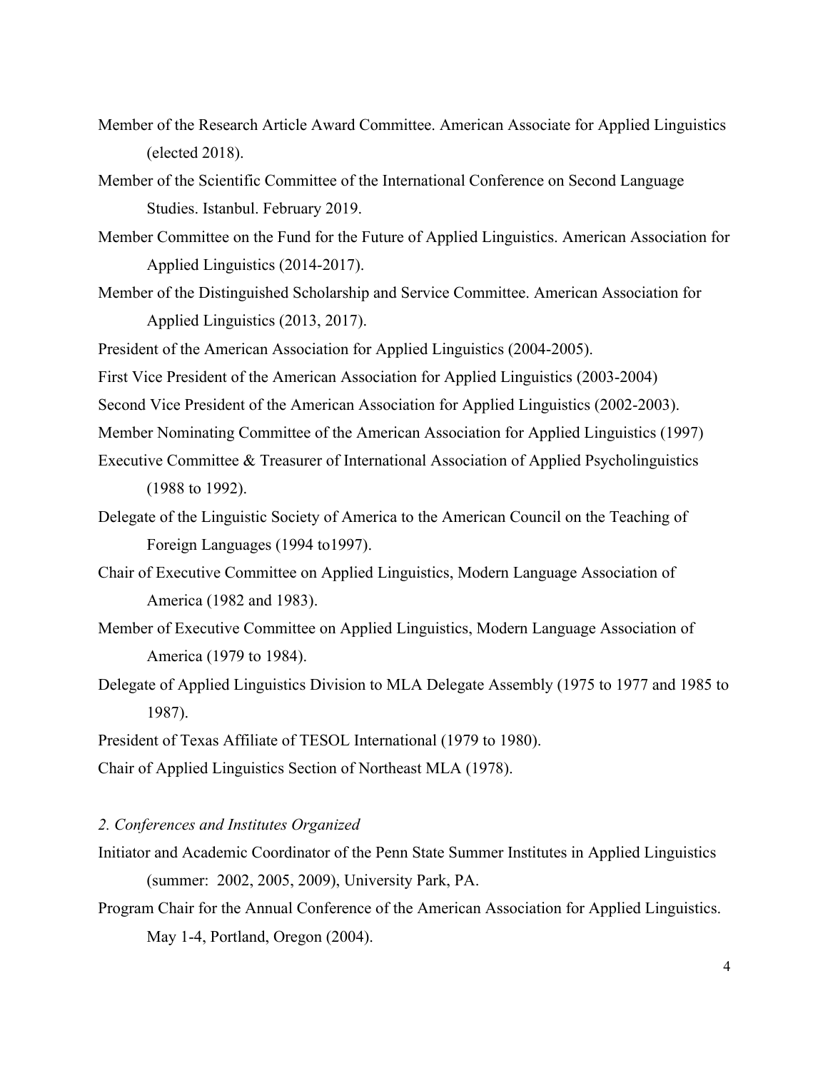Member of the Research Article Award Committee. American Associate for Applied Linguistics (elected 2018).

Member of the Scientific Committee of the International Conference on Second Language Studies. Istanbul. February 2019.

Member Committee on the Fund for the Future of Applied Linguistics. American Association for Applied Linguistics (2014-2017).

Member of the Distinguished Scholarship and Service Committee. American Association for Applied Linguistics (2013, 2017).

President of the American Association for Applied Linguistics (2004-2005).

First Vice President of the American Association for Applied Linguistics (2003-2004)

Second Vice President of the American Association for Applied Linguistics (2002-2003).

Member Nominating Committee of the American Association for Applied Linguistics (1997)

Executive Committee & Treasurer of International Association of Applied Psycholinguistics (1988 to 1992).

Delegate of the Linguistic Society of America to the American Council on the Teaching of Foreign Languages (1994 to1997).

Chair of Executive Committee on Applied Linguistics, Modern Language Association of America (1982 and 1983).

Member of Executive Committee on Applied Linguistics, Modern Language Association of America (1979 to 1984).

Delegate of Applied Linguistics Division to MLA Delegate Assembly (1975 to 1977 and 1985 to 1987).

President of Texas Affiliate of TESOL International (1979 to 1980).

Chair of Applied Linguistics Section of Northeast MLA (1978).

*2. Conferences and Institutes Organized*

Initiator and Academic Coordinator of the Penn State Summer Institutes in Applied Linguistics (summer: 2002, 2005, 2009), University Park, PA.

Program Chair for the Annual Conference of the American Association for Applied Linguistics. May 1-4, Portland, Oregon (2004).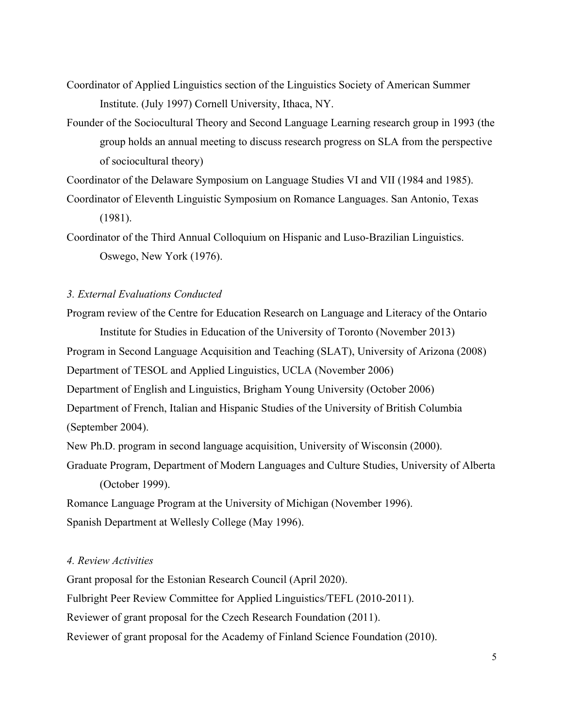Coordinator of Applied Linguistics section of the Linguistics Society of American Summer Institute. (July 1997) Cornell University, Ithaca, NY.

Founder of the Sociocultural Theory and Second Language Learning research group in 1993 (the group holds an annual meeting to discuss research progress on SLA from the perspective of sociocultural theory)

Coordinator of the Delaware Symposium on Language Studies VI and VII (1984 and 1985).

Coordinator of Eleventh Linguistic Symposium on Romance Languages. San Antonio, Texas (1981).

Coordinator of the Third Annual Colloquium on Hispanic and Luso-Brazilian Linguistics. Oswego, New York (1976).

*3. External Evaluations Conducted*

Program review of the Centre for Education Research on Language and Literacy of the Ontario Institute for Studies in Education of the University of Toronto (November 2013)

Program in Second Language Acquisition and Teaching (SLAT), University of Arizona (2008)

Department of TESOL and Applied Linguistics, UCLA (November 2006)

Department of English and Linguistics, Brigham Young University (October 2006)

Department of French, Italian and Hispanic Studies of the University of British Columbia (September 2004).

New Ph.D. program in second language acquisition, University of Wisconsin (2000).

Graduate Program, Department of Modern Languages and Culture Studies, University of Alberta (October 1999).

Romance Language Program at the University of Michigan (November 1996).

Spanish Department at Wellesly College (May 1996).

*4. Review Activities*

Grant proposal for the Estonian Research Council (April 2020).

Fulbright Peer Review Committee for Applied Linguistics/TEFL (2010-2011).

Reviewer of grant proposal for the Czech Research Foundation (2011).

Reviewer of grant proposal for the Academy of Finland Science Foundation (2010).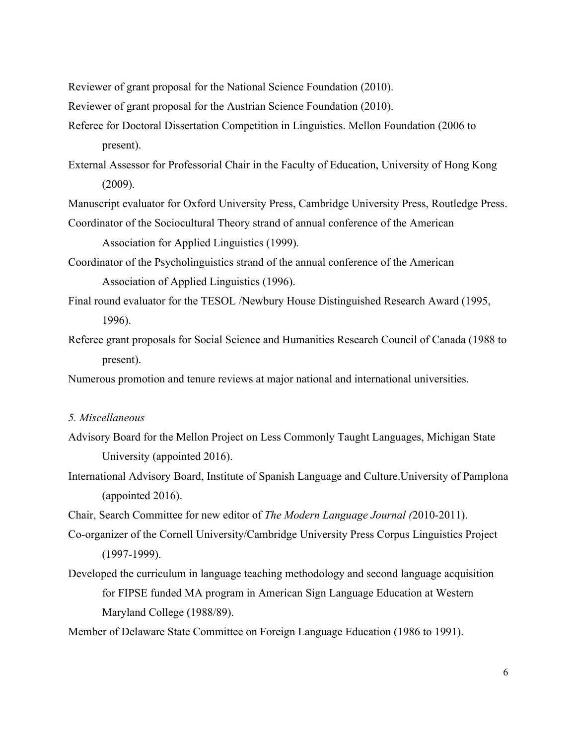Reviewer of grant proposal for the National Science Foundation (2010).

Reviewer of grant proposal for the Austrian Science Foundation (2010).

Referee for Doctoral Dissertation Competition in Linguistics. Mellon Foundation (2006 to present).

External Assessor for Professorial Chair in the Faculty of Education, University of Hong Kong (2009).

Manuscript evaluator for Oxford University Press, Cambridge University Press, Routledge Press.

Coordinator of the Sociocultural Theory strand of annual conference of the American Association for Applied Linguistics (1999).

Coordinator of the Psycholinguistics strand of the annual conference of the American Association of Applied Linguistics (1996).

Final round evaluator for the TESOL /Newbury House Distinguished Research Award (1995, 1996).

Referee grant proposals for Social Science and Humanities Research Council of Canada (1988 to present).

Numerous promotion and tenure reviews at major national and international universities.

*5. Miscellaneous*

Advisory Board for the Mellon Project on Less Commonly Taught Languages, Michigan State University (appointed 2016).

International Advisory Board, Institute of Spanish Language and Culture.University of Pamplona (appointed 2016).

Chair, Search Committee for new editor of *The Modern Language Journal (*2010-2011).

Co-organizer of the Cornell University/Cambridge University Press Corpus Linguistics Project (1997-1999).

Developed the curriculum in language teaching methodology and second language acquisition for FIPSE funded MA program in American Sign Language Education at Western Maryland College (1988/89).

Member of Delaware State Committee on Foreign Language Education (1986 to 1991).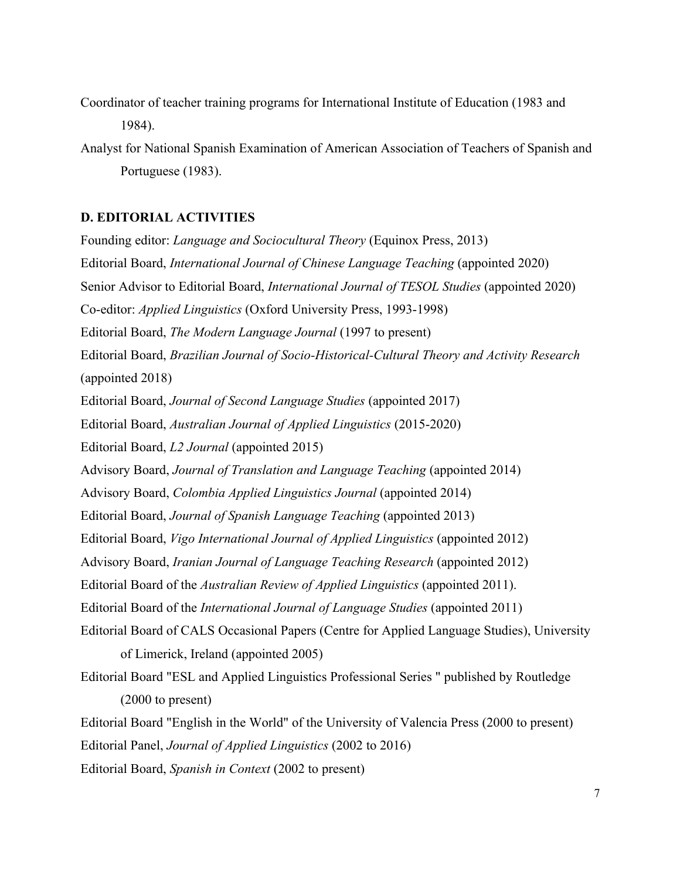Coordinator of teacher training programs for International Institute of Education (1983 and 1984).

Analyst for National Spanish Examination of American Association of Teachers of Spanish and Portuguese (1983).

### D. EDITORIAL ACTIVITIES

Founding editor: *Language and Sociocultural Theory* (Equinox Press, 2013)

Editorial Board, *International Journal of Chinese Language Teaching* (appointed 2020)

Senior Advisor to Editorial Board, *International Journal of TESOL Studies* (appointed 2020)

Co-editor: *Applied Linguistics* (Oxford University Press, 1993-1998)

Editorial Board, *The Modern Language Journal* (1997 to present)

Editorial Board, *Brazilian Journal of Socio-Historical-Cultural Theory and Activity Research* (appointed 2018)

Editorial Board, *Journal of Second Language Studies* (appointed 2017)

Editorial Board, *Australian Journal of Applied Linguistics* (2015-2020)

Editorial Board, *L2 Journal* (appointed 2015)

Advisory Board, *Journal of Translation and Language Teaching* (appointed 2014)

Advisory Board, *Colombia Applied Linguistics Journal* (appointed 2014)

Editorial Board, *Journal of Spanish Language Teaching* (appointed 2013)

Editorial Board, *Vigo International Journal of Applied Linguistics* (appointed 2012)

Advisory Board, *Iranian Journal of Language Teaching Research* (appointed 2012)

Editorial Board of the *Australian Review of Applied Linguistics* (appointed 2011).

Editorial Board of the *International Journal of Language Studies* (appointed 2011)

Editorial Board of CALS Occasional Papers (Centre for Applied Language Studies), University of Limerick, Ireland (appointed 2005)

Editorial Board "ESL and Applied Linguistics Professional Series " published by Routledge (2000 to present)

Editorial Board "English in the World" of the University of Valencia Press (2000 to present)

Editorial Panel, *Journal of Applied Linguistics* (2002 to 2016)

Editorial Board, *Spanish in Context* (2002 to present)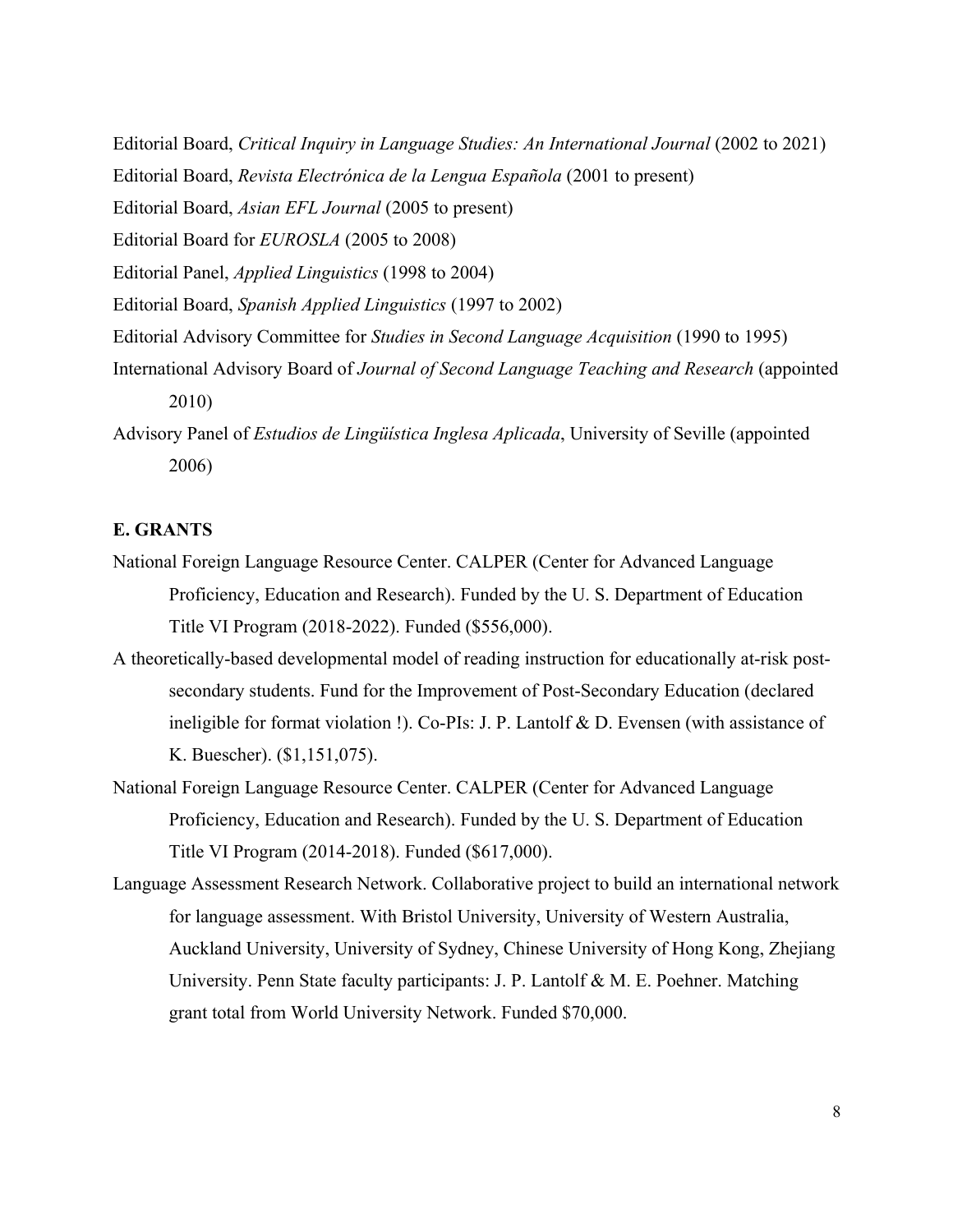Editorial Board, *Critical Inquiry in Language Studies: An International Journal* (2002 to 2021)

Editorial Board, *Revista Electrónica de la Lengua Española* (2001 to present)

Editorial Board, *Asian EFL Journal* (2005 to present)

Editorial Board for *EUROSLA* (2005 to 2008)

Editorial Panel, *Applied Linguistics* (1998 to 2004)

Editorial Board, *Spanish Applied Linguistics* (1997 to 2002)

Editorial Advisory Committee for *Studies in Second Language Acquisition* (1990 to 1995)

International Advisory Board of *Journal of Second Language Teaching and Research* (appointed 2010)

Advisory Panel of *Estudios de Lingüística Inglesa Aplicada*, University of Seville (appointed 2006)

## E. GRANTS

National Foreign Language Resource Center. CALPER (Center for Advanced Language Proficiency, Education and Research). Funded by the U. S. Department of Education Title VI Program (2018-2022). Funded ($556,000).

A theoretically-based developmental model of reading instruction for educationally at-risk post-secondary students. Fund for the Improvement of Post-Secondary Education (declared ineligible for format violation !). Co-PIs: J. P. Lantolf & D. Evensen (with assistance of K. Buescher). ($1,151,075).

National Foreign Language Resource Center. CALPER (Center for Advanced Language Proficiency, Education and Research). Funded by the U. S. Department of Education Title VI Program (2014-2018). Funded ($617,000).

Language Assessment Research Network. Collaborative project to build an international network for language assessment. With Bristol University, University of Western Australia, Auckland University, University of Sydney, Chinese University of Hong Kong, Zhejiang University. Penn State faculty participants: J. P. Lantolf & M. E. Poehner. Matching grant total from World University Network. Funded $70,000.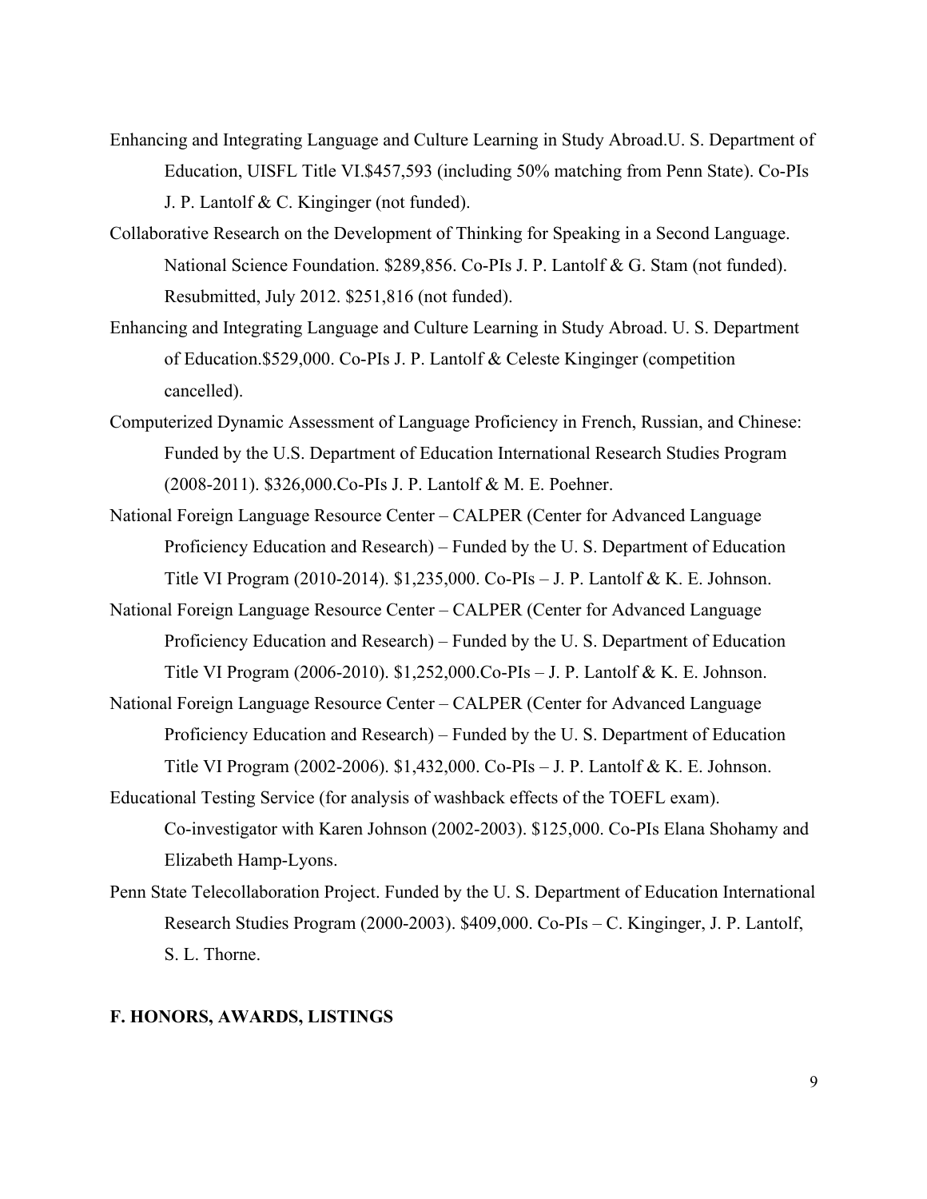Enhancing and Integrating Language and Culture Learning in Study Abroad.U. S. Department of Education, UISFL Title VI.$457,593 (including 50% matching from Penn State). Co-PIs J. P. Lantolf & C. Kinginger (not funded).

Collaborative Research on the Development of Thinking for Speaking in a Second Language. National Science Foundation. $289,856. Co-PIs J. P. Lantolf & G. Stam (not funded). Resubmitted, July 2012. $251,816 (not funded).

Enhancing and Integrating Language and Culture Learning in Study Abroad. U. S. Department of Education.$529,000. Co-PIs J. P. Lantolf & Celeste Kinginger (competition cancelled).

Computerized Dynamic Assessment of Language Proficiency in French, Russian, and Chinese: Funded by the U.S. Department of Education International Research Studies Program (2008-2011). $326,000.Co-PIs J. P. Lantolf & M. E. Poehner.

National Foreign Language Resource Center – CALPER (Center for Advanced Language Proficiency Education and Research) – Funded by the U. S. Department of Education Title VI Program (2010-2014). $1,235,000. Co-PIs – J. P. Lantolf & K. E. Johnson.

National Foreign Language Resource Center – CALPER (Center for Advanced Language Proficiency Education and Research) – Funded by the U. S. Department of Education Title VI Program (2006-2010). $1,252,000.Co-PIs – J. P. Lantolf & K. E. Johnson.

National Foreign Language Resource Center – CALPER (Center for Advanced Language Proficiency Education and Research) – Funded by the U. S. Department of Education Title VI Program (2002-2006). $1,432,000. Co-PIs – J. P. Lantolf & K. E. Johnson.

Educational Testing Service (for analysis of washback effects of the TOEFL exam). Co-investigator with Karen Johnson (2002-2003). $125,000. Co-PIs Elana Shohamy and Elizabeth Hamp-Lyons.

Penn State Telecollaboration Project. Funded by the U. S. Department of Education International Research Studies Program (2000-2003). $409,000. Co-PIs – C. Kinginger, J. P. Lantolf, S. L. Thorne.

## F. HONORS, AWARDS, LISTINGS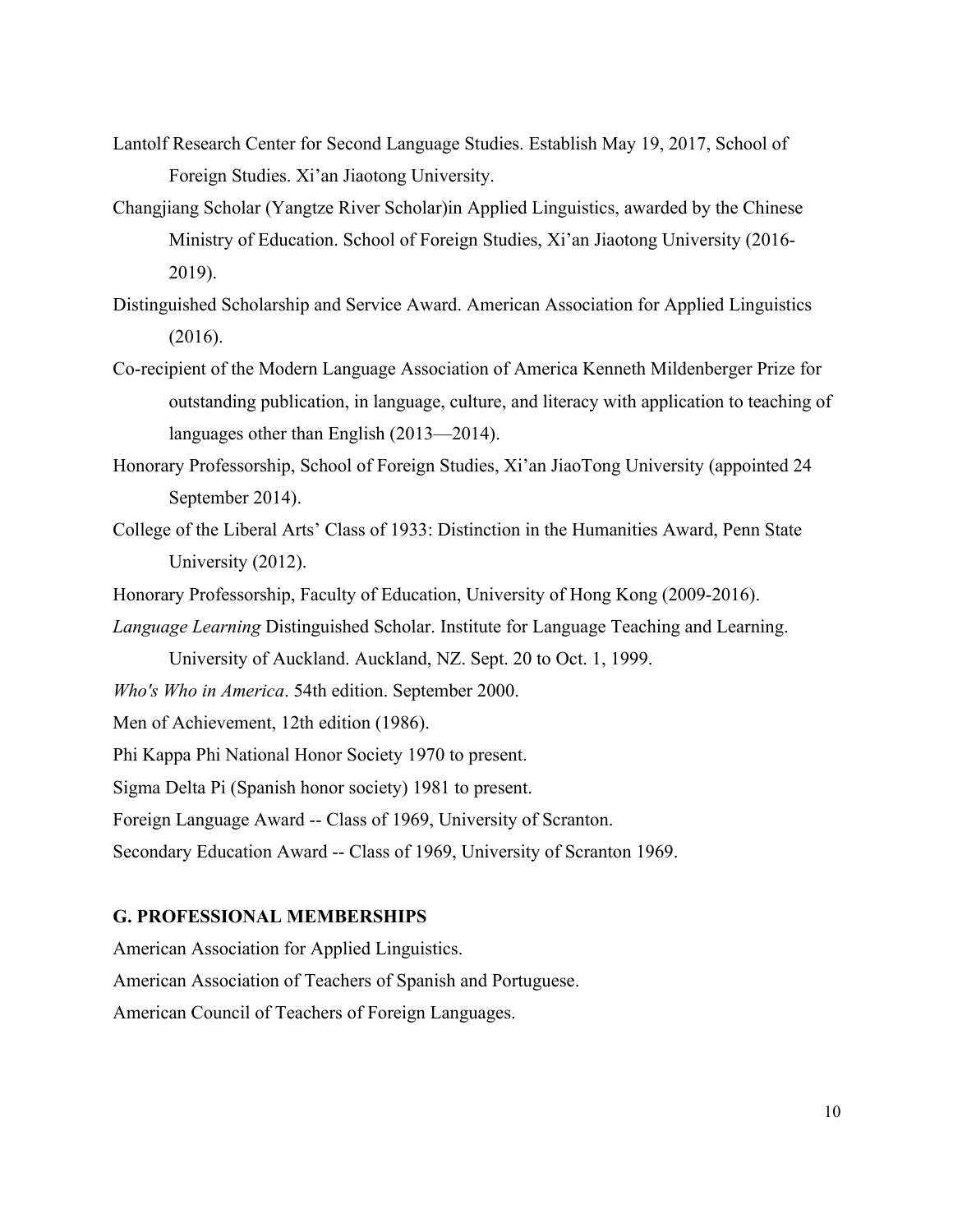Lantolf Research Center for Second Language Studies. Establish May 19, 2017, School of Foreign Studies. Xi'an Jiaotong University.

Changjiang Scholar (Yangtze River Scholar)in Applied Linguistics, awarded by the Chinese Ministry of Education. School of Foreign Studies, Xi'an Jiaotong University (2016-2019).

Distinguished Scholarship and Service Award. American Association for Applied Linguistics (2016).

Co-recipient of the Modern Language Association of America Kenneth Mildenberger Prize for outstanding publication, in language, culture, and literacy with application to teaching of languages other than English (2013—2014).

Honorary Professorship, School of Foreign Studies, Xi'an JiaoTong University (appointed 24 September 2014).

College of the Liberal Arts' Class of 1933: Distinction in the Humanities Award, Penn State University (2012).

Honorary Professorship, Faculty of Education, University of Hong Kong (2009-2016).

*Language Learning* Distinguished Scholar. Institute for Language Teaching and Learning. University of Auckland. Auckland, NZ. Sept. 20 to Oct. 1, 1999.

*Who's Who in America*. 54th edition. September 2000.

Men of Achievement, 12th edition (1986).

Phi Kappa Phi National Honor Society 1970 to present.

Sigma Delta Pi (Spanish honor society) 1981 to present.

Foreign Language Award -- Class of 1969, University of Scranton.

Secondary Education Award -- Class of 1969, University of Scranton 1969.

## G. PROFESSIONAL MEMBERSHIPS

American Association for Applied Linguistics.

American Association of Teachers of Spanish and Portuguese.

American Council of Teachers of Foreign Languages.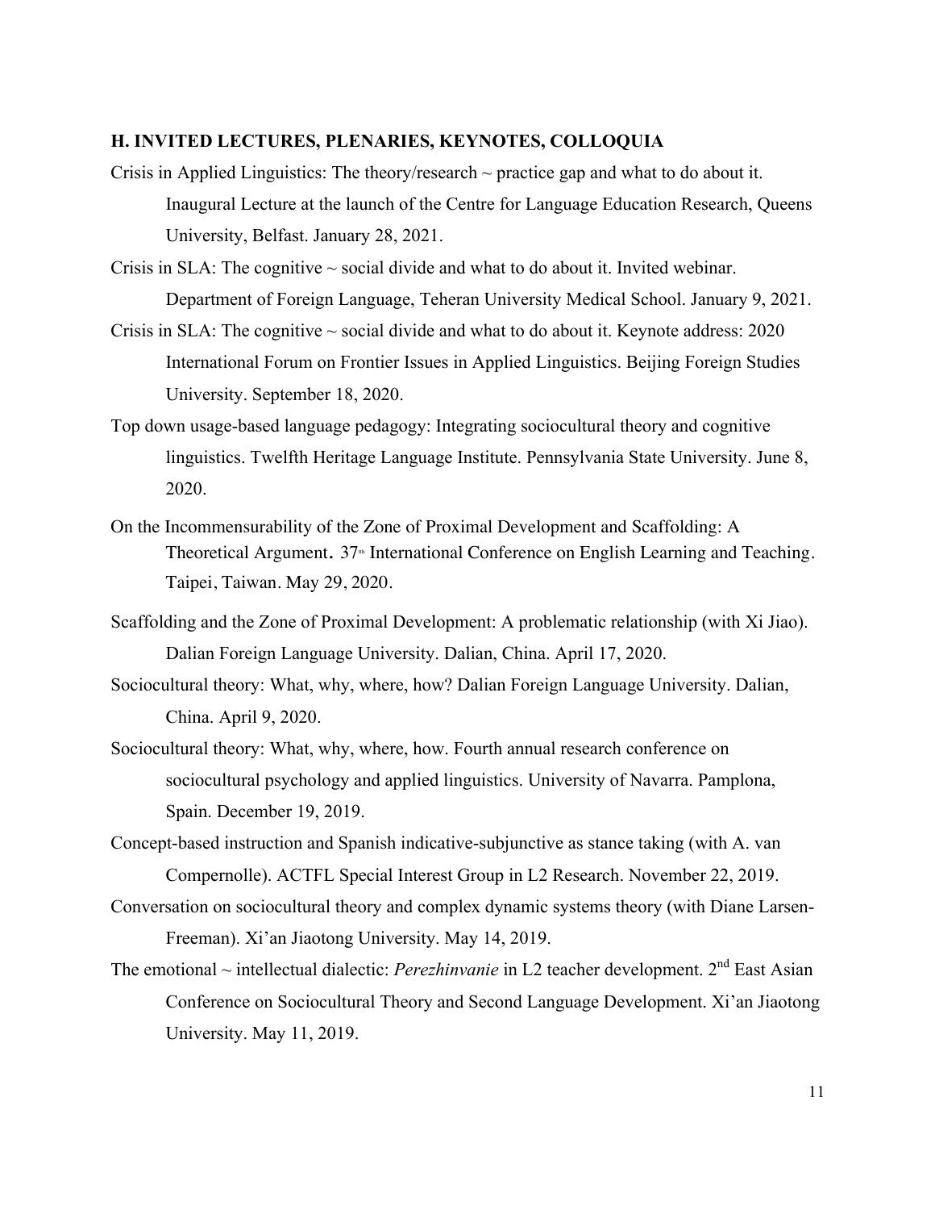**H. INVITED LECTURES, PLENARIES, KEYNOTES, COLLOQUIA**

Crisis in Applied Linguistics: The theory/research ~ practice gap and what to do about it. Inaugural Lecture at the launch of the Centre for Language Education Research, Queens University, Belfast. January 28, 2021.

Crisis in SLA: The cognitive ~ social divide and what to do about it. Invited webinar. Department of Foreign Language, Teheran University Medical School. January 9, 2021.

Crisis in SLA: The cognitive ~ social divide and what to do about it. Keynote address: 2020 International Forum on Frontier Issues in Applied Linguistics. Beijing Foreign Studies University. September 18, 2020.

Top down usage-based language pedagogy: Integrating sociocultural theory and cognitive linguistics. Twelfth Heritage Language Institute. Pennsylvania State University. June 8, 2020.

On the Incommensurability of the Zone of Proximal Development and Scaffolding: A Theoretical Argument. 37th International Conference on English Learning and Teaching. Taipei, Taiwan. May 29, 2020.

Scaffolding and the Zone of Proximal Development: A problematic relationship (with Xi Jiao). Dalian Foreign Language University. Dalian, China. April 17, 2020.

Sociocultural theory: What, why, where, how? Dalian Foreign Language University. Dalian, China. April 9, 2020.

Sociocultural theory: What, why, where, how. Fourth annual research conference on sociocultural psychology and applied linguistics. University of Navarra. Pamplona, Spain. December 19, 2019.

Concept-based instruction and Spanish indicative-subjunctive as stance taking (with A. van Compernolle). ACTFL Special Interest Group in L2 Research. November 22, 2019.

Conversation on sociocultural theory and complex dynamic systems theory (with Diane Larsen-Freeman). Xi'an Jiaotong University. May 14, 2019.

The emotional ~ intellectual dialectic: *Perezhinvanie* in L2 teacher development. 2nd East Asian Conference on Sociocultural Theory and Second Language Development. Xi'an Jiaotong University. May 11, 2019.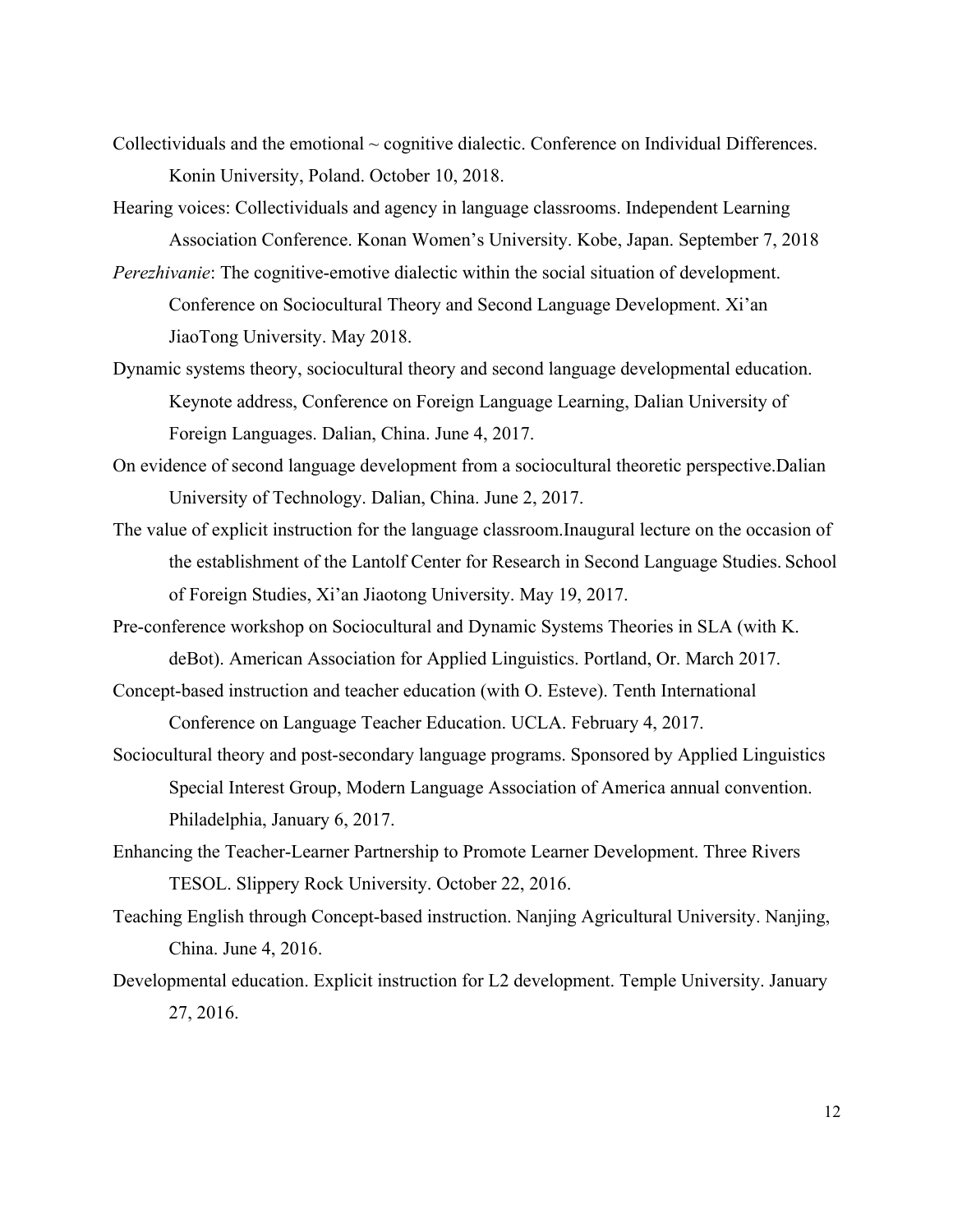Collectividuals and the emotional ~ cognitive dialectic. Conference on Individual Differences. Konin University, Poland. October 10, 2018.

Hearing voices: Collectividuals and agency in language classrooms. Independent Learning Association Conference. Konan Women's University. Kobe, Japan. September 7, 2018

*Perezhivanie*: The cognitive-emotive dialectic within the social situation of development. Conference on Sociocultural Theory and Second Language Development. Xi'an JiaoTong University. May 2018.

Dynamic systems theory, sociocultural theory and second language developmental education. Keynote address, Conference on Foreign Language Learning, Dalian University of Foreign Languages. Dalian, China. June 4, 2017.

On evidence of second language development from a sociocultural theoretic perspective.Dalian University of Technology. Dalian, China. June 2, 2017.

The value of explicit instruction for the language classroom.Inaugural lecture on the occasion of the establishment of the Lantolf Center for Research in Second Language Studies. School of Foreign Studies, Xi'an Jiaotong University. May 19, 2017.

Pre-conference workshop on Sociocultural and Dynamic Systems Theories in SLA (with K. deBot). American Association for Applied Linguistics. Portland, Or. March 2017.

Concept-based instruction and teacher education (with O. Esteve). Tenth International Conference on Language Teacher Education. UCLA. February 4, 2017.

Sociocultural theory and post-secondary language programs. Sponsored by Applied Linguistics Special Interest Group, Modern Language Association of America annual convention. Philadelphia, January 6, 2017.

Enhancing the Teacher-Learner Partnership to Promote Learner Development. Three Rivers TESOL. Slippery Rock University. October 22, 2016.

Teaching English through Concept-based instruction. Nanjing Agricultural University. Nanjing, China. June 4, 2016.

Developmental education. Explicit instruction for L2 development. Temple University. January 27, 2016.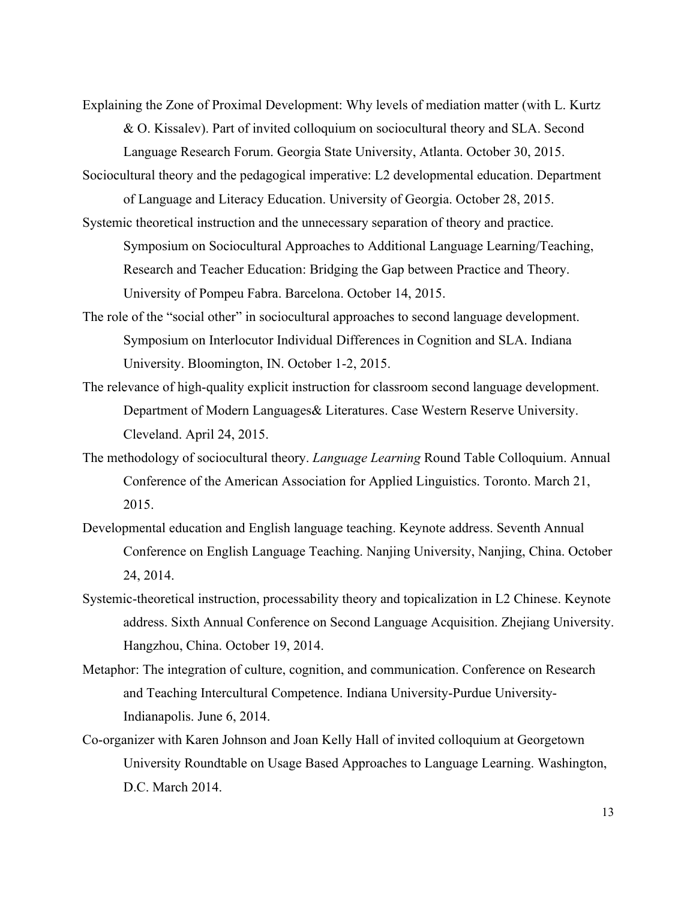Explaining the Zone of Proximal Development: Why levels of mediation matter (with L. Kurtz & O. Kissalev). Part of invited colloquium on sociocultural theory and SLA. Second Language Research Forum. Georgia State University, Atlanta. October 30, 2015.

Sociocultural theory and the pedagogical imperative: L2 developmental education. Department of Language and Literacy Education. University of Georgia. October 28, 2015.

Systemic theoretical instruction and the unnecessary separation of theory and practice. Symposium on Sociocultural Approaches to Additional Language Learning/Teaching, Research and Teacher Education: Bridging the Gap between Practice and Theory. University of Pompeu Fabra. Barcelona. October 14, 2015.

The role of the "social other" in sociocultural approaches to second language development. Symposium on Interlocutor Individual Differences in Cognition and SLA. Indiana University. Bloomington, IN. October 1-2, 2015.

The relevance of high-quality explicit instruction for classroom second language development. Department of Modern Languages& Literatures. Case Western Reserve University. Cleveland. April 24, 2015.

The methodology of sociocultural theory. *Language Learning* Round Table Colloquium. Annual Conference of the American Association for Applied Linguistics. Toronto. March 21, 2015.

Developmental education and English language teaching. Keynote address. Seventh Annual Conference on English Language Teaching. Nanjing University, Nanjing, China. October 24, 2014.

Systemic-theoretical instruction, processability theory and topicalization in L2 Chinese. Keynote address. Sixth Annual Conference on Second Language Acquisition. Zhejiang University. Hangzhou, China. October 19, 2014.

Metaphor: The integration of culture, cognition, and communication. Conference on Research and Teaching Intercultural Competence. Indiana University-Purdue University-Indianapolis. June 6, 2014.

Co-organizer with Karen Johnson and Joan Kelly Hall of invited colloquium at Georgetown University Roundtable on Usage Based Approaches to Language Learning. Washington, D.C. March 2014.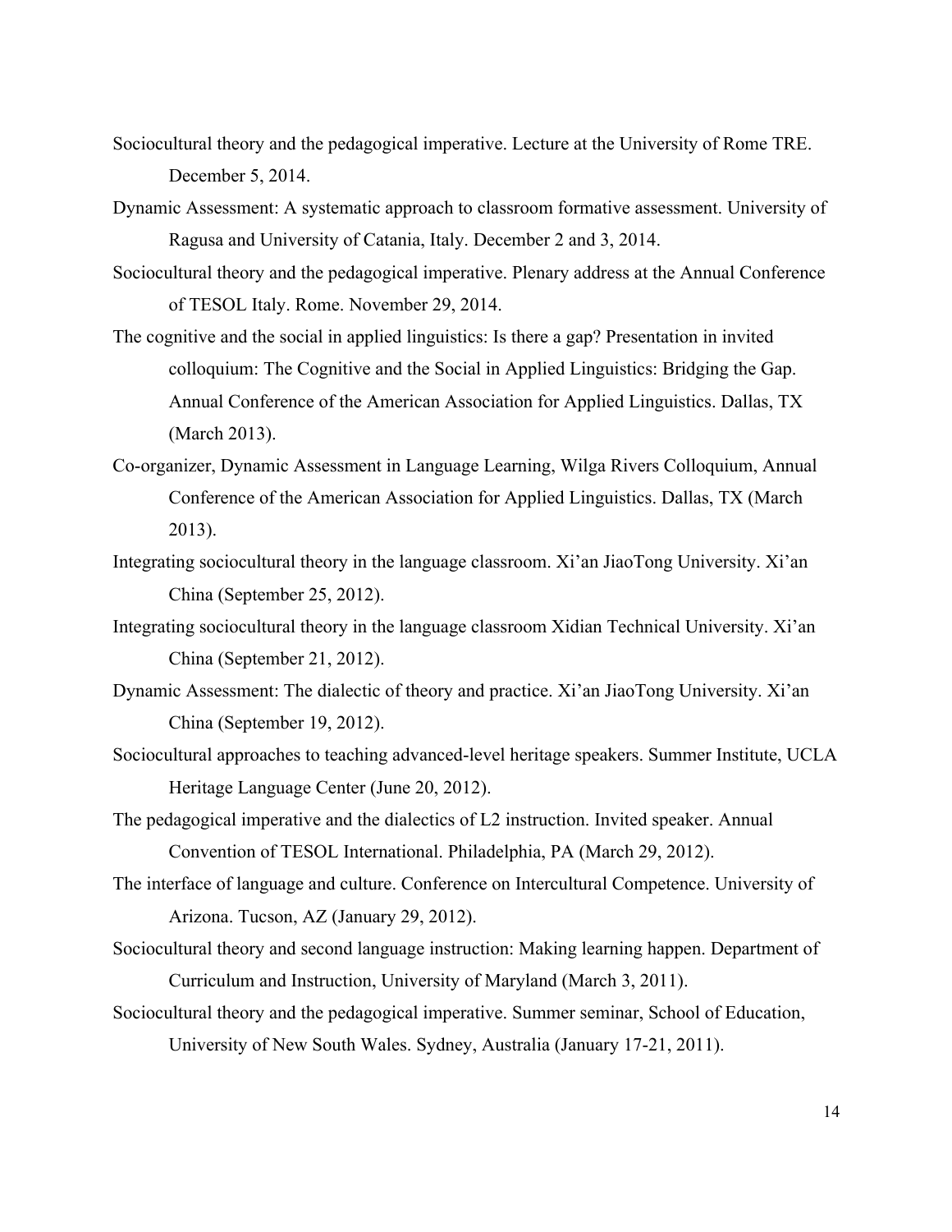Sociocultural theory and the pedagogical imperative. Lecture at the University of Rome TRE. December 5, 2014.

Dynamic Assessment: A systematic approach to classroom formative assessment. University of Ragusa and University of Catania, Italy. December 2 and 3, 2014.

Sociocultural theory and the pedagogical imperative. Plenary address at the Annual Conference of TESOL Italy. Rome. November 29, 2014.

The cognitive and the social in applied linguistics: Is there a gap? Presentation in invited colloquium: The Cognitive and the Social in Applied Linguistics: Bridging the Gap. Annual Conference of the American Association for Applied Linguistics. Dallas, TX (March 2013).

Co-organizer, Dynamic Assessment in Language Learning, Wilga Rivers Colloquium, Annual Conference of the American Association for Applied Linguistics. Dallas, TX (March 2013).

Integrating sociocultural theory in the language classroom. Xi'an JiaoTong University. Xi'an China (September 25, 2012).

Integrating sociocultural theory in the language classroom Xidian Technical University. Xi'an China (September 21, 2012).

Dynamic Assessment: The dialectic of theory and practice. Xi'an JiaoTong University. Xi'an China (September 19, 2012).

Sociocultural approaches to teaching advanced-level heritage speakers. Summer Institute, UCLA Heritage Language Center (June 20, 2012).

The pedagogical imperative and the dialectics of L2 instruction. Invited speaker. Annual Convention of TESOL International. Philadelphia, PA (March 29, 2012).

The interface of language and culture. Conference on Intercultural Competence. University of Arizona. Tucson, AZ (January 29, 2012).

Sociocultural theory and second language instruction: Making learning happen. Department of Curriculum and Instruction, University of Maryland (March 3, 2011).

Sociocultural theory and the pedagogical imperative. Summer seminar, School of Education, University of New South Wales. Sydney, Australia (January 17-21, 2011).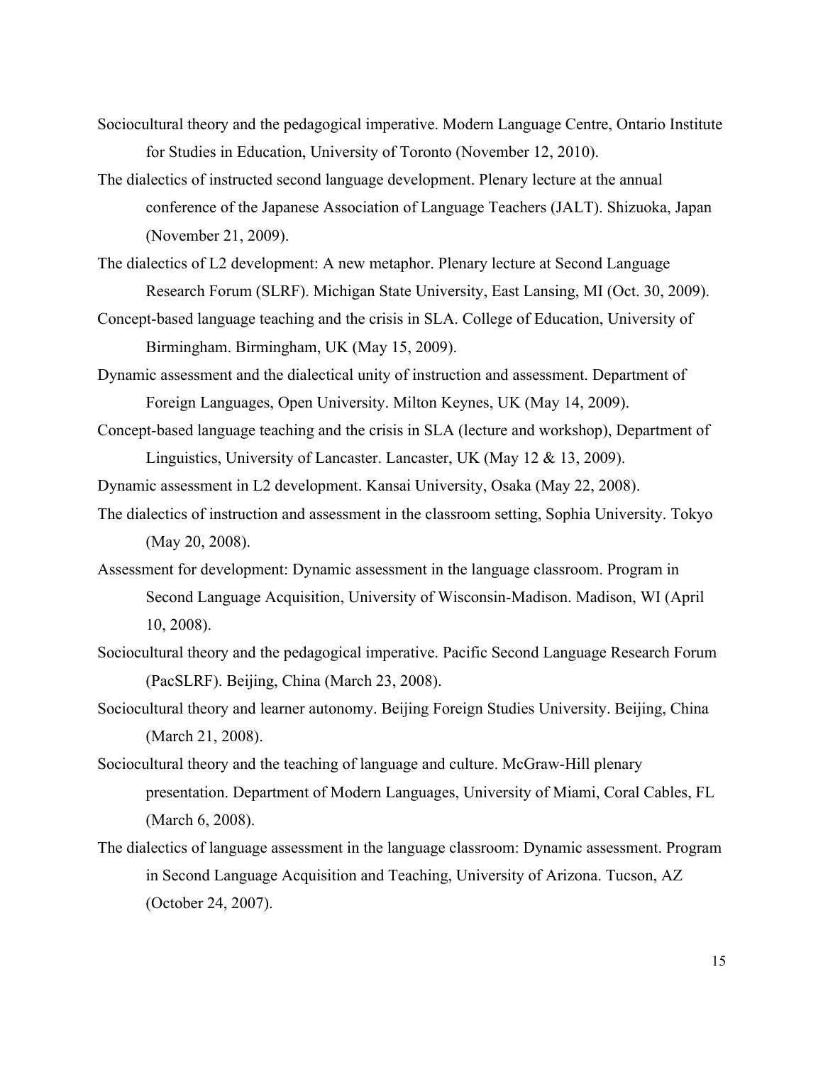Sociocultural theory and the pedagogical imperative. Modern Language Centre, Ontario Institute for Studies in Education, University of Toronto (November 12, 2010).

The dialectics of instructed second language development. Plenary lecture at the annual conference of the Japanese Association of Language Teachers (JALT). Shizuoka, Japan (November 21, 2009).

The dialectics of L2 development: A new metaphor. Plenary lecture at Second Language Research Forum (SLRF). Michigan State University, East Lansing, MI (Oct. 30, 2009).

Concept-based language teaching and the crisis in SLA. College of Education, University of Birmingham. Birmingham, UK (May 15, 2009).

Dynamic assessment and the dialectical unity of instruction and assessment. Department of Foreign Languages, Open University. Milton Keynes, UK (May 14, 2009).

Concept-based language teaching and the crisis in SLA (lecture and workshop), Department of Linguistics, University of Lancaster. Lancaster, UK (May 12 & 13, 2009).

Dynamic assessment in L2 development. Kansai University, Osaka (May 22, 2008).

The dialectics of instruction and assessment in the classroom setting, Sophia University. Tokyo (May 20, 2008).

Assessment for development: Dynamic assessment in the language classroom. Program in Second Language Acquisition, University of Wisconsin-Madison. Madison, WI (April 10, 2008).

Sociocultural theory and the pedagogical imperative. Pacific Second Language Research Forum (PacSLRF). Beijing, China (March 23, 2008).

Sociocultural theory and learner autonomy. Beijing Foreign Studies University. Beijing, China (March 21, 2008).

Sociocultural theory and the teaching of language and culture. McGraw-Hill plenary presentation. Department of Modern Languages, University of Miami, Coral Cables, FL (March 6, 2008).

The dialectics of language assessment in the language classroom: Dynamic assessment. Program in Second Language Acquisition and Teaching, University of Arizona. Tucson, AZ (October 24, 2007).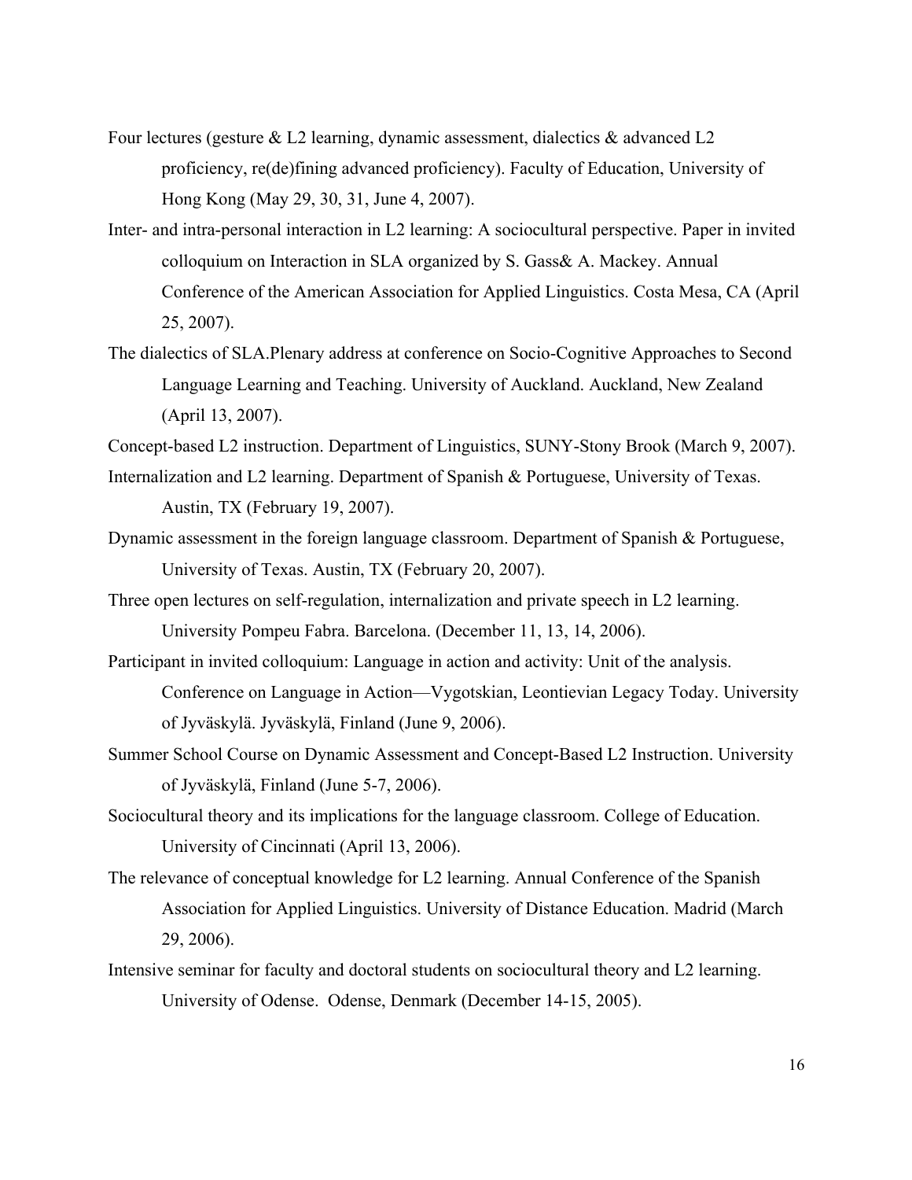Four lectures (gesture & L2 learning, dynamic assessment, dialectics & advanced L2 proficiency, re(de)fining advanced proficiency). Faculty of Education, University of Hong Kong (May 29, 30, 31, June 4, 2007).

Inter- and intra-personal interaction in L2 learning: A sociocultural perspective. Paper in invited colloquium on Interaction in SLA organized by S. Gass& A. Mackey. Annual Conference of the American Association for Applied Linguistics. Costa Mesa, CA (April 25, 2007).

The dialectics of SLA.Plenary address at conference on Socio-Cognitive Approaches to Second Language Learning and Teaching. University of Auckland. Auckland, New Zealand (April 13, 2007).

Concept-based L2 instruction. Department of Linguistics, SUNY-Stony Brook (March 9, 2007).

Internalization and L2 learning. Department of Spanish & Portuguese, University of Texas. Austin, TX (February 19, 2007).

Dynamic assessment in the foreign language classroom. Department of Spanish & Portuguese, University of Texas. Austin, TX (February 20, 2007).

Three open lectures on self-regulation, internalization and private speech in L2 learning. University Pompeu Fabra. Barcelona. (December 11, 13, 14, 2006).

Participant in invited colloquium: Language in action and activity: Unit of the analysis. Conference on Language in Action—Vygotskian, Leontievian Legacy Today. University of Jyväskylä. Jyväskylä, Finland (June 9, 2006).

Summer School Course on Dynamic Assessment and Concept-Based L2 Instruction. University of Jyväskylä, Finland (June 5-7, 2006).

Sociocultural theory and its implications for the language classroom. College of Education. University of Cincinnati (April 13, 2006).

The relevance of conceptual knowledge for L2 learning. Annual Conference of the Spanish Association for Applied Linguistics. University of Distance Education. Madrid (March 29, 2006).

Intensive seminar for faculty and doctoral students on sociocultural theory and L2 learning. University of Odense. Odense, Denmark (December 14-15, 2005).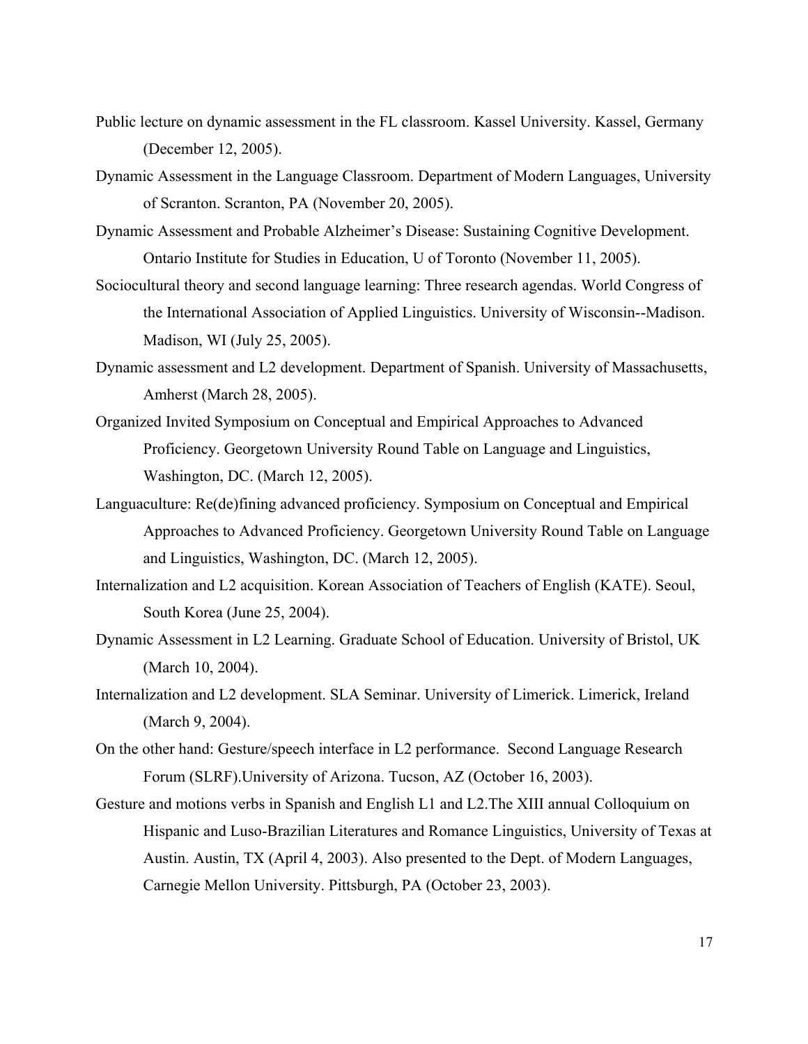Public lecture on dynamic assessment in the FL classroom. Kassel University. Kassel, Germany (December 12, 2005).

Dynamic Assessment in the Language Classroom. Department of Modern Languages, University of Scranton. Scranton, PA (November 20, 2005).

Dynamic Assessment and Probable Alzheimer's Disease: Sustaining Cognitive Development. Ontario Institute for Studies in Education, U of Toronto (November 11, 2005).

Sociocultural theory and second language learning: Three research agendas. World Congress of the International Association of Applied Linguistics. University of Wisconsin--Madison. Madison, WI (July 25, 2005).

Dynamic assessment and L2 development. Department of Spanish. University of Massachusetts, Amherst (March 28, 2005).

Organized Invited Symposium on Conceptual and Empirical Approaches to Advanced Proficiency. Georgetown University Round Table on Language and Linguistics, Washington, DC. (March 12, 2005).

Languaculture: Re(de)fining advanced proficiency. Symposium on Conceptual and Empirical Approaches to Advanced Proficiency. Georgetown University Round Table on Language and Linguistics, Washington, DC. (March 12, 2005).

Internalization and L2 acquisition. Korean Association of Teachers of English (KATE). Seoul, South Korea (June 25, 2004).

Dynamic Assessment in L2 Learning. Graduate School of Education. University of Bristol, UK (March 10, 2004).

Internalization and L2 development. SLA Seminar. University of Limerick. Limerick, Ireland (March 9, 2004).

On the other hand: Gesture/speech interface in L2 performance. Second Language Research Forum (SLRF).University of Arizona. Tucson, AZ (October 16, 2003).

Gesture and motions verbs in Spanish and English L1 and L2.The XIII annual Colloquium on Hispanic and Luso-Brazilian Literatures and Romance Linguistics, University of Texas at Austin. Austin, TX (April 4, 2003). Also presented to the Dept. of Modern Languages, Carnegie Mellon University. Pittsburgh, PA (October 23, 2003).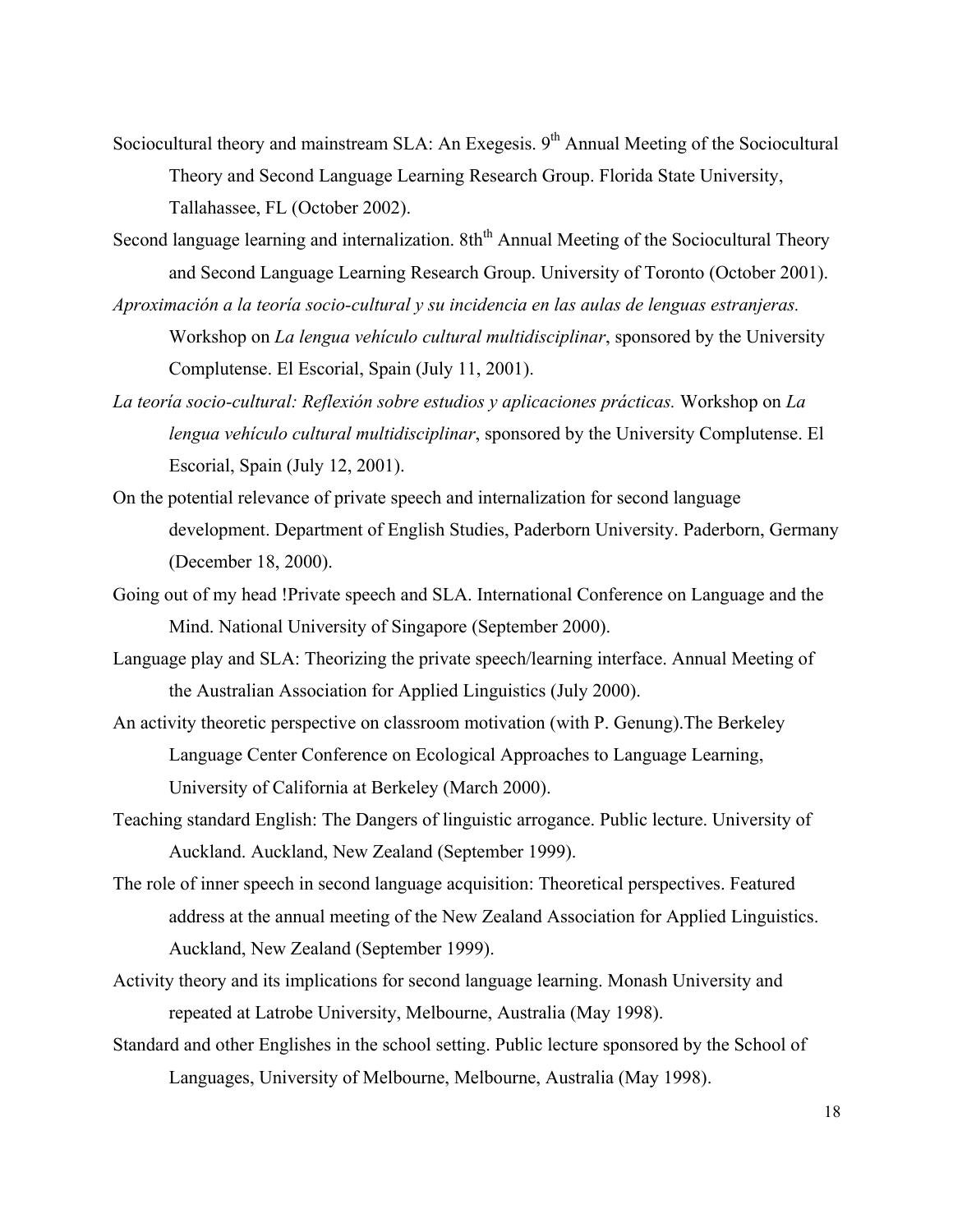Sociocultural theory and mainstream SLA: An Exegesis. 9th Annual Meeting of the Sociocultural Theory and Second Language Learning Research Group. Florida State University, Tallahassee, FL (October 2002).

Second language learning and internalization. 8thth Annual Meeting of the Sociocultural Theory and Second Language Learning Research Group. University of Toronto (October 2001).

*Aproximación a la teoría socio-cultural y su incidencia en las aulas de lenguas estranjeras.* Workshop on *La lengua vehículo cultural multidisciplinar*, sponsored by the University Complutense. El Escorial, Spain (July 11, 2001).

*La teoría socio-cultural: Reflexión sobre estudios y aplicaciones prácticas.* Workshop on *La lengua vehículo cultural multidisciplinar*, sponsored by the University Complutense. El Escorial, Spain (July 12, 2001).

On the potential relevance of private speech and internalization for second language development. Department of English Studies, Paderborn University. Paderborn, Germany (December 18, 2000).

Going out of my head !Private speech and SLA. International Conference on Language and the Mind. National University of Singapore (September 2000).

Language play and SLA: Theorizing the private speech/learning interface. Annual Meeting of the Australian Association for Applied Linguistics (July 2000).

An activity theoretic perspective on classroom motivation (with P. Genung).The Berkeley Language Center Conference on Ecological Approaches to Language Learning, University of California at Berkeley (March 2000).

Teaching standard English: The Dangers of linguistic arrogance. Public lecture. University of Auckland. Auckland, New Zealand (September 1999).

The role of inner speech in second language acquisition: Theoretical perspectives. Featured address at the annual meeting of the New Zealand Association for Applied Linguistics. Auckland, New Zealand (September 1999).

Activity theory and its implications for second language learning. Monash University and repeated at Latrobe University, Melbourne, Australia (May 1998).

Standard and other Englishes in the school setting. Public lecture sponsored by the School of Languages, University of Melbourne, Melbourne, Australia (May 1998).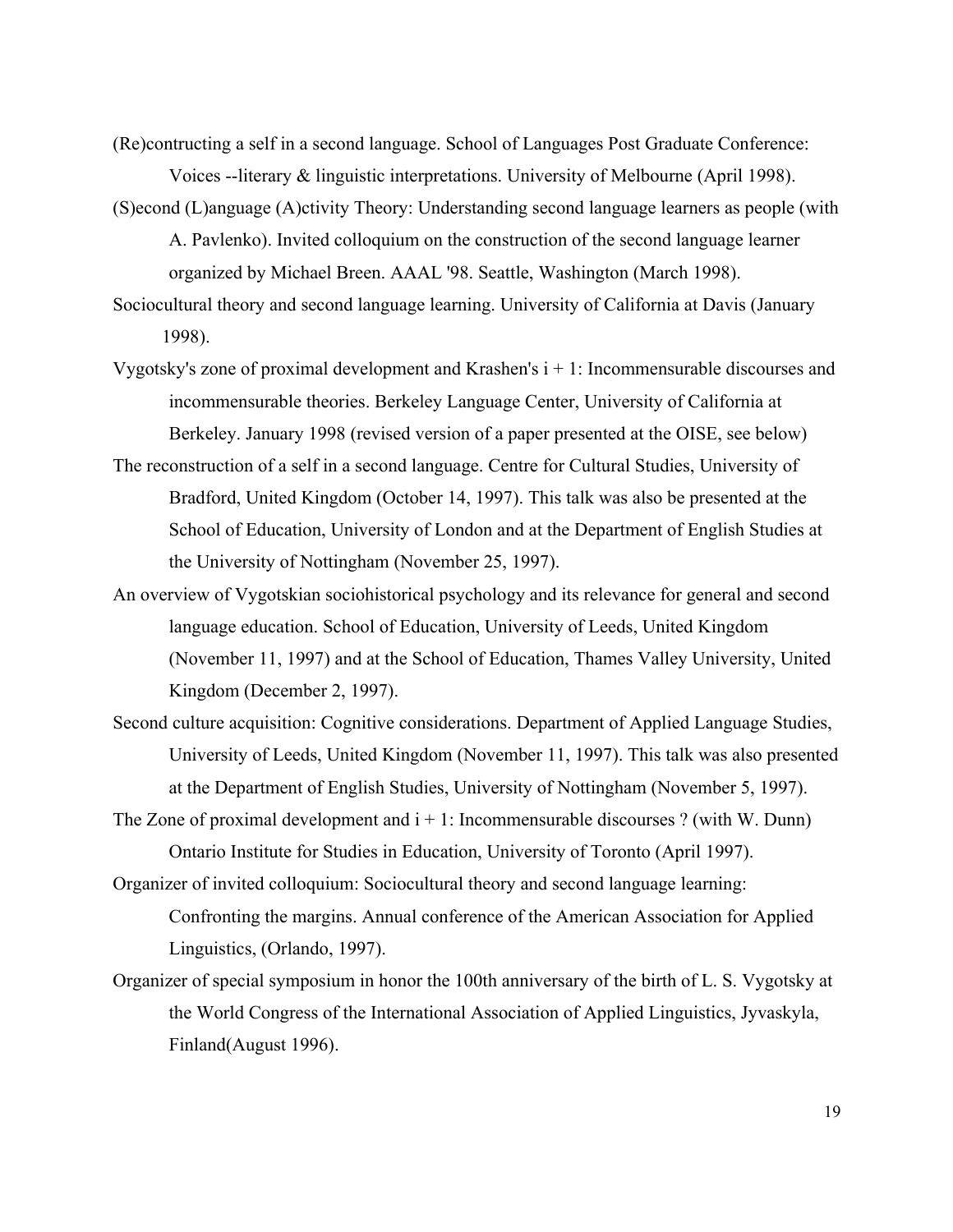(Re)contructing a self in a second language. School of Languages Post Graduate Conference: Voices --literary & linguistic interpretations. University of Melbourne (April 1998).

(S)econd (L)anguage (A)ctivity Theory: Understanding second language learners as people (with A. Pavlenko). Invited colloquium on the construction of the second language learner organized by Michael Breen. AAAL '98. Seattle, Washington (March 1998).

Sociocultural theory and second language learning. University of California at Davis (January 1998).

Vygotsky's zone of proximal development and Krashen's i + 1: Incommensurable discourses and incommensurable theories. Berkeley Language Center, University of California at Berkeley. January 1998 (revised version of a paper presented at the OISE, see below)

The reconstruction of a self in a second language. Centre for Cultural Studies, University of Bradford, United Kingdom (October 14, 1997). This talk was also be presented at the School of Education, University of London and at the Department of English Studies at the University of Nottingham (November 25, 1997).

An overview of Vygotskian sociohistorical psychology and its relevance for general and second language education. School of Education, University of Leeds, United Kingdom (November 11, 1997) and at the School of Education, Thames Valley University, United Kingdom (December 2, 1997).

Second culture acquisition: Cognitive considerations. Department of Applied Language Studies, University of Leeds, United Kingdom (November 11, 1997). This talk was also presented at the Department of English Studies, University of Nottingham (November 5, 1997).

The Zone of proximal development and i + 1: Incommensurable discourses ? (with W. Dunn) Ontario Institute for Studies in Education, University of Toronto (April 1997).

Organizer of invited colloquium: Sociocultural theory and second language learning: Confronting the margins. Annual conference of the American Association for Applied Linguistics, (Orlando, 1997).

Organizer of special symposium in honor the 100th anniversary of the birth of L. S. Vygotsky at the World Congress of the International Association of Applied Linguistics, Jyvaskyla, Finland(August 1996).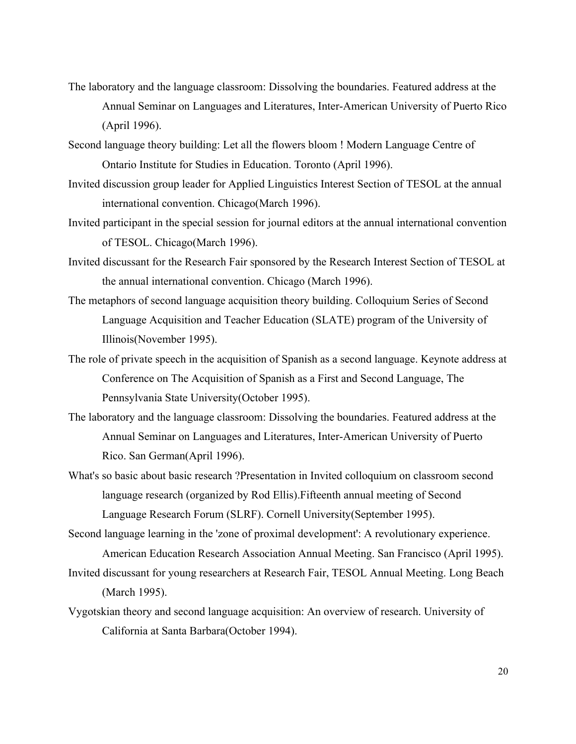The laboratory and the language classroom: Dissolving the boundaries. Featured address at the Annual Seminar on Languages and Literatures, Inter-American University of Puerto Rico (April 1996).

Second language theory building: Let all the flowers bloom ! Modern Language Centre of Ontario Institute for Studies in Education. Toronto (April 1996).

Invited discussion group leader for Applied Linguistics Interest Section of TESOL at the annual international convention. Chicago(March 1996).

Invited participant in the special session for journal editors at the annual international convention of TESOL. Chicago(March 1996).

Invited discussant for the Research Fair sponsored by the Research Interest Section of TESOL at the annual international convention. Chicago (March 1996).

The metaphors of second language acquisition theory building. Colloquium Series of Second Language Acquisition and Teacher Education (SLATE) program of the University of Illinois(November 1995).

The role of private speech in the acquisition of Spanish as a second language. Keynote address at Conference on The Acquisition of Spanish as a First and Second Language, The Pennsylvania State University(October 1995).

The laboratory and the language classroom: Dissolving the boundaries. Featured address at the Annual Seminar on Languages and Literatures, Inter-American University of Puerto Rico. San German(April 1996).

What's so basic about basic research ?Presentation in Invited colloquium on classroom second language research (organized by Rod Ellis).Fifteenth annual meeting of Second Language Research Forum (SLRF). Cornell University(September 1995).

Second language learning in the 'zone of proximal development': A revolutionary experience. American Education Research Association Annual Meeting. San Francisco (April 1995).

Invited discussant for young researchers at Research Fair, TESOL Annual Meeting. Long Beach (March 1995).

Vygotskian theory and second language acquisition: An overview of research. University of California at Santa Barbara(October 1994).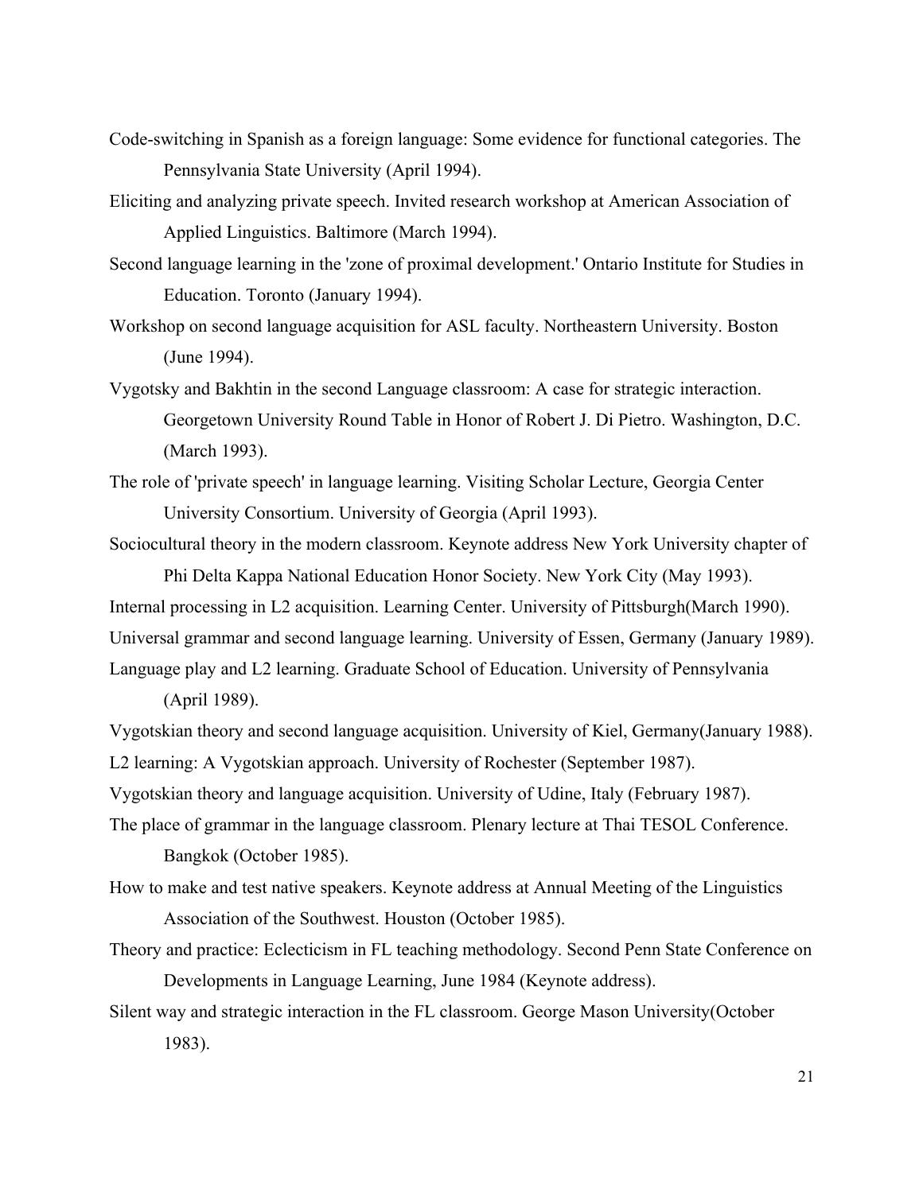Code-switching in Spanish as a foreign language: Some evidence for functional categories. The Pennsylvania State University (April 1994).

Eliciting and analyzing private speech. Invited research workshop at American Association of Applied Linguistics. Baltimore (March 1994).

Second language learning in the 'zone of proximal development.' Ontario Institute for Studies in Education. Toronto (January 1994).

Workshop on second language acquisition for ASL faculty. Northeastern University. Boston (June 1994).

Vygotsky and Bakhtin in the second Language classroom: A case for strategic interaction. Georgetown University Round Table in Honor of Robert J. Di Pietro. Washington, D.C. (March 1993).

The role of 'private speech' in language learning. Visiting Scholar Lecture, Georgia Center University Consortium. University of Georgia (April 1993).

Sociocultural theory in the modern classroom. Keynote address New York University chapter of Phi Delta Kappa National Education Honor Society. New York City (May 1993).

Internal processing in L2 acquisition. Learning Center. University of Pittsburgh(March 1990).

Universal grammar and second language learning. University of Essen, Germany (January 1989).

Language play and L2 learning. Graduate School of Education. University of Pennsylvania (April 1989).

Vygotskian theory and second language acquisition. University of Kiel, Germany(January 1988).

L2 learning: A Vygotskian approach. University of Rochester (September 1987).

Vygotskian theory and language acquisition. University of Udine, Italy (February 1987).

The place of grammar in the language classroom. Plenary lecture at Thai TESOL Conference. Bangkok (October 1985).

How to make and test native speakers. Keynote address at Annual Meeting of the Linguistics Association of the Southwest. Houston (October 1985).

Theory and practice: Eclecticism in FL teaching methodology. Second Penn State Conference on Developments in Language Learning, June 1984 (Keynote address).

Silent way and strategic interaction in the FL classroom. George Mason University(October 1983).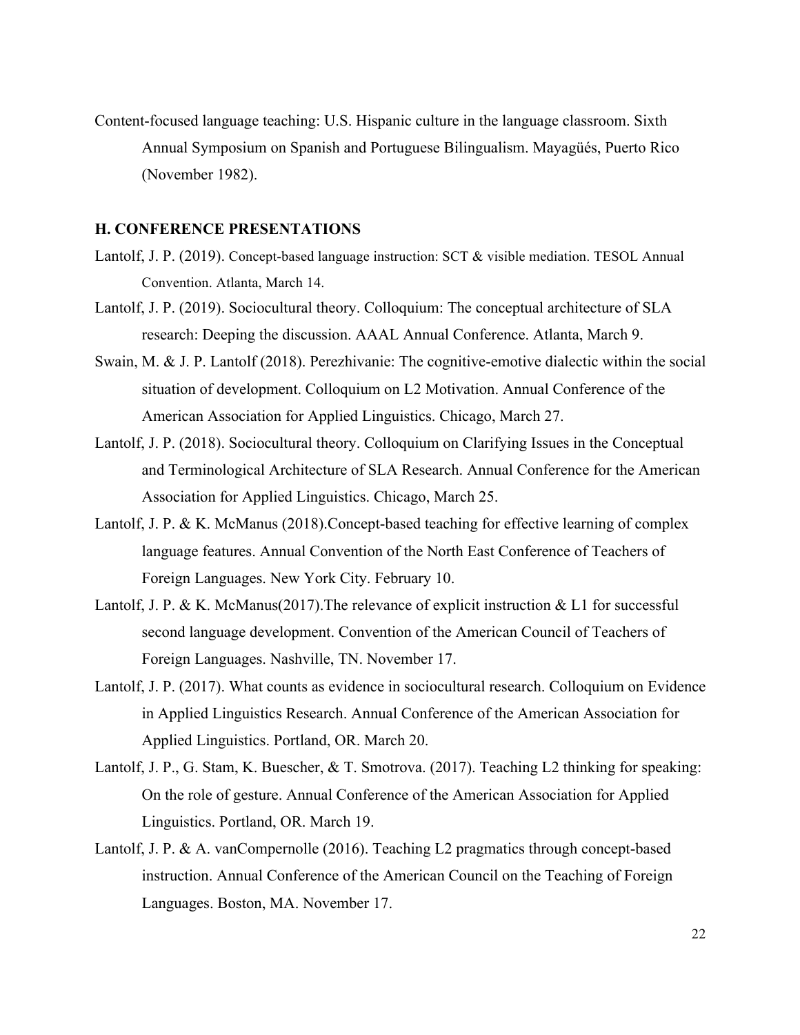Content-focused language teaching: U.S. Hispanic culture in the language classroom. Sixth Annual Symposium on Spanish and Portuguese Bilingualism. Mayagüés, Puerto Rico (November 1982).

### H. CONFERENCE PRESENTATIONS

Lantolf, J. P. (2019). Concept-based language instruction: SCT & visible mediation. TESOL Annual Convention. Atlanta, March 14.

Lantolf, J. P. (2019). Sociocultural theory. Colloquium: The conceptual architecture of SLA research: Deeping the discussion. AAAL Annual Conference. Atlanta, March 9.

Swain, M. & J. P. Lantolf (2018). Perezhivanie: The cognitive-emotive dialectic within the social situation of development. Colloquium on L2 Motivation. Annual Conference of the American Association for Applied Linguistics. Chicago, March 27.

Lantolf, J. P. (2018). Sociocultural theory. Colloquium on Clarifying Issues in the Conceptual and Terminological Architecture of SLA Research. Annual Conference for the American Association for Applied Linguistics. Chicago, March 25.

Lantolf, J. P. & K. McManus (2018).Concept-based teaching for effective learning of complex language features. Annual Convention of the North East Conference of Teachers of Foreign Languages. New York City. February 10.

Lantolf, J. P. & K. McManus(2017).The relevance of explicit instruction & L1 for successful second language development. Convention of the American Council of Teachers of Foreign Languages. Nashville, TN. November 17.

Lantolf, J. P. (2017). What counts as evidence in sociocultural research. Colloquium on Evidence in Applied Linguistics Research. Annual Conference of the American Association for Applied Linguistics. Portland, OR. March 20.

Lantolf, J. P., G. Stam, K. Buescher, & T. Smotrova. (2017). Teaching L2 thinking for speaking: On the role of gesture. Annual Conference of the American Association for Applied Linguistics. Portland, OR. March 19.

Lantolf, J. P. & A. vanCompernolle (2016). Teaching L2 pragmatics through concept-based instruction. Annual Conference of the American Council on the Teaching of Foreign Languages. Boston, MA. November 17.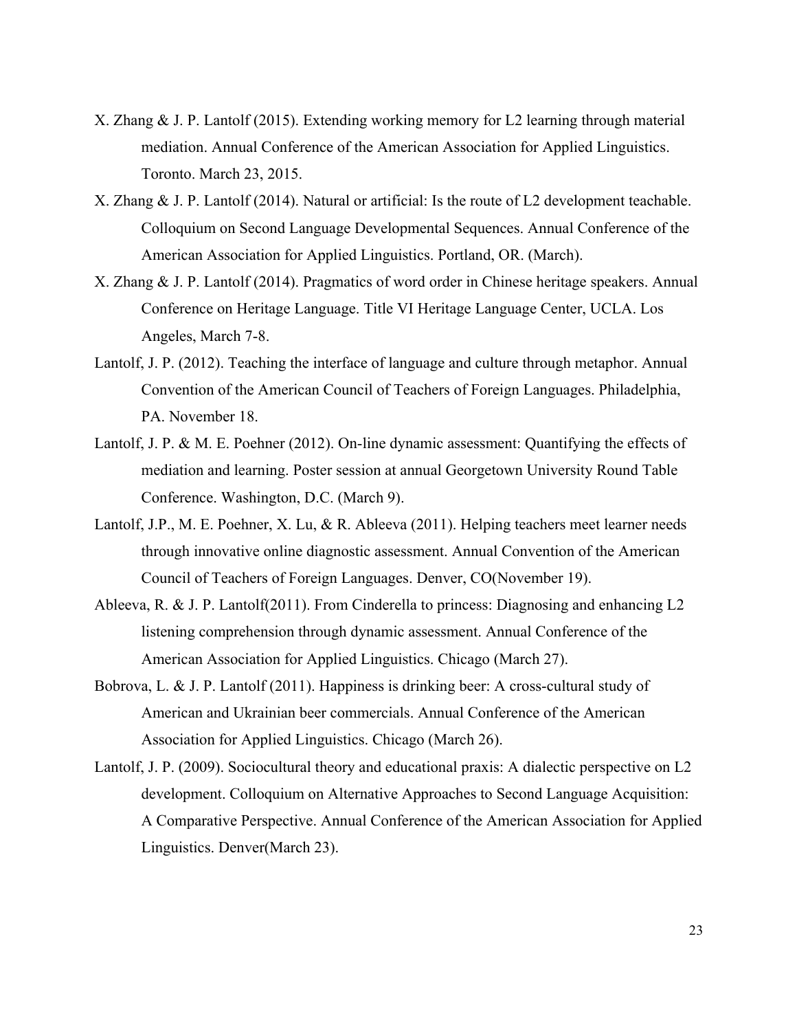X. Zhang & J. P. Lantolf (2015). Extending working memory for L2 learning through material mediation. Annual Conference of the American Association for Applied Linguistics. Toronto. March 23, 2015.

X. Zhang & J. P. Lantolf (2014). Natural or artificial: Is the route of L2 development teachable. Colloquium on Second Language Developmental Sequences. Annual Conference of the American Association for Applied Linguistics. Portland, OR. (March).

X. Zhang & J. P. Lantolf (2014). Pragmatics of word order in Chinese heritage speakers. Annual Conference on Heritage Language. Title VI Heritage Language Center, UCLA. Los Angeles, March 7-8.

Lantolf, J. P. (2012). Teaching the interface of language and culture through metaphor. Annual Convention of the American Council of Teachers of Foreign Languages. Philadelphia, PA. November 18.

Lantolf, J. P. & M. E. Poehner (2012). On-line dynamic assessment: Quantifying the effects of mediation and learning. Poster session at annual Georgetown University Round Table Conference. Washington, D.C. (March 9).

Lantolf, J.P., M. E. Poehner, X. Lu, & R. Ableeva (2011). Helping teachers meet learner needs through innovative online diagnostic assessment. Annual Convention of the American Council of Teachers of Foreign Languages. Denver, CO(November 19).

Ableeva, R. & J. P. Lantolf(2011). From Cinderella to princess: Diagnosing and enhancing L2 listening comprehension through dynamic assessment. Annual Conference of the American Association for Applied Linguistics. Chicago (March 27).

Bobrova, L. & J. P. Lantolf (2011). Happiness is drinking beer: A cross-cultural study of American and Ukrainian beer commercials. Annual Conference of the American Association for Applied Linguistics. Chicago (March 26).

Lantolf, J. P. (2009). Sociocultural theory and educational praxis: A dialectic perspective on L2 development. Colloquium on Alternative Approaches to Second Language Acquisition: A Comparative Perspective. Annual Conference of the American Association for Applied Linguistics. Denver(March 23).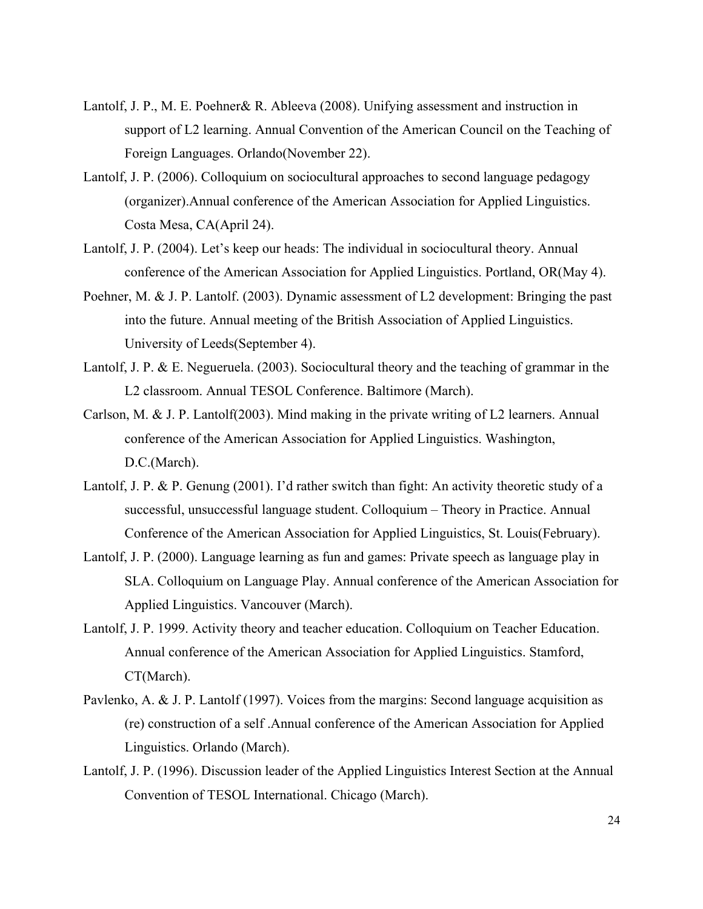Lantolf, J. P., M. E. Poehner& R. Ableeva (2008). Unifying assessment and instruction in support of L2 learning. Annual Convention of the American Council on the Teaching of Foreign Languages. Orlando(November 22).

Lantolf, J. P. (2006). Colloquium on sociocultural approaches to second language pedagogy (organizer).Annual conference of the American Association for Applied Linguistics. Costa Mesa, CA(April 24).

Lantolf, J. P. (2004). Let's keep our heads: The individual in sociocultural theory. Annual conference of the American Association for Applied Linguistics. Portland, OR(May 4).

Poehner, M. & J. P. Lantolf. (2003). Dynamic assessment of L2 development: Bringing the past into the future. Annual meeting of the British Association of Applied Linguistics. University of Leeds(September 4).

Lantolf, J. P. & E. Negueruela. (2003). Sociocultural theory and the teaching of grammar in the L2 classroom. Annual TESOL Conference. Baltimore (March).

Carlson, M. & J. P. Lantolf(2003). Mind making in the private writing of L2 learners. Annual conference of the American Association for Applied Linguistics. Washington, D.C.(March).

Lantolf, J. P. & P. Genung (2001). I'd rather switch than fight: An activity theoretic study of a successful, unsuccessful language student. Colloquium – Theory in Practice. Annual Conference of the American Association for Applied Linguistics, St. Louis(February).

Lantolf, J. P. (2000). Language learning as fun and games: Private speech as language play in SLA. Colloquium on Language Play. Annual conference of the American Association for Applied Linguistics. Vancouver (March).

Lantolf, J. P. 1999. Activity theory and teacher education. Colloquium on Teacher Education. Annual conference of the American Association for Applied Linguistics. Stamford, CT(March).

Pavlenko, A. & J. P. Lantolf (1997). Voices from the margins: Second language acquisition as (re) construction of a self .Annual conference of the American Association for Applied Linguistics. Orlando (March).

Lantolf, J. P. (1996). Discussion leader of the Applied Linguistics Interest Section at the Annual Convention of TESOL International. Chicago (March).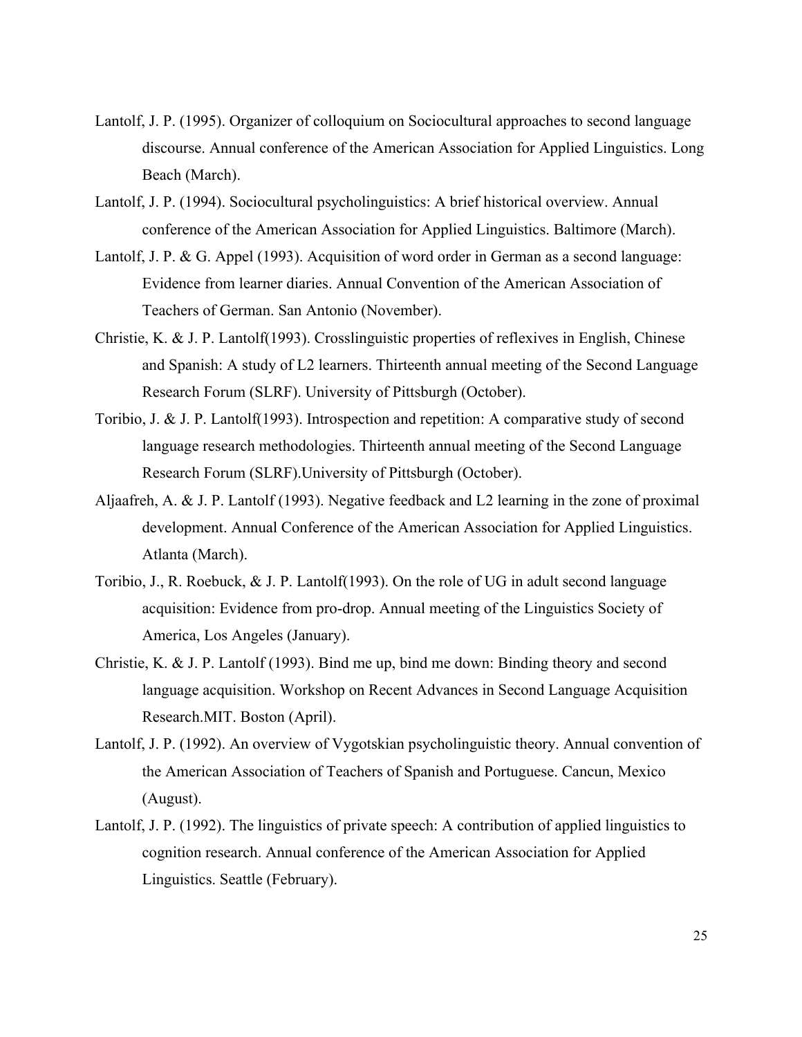Lantolf, J. P. (1995). Organizer of colloquium on Sociocultural approaches to second language discourse. Annual conference of the American Association for Applied Linguistics. Long Beach (March).

Lantolf, J. P. (1994). Sociocultural psycholinguistics: A brief historical overview. Annual conference of the American Association for Applied Linguistics. Baltimore (March).

Lantolf, J. P. & G. Appel (1993). Acquisition of word order in German as a second language: Evidence from learner diaries. Annual Convention of the American Association of Teachers of German. San Antonio (November).

Christie, K. & J. P. Lantolf(1993). Crosslinguistic properties of reflexives in English, Chinese and Spanish: A study of L2 learners. Thirteenth annual meeting of the Second Language Research Forum (SLRF). University of Pittsburgh (October).

Toribio, J. & J. P. Lantolf(1993). Introspection and repetition: A comparative study of second language research methodologies. Thirteenth annual meeting of the Second Language Research Forum (SLRF).University of Pittsburgh (October).

Aljaafreh, A. & J. P. Lantolf (1993). Negative feedback and L2 learning in the zone of proximal development. Annual Conference of the American Association for Applied Linguistics. Atlanta (March).

Toribio, J., R. Roebuck, & J. P. Lantolf(1993). On the role of UG in adult second language acquisition: Evidence from pro-drop. Annual meeting of the Linguistics Society of America, Los Angeles (January).

Christie, K. & J. P. Lantolf (1993). Bind me up, bind me down: Binding theory and second language acquisition. Workshop on Recent Advances in Second Language Acquisition Research.MIT. Boston (April).

Lantolf, J. P. (1992). An overview of Vygotskian psycholinguistic theory. Annual convention of the American Association of Teachers of Spanish and Portuguese. Cancun, Mexico (August).

Lantolf, J. P. (1992). The linguistics of private speech: A contribution of applied linguistics to cognition research. Annual conference of the American Association for Applied Linguistics. Seattle (February).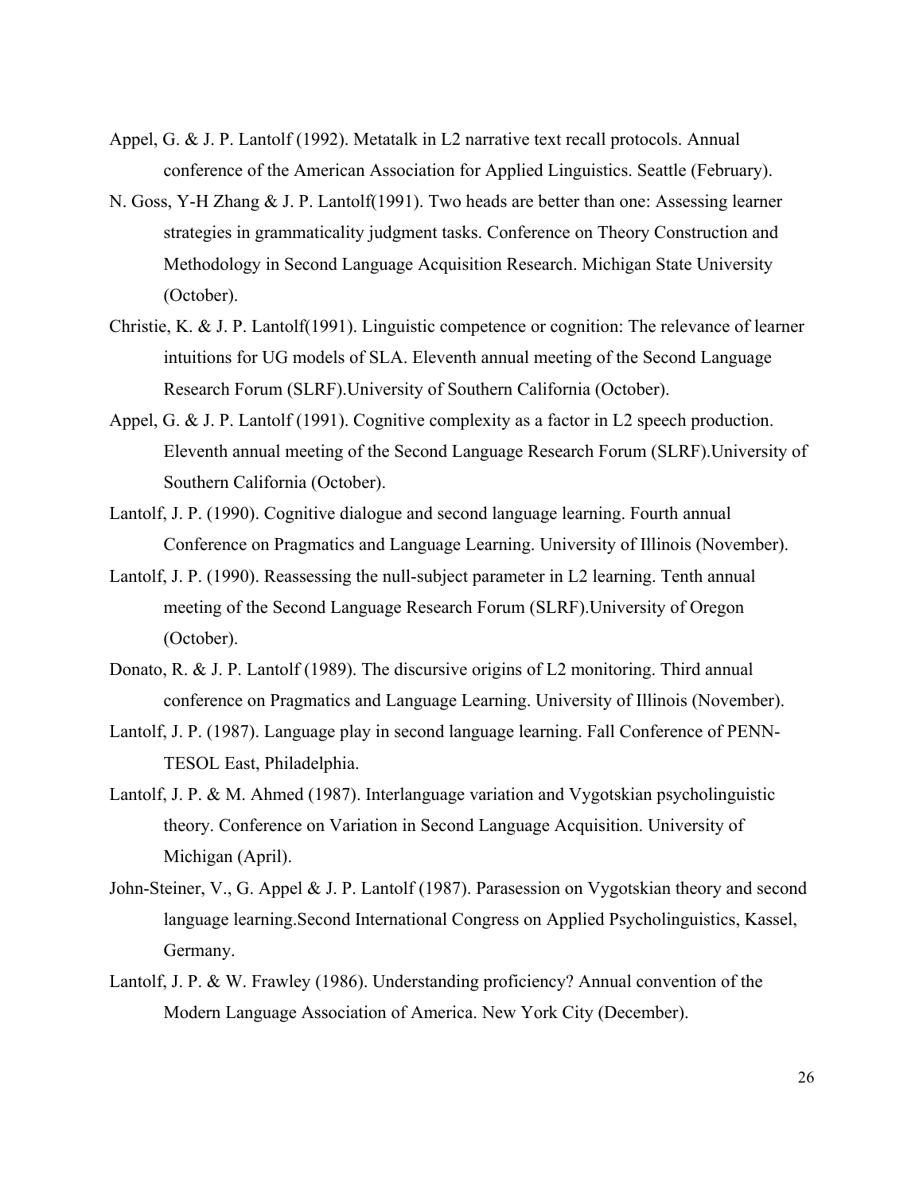Appel, G. & J. P. Lantolf (1992). Metatalk in L2 narrative text recall protocols. Annual conference of the American Association for Applied Linguistics. Seattle (February).

N. Goss, Y-H Zhang & J. P. Lantolf(1991). Two heads are better than one: Assessing learner strategies in grammaticality judgment tasks. Conference on Theory Construction and Methodology in Second Language Acquisition Research. Michigan State University (October).

Christie, K. & J. P. Lantolf(1991). Linguistic competence or cognition: The relevance of learner intuitions for UG models of SLA. Eleventh annual meeting of the Second Language Research Forum (SLRF).University of Southern California (October).

Appel, G. & J. P. Lantolf (1991). Cognitive complexity as a factor in L2 speech production. Eleventh annual meeting of the Second Language Research Forum (SLRF).University of Southern California (October).

Lantolf, J. P. (1990). Cognitive dialogue and second language learning. Fourth annual Conference on Pragmatics and Language Learning. University of Illinois (November).

Lantolf, J. P. (1990). Reassessing the null-subject parameter in L2 learning. Tenth annual meeting of the Second Language Research Forum (SLRF).University of Oregon (October).

Donato, R. & J. P. Lantolf (1989). The discursive origins of L2 monitoring. Third annual conference on Pragmatics and Language Learning. University of Illinois (November).

Lantolf, J. P. (1987). Language play in second language learning. Fall Conference of PENN-TESOL East, Philadelphia.

Lantolf, J. P. & M. Ahmed (1987). Interlanguage variation and Vygotskian psycholinguistic theory. Conference on Variation in Second Language Acquisition. University of Michigan (April).

John-Steiner, V., G. Appel & J. P. Lantolf (1987). Parasession on Vygotskian theory and second language learning.Second International Congress on Applied Psycholinguistics, Kassel, Germany.

Lantolf, J. P. & W. Frawley (1986). Understanding proficiency? Annual convention of the Modern Language Association of America. New York City (December).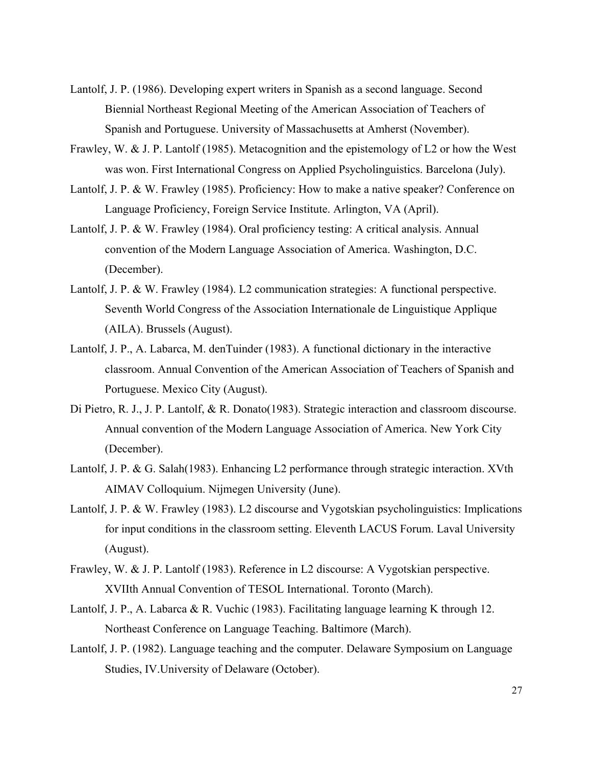Lantolf, J. P. (1986). Developing expert writers in Spanish as a second language. Second Biennial Northeast Regional Meeting of the American Association of Teachers of Spanish and Portuguese. University of Massachusetts at Amherst (November).

Frawley, W. & J. P. Lantolf (1985). Metacognition and the epistemology of L2 or how the West was won. First International Congress on Applied Psycholinguistics. Barcelona (July).

Lantolf, J. P. & W. Frawley (1985). Proficiency: How to make a native speaker? Conference on Language Proficiency, Foreign Service Institute. Arlington, VA (April).

Lantolf, J. P. & W. Frawley (1984). Oral proficiency testing: A critical analysis. Annual convention of the Modern Language Association of America. Washington, D.C. (December).

Lantolf, J. P. & W. Frawley (1984). L2 communication strategies: A functional perspective. Seventh World Congress of the Association Internationale de Linguistique Applique (AILA). Brussels (August).

Lantolf, J. P., A. Labarca, M. denTuinder (1983). A functional dictionary in the interactive classroom. Annual Convention of the American Association of Teachers of Spanish and Portuguese. Mexico City (August).

Di Pietro, R. J., J. P. Lantolf, & R. Donato(1983). Strategic interaction and classroom discourse. Annual convention of the Modern Language Association of America. New York City (December).

Lantolf, J. P. & G. Salah(1983). Enhancing L2 performance through strategic interaction. XVth AIMAV Colloquium. Nijmegen University (June).

Lantolf, J. P. & W. Frawley (1983). L2 discourse and Vygotskian psycholinguistics: Implications for input conditions in the classroom setting. Eleventh LACUS Forum. Laval University (August).

Frawley, W. & J. P. Lantolf (1983). Reference in L2 discourse: A Vygotskian perspective. XVIIth Annual Convention of TESOL International. Toronto (March).

Lantolf, J. P., A. Labarca & R. Vuchic (1983). Facilitating language learning K through 12. Northeast Conference on Language Teaching. Baltimore (March).

Lantolf, J. P. (1982). Language teaching and the computer. Delaware Symposium on Language Studies, IV.University of Delaware (October).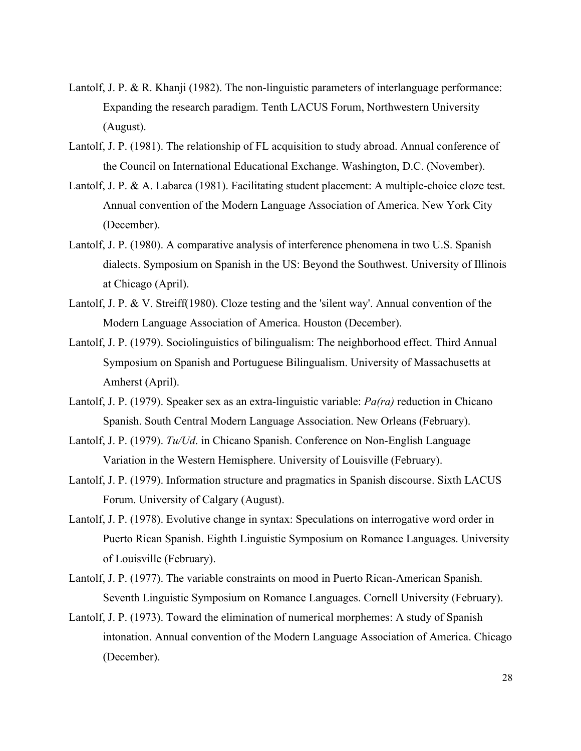Lantolf, J. P. & R. Khanji (1982). The non-linguistic parameters of interlanguage performance: Expanding the research paradigm. Tenth LACUS Forum, Northwestern University (August).

Lantolf, J. P. (1981). The relationship of FL acquisition to study abroad. Annual conference of the Council on International Educational Exchange. Washington, D.C. (November).

Lantolf, J. P. & A. Labarca (1981). Facilitating student placement: A multiple-choice cloze test. Annual convention of the Modern Language Association of America. New York City (December).

Lantolf, J. P. (1980). A comparative analysis of interference phenomena in two U.S. Spanish dialects. Symposium on Spanish in the US: Beyond the Southwest. University of Illinois at Chicago (April).

Lantolf, J. P. & V. Streiff(1980). Cloze testing and the 'silent way'. Annual convention of the Modern Language Association of America. Houston (December).

Lantolf, J. P. (1979). Sociolinguistics of bilingualism: The neighborhood effect. Third Annual Symposium on Spanish and Portuguese Bilingualism. University of Massachusetts at Amherst (April).

Lantolf, J. P. (1979). Speaker sex as an extra-linguistic variable: *Pa(ra)* reduction in Chicano Spanish. South Central Modern Language Association. New Orleans (February).

Lantolf, J. P. (1979). *Tu/Ud*. in Chicano Spanish. Conference on Non-English Language Variation in the Western Hemisphere. University of Louisville (February).

Lantolf, J. P. (1979). Information structure and pragmatics in Spanish discourse. Sixth LACUS Forum. University of Calgary (August).

Lantolf, J. P. (1978). Evolutive change in syntax: Speculations on interrogative word order in Puerto Rican Spanish. Eighth Linguistic Symposium on Romance Languages. University of Louisville (February).

Lantolf, J. P. (1977). The variable constraints on mood in Puerto Rican-American Spanish. Seventh Linguistic Symposium on Romance Languages. Cornell University (February).

Lantolf, J. P. (1973). Toward the elimination of numerical morphemes: A study of Spanish intonation. Annual convention of the Modern Language Association of America. Chicago (December).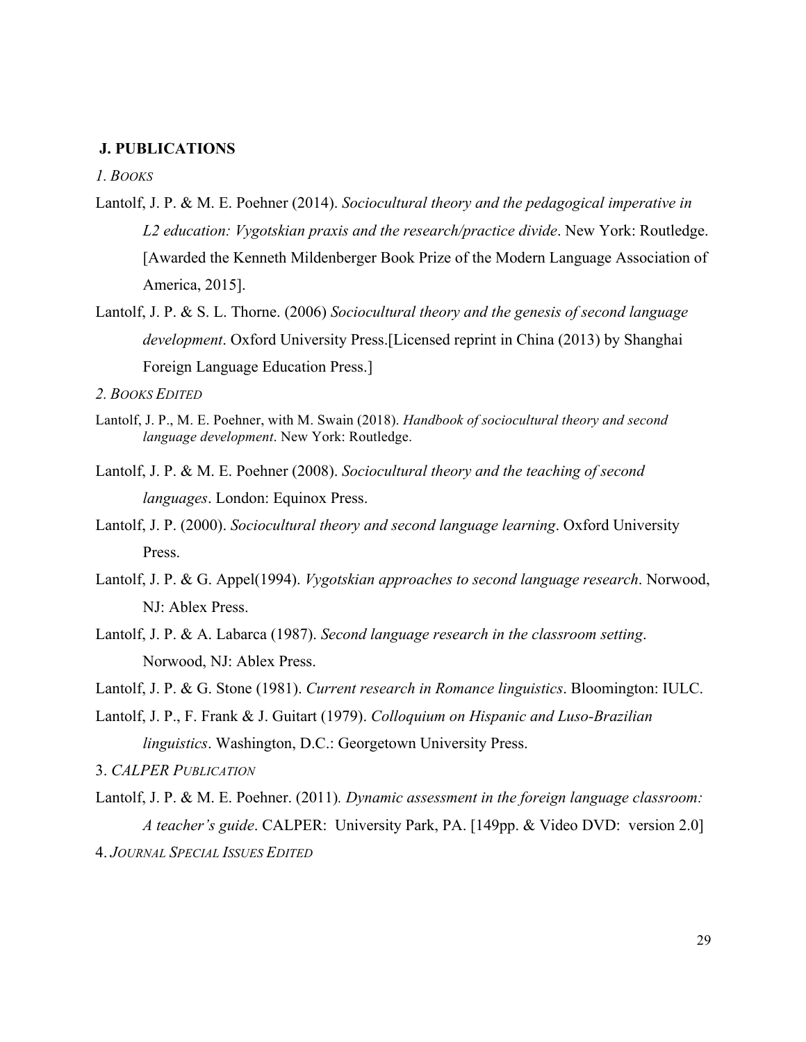## J. PUBLICATIONS

*1. BOOKS*

Lantolf, J. P. & M. E. Poehner (2014). *Sociocultural theory and the pedagogical imperative in L2 education: Vygotskian praxis and the research/practice divide*. New York: Routledge. [Awarded the Kenneth Mildenberger Book Prize of the Modern Language Association of America, 2015].

Lantolf, J. P. & S. L. Thorne. (2006) *Sociocultural theory and the genesis of second language development*. Oxford University Press.[Licensed reprint in China (2013) by Shanghai Foreign Language Education Press.]

*2. BOOKS EDITED*

Lantolf, J. P., M. E. Poehner, with M. Swain (2018). *Handbook of sociocultural theory and second language development*. New York: Routledge.

Lantolf, J. P. & M. E. Poehner (2008). *Sociocultural theory and the teaching of second languages*. London: Equinox Press.

Lantolf, J. P. (2000). *Sociocultural theory and second language learning*. Oxford University Press.

Lantolf, J. P. & G. Appel(1994). *Vygotskian approaches to second language research*. Norwood, NJ: Ablex Press.

Lantolf, J. P. & A. Labarca (1987). *Second language research in the classroom setting*. Norwood, NJ: Ablex Press.

Lantolf, J. P. & G. Stone (1981). *Current research in Romance linguistics*. Bloomington: IULC.

Lantolf, J. P., F. Frank & J. Guitart (1979). *Colloquium on Hispanic and Luso-Brazilian linguistics*. Washington, D.C.: Georgetown University Press.

3. *CALPER PUBLICATION*

Lantolf, J. P. & M. E. Poehner. (2011). *Dynamic assessment in the foreign language classroom: A teacher's guide*. CALPER: University Park, PA. [149pp. & Video DVD: version 2.0]

4. *JOURNAL SPECIAL ISSUES EDITED*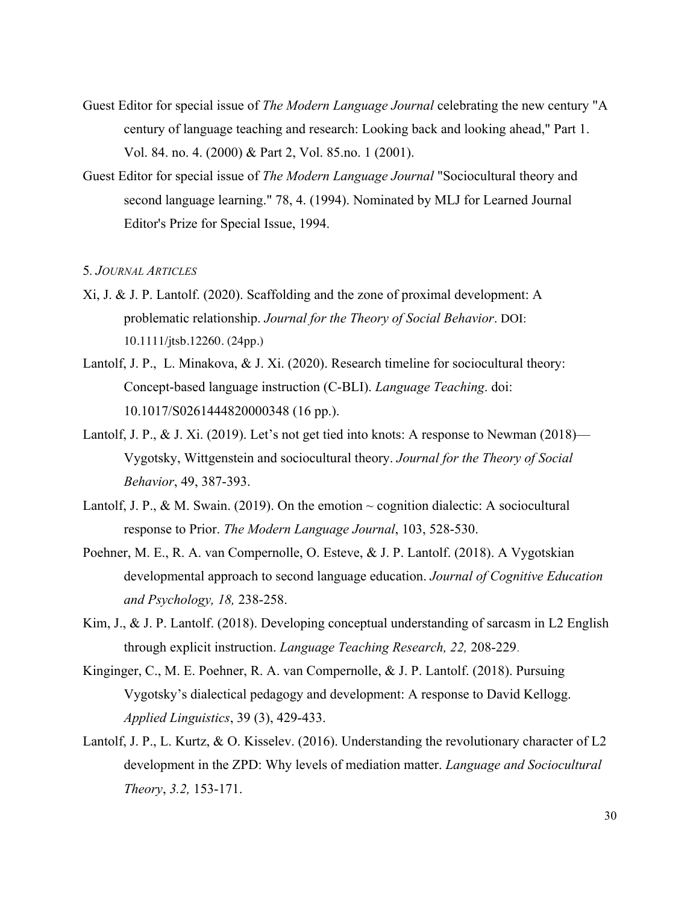Guest Editor for special issue of *The Modern Language Journal* celebrating the new century "A century of language teaching and research: Looking back and looking ahead," Part 1. Vol. 84. no. 4. (2000) & Part 2, Vol. 85.no. 1 (2001).

Guest Editor for special issue of *The Modern Language Journal* "Sociocultural theory and second language learning." 78, 4. (1994). Nominated by MLJ for Learned Journal Editor's Prize for Special Issue, 1994.

5. *JOURNAL ARTICLES*

Xi, J. & J. P. Lantolf. (2020). Scaffolding and the zone of proximal development: A problematic relationship. *Journal for the Theory of Social Behavior*. DOI: 10.1111/jtsb.12260. (24pp.)

Lantolf, J. P., L. Minakova, & J. Xi. (2020). Research timeline for sociocultural theory: Concept-based language instruction (C-BLI). *Language Teaching*. doi: 10.1017/S0261444820000348 (16 pp.).

Lantolf, J. P., & J. Xi. (2019). Let's not get tied into knots: A response to Newman (2018)—Vygotsky, Wittgenstein and sociocultural theory. *Journal for the Theory of Social Behavior*, 49, 387-393.

Lantolf, J. P., & M. Swain. (2019). On the emotion ~ cognition dialectic: A sociocultural response to Prior. *The Modern Language Journal*, 103, 528-530.

Poehner, M. E., R. A. van Compernolle, O. Esteve, & J. P. Lantolf. (2018). A Vygotskian developmental approach to second language education. *Journal of Cognitive Education and Psychology, 18,* 238-258.

Kim, J., & J. P. Lantolf. (2018). Developing conceptual understanding of sarcasm in L2 English through explicit instruction. *Language Teaching Research, 22,* 208-229.

Kinginger, C., M. E. Poehner, R. A. van Compernolle, & J. P. Lantolf. (2018). Pursuing Vygotsky's dialectical pedagogy and development: A response to David Kellogg. *Applied Linguistics*, 39 (3), 429-433.

Lantolf, J. P., L. Kurtz, & O. Kisselev. (2016). Understanding the revolutionary character of L2 development in the ZPD: Why levels of mediation matter. *Language and Sociocultural Theory*, *3.2,* 153-171.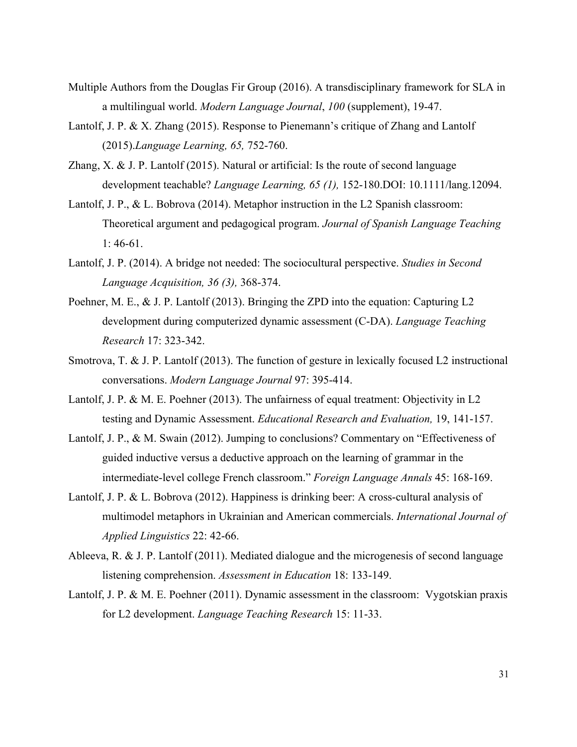Multiple Authors from the Douglas Fir Group (2016). A transdisciplinary framework for SLA in a multilingual world. *Modern Language Journal*, *100* (supplement), 19-47.

Lantolf, J. P. & X. Zhang (2015). Response to Pienemann's critique of Zhang and Lantolf (2015).*Language Learning, 65,* 752-760.

Zhang, X. & J. P. Lantolf (2015). Natural or artificial: Is the route of second language development teachable? *Language Learning, 65 (1),* 152-180.DOI: 10.1111/lang.12094.

Lantolf, J. P., & L. Bobrova (2014). Metaphor instruction in the L2 Spanish classroom: Theoretical argument and pedagogical program. *Journal of Spanish Language Teaching* 1: 46-61.

Lantolf, J. P. (2014). A bridge not needed: The sociocultural perspective. *Studies in Second Language Acquisition, 36 (3),* 368-374.

Poehner, M. E., & J. P. Lantolf (2013). Bringing the ZPD into the equation: Capturing L2 development during computerized dynamic assessment (C-DA). *Language Teaching Research* 17: 323-342.

Smotrova, T. & J. P. Lantolf (2013). The function of gesture in lexically focused L2 instructional conversations. *Modern Language Journal* 97: 395-414.

Lantolf, J. P. & M. E. Poehner (2013). The unfairness of equal treatment: Objectivity in L2 testing and Dynamic Assessment. *Educational Research and Evaluation,* 19, 141-157.

Lantolf, J. P., & M. Swain (2012). Jumping to conclusions? Commentary on "Effectiveness of guided inductive versus a deductive approach on the learning of grammar in the intermediate-level college French classroom." *Foreign Language Annals* 45: 168-169.

Lantolf, J. P. & L. Bobrova (2012). Happiness is drinking beer: A cross-cultural analysis of multimodel metaphors in Ukrainian and American commercials. *International Journal of Applied Linguistics* 22: 42-66.

Ableeva, R. & J. P. Lantolf (2011). Mediated dialogue and the microgenesis of second language listening comprehension. *Assessment in Education* 18: 133-149.

Lantolf, J. P. & M. E. Poehner (2011). Dynamic assessment in the classroom: Vygotskian praxis for L2 development. *Language Teaching Research* 15: 11-33.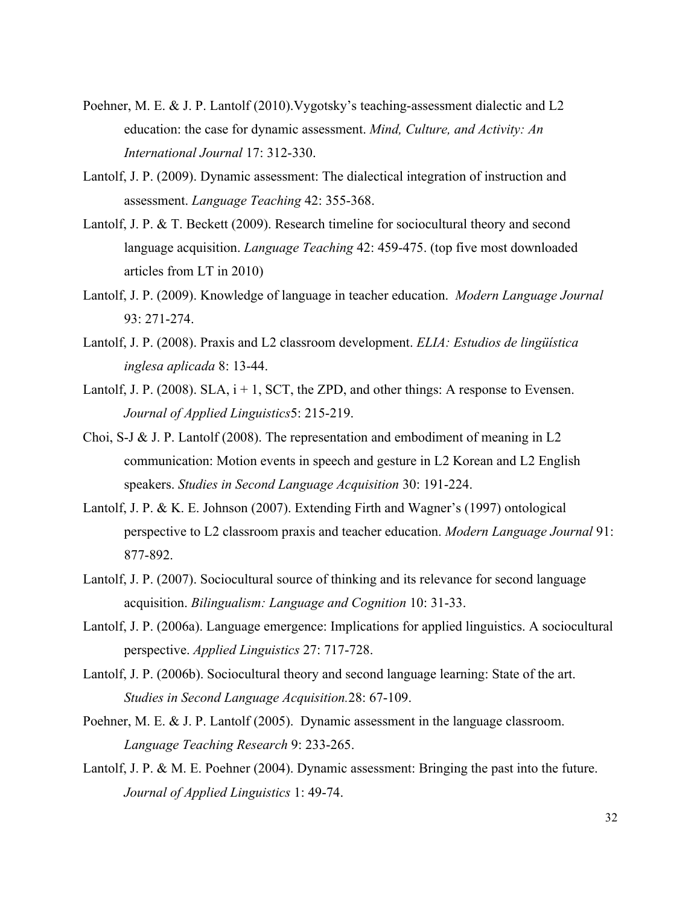Poehner, M. E. & J. P. Lantolf (2010).Vygotsky's teaching-assessment dialectic and L2 education: the case for dynamic assessment. *Mind, Culture, and Activity: An International Journal* 17: 312-330.

Lantolf, J. P. (2009). Dynamic assessment: The dialectical integration of instruction and assessment. *Language Teaching* 42: 355-368.

Lantolf, J. P. & T. Beckett (2009). Research timeline for sociocultural theory and second language acquisition. *Language Teaching* 42: 459-475. (top five most downloaded articles from LT in 2010)

Lantolf, J. P. (2009). Knowledge of language in teacher education. *Modern Language Journal* 93: 271-274.

Lantolf, J. P. (2008). Praxis and L2 classroom development. *ELIA: Estudios de lingüística inglesa aplicada* 8: 13-44.

Lantolf, J. P. (2008). SLA, i + 1, SCT, the ZPD, and other things: A response to Evensen. *Journal of Applied Linguistics*5: 215-219.

Choi, S-J & J. P. Lantolf (2008). The representation and embodiment of meaning in L2 communication: Motion events in speech and gesture in L2 Korean and L2 English speakers. *Studies in Second Language Acquisition* 30: 191-224.

Lantolf, J. P. & K. E. Johnson (2007). Extending Firth and Wagner's (1997) ontological perspective to L2 classroom praxis and teacher education. *Modern Language Journal* 91: 877-892.

Lantolf, J. P. (2007). Sociocultural source of thinking and its relevance for second language acquisition. *Bilingualism: Language and Cognition* 10: 31-33.

Lantolf, J. P. (2006a). Language emergence: Implications for applied linguistics. A sociocultural perspective. *Applied Linguistics* 27: 717-728.

Lantolf, J. P. (2006b). Sociocultural theory and second language learning: State of the art. *Studies in Second Language Acquisition.*28: 67-109.

Poehner, M. E. & J. P. Lantolf (2005). Dynamic assessment in the language classroom. *Language Teaching Research* 9: 233-265.

Lantolf, J. P. & M. E. Poehner (2004). Dynamic assessment: Bringing the past into the future. *Journal of Applied Linguistics* 1: 49-74.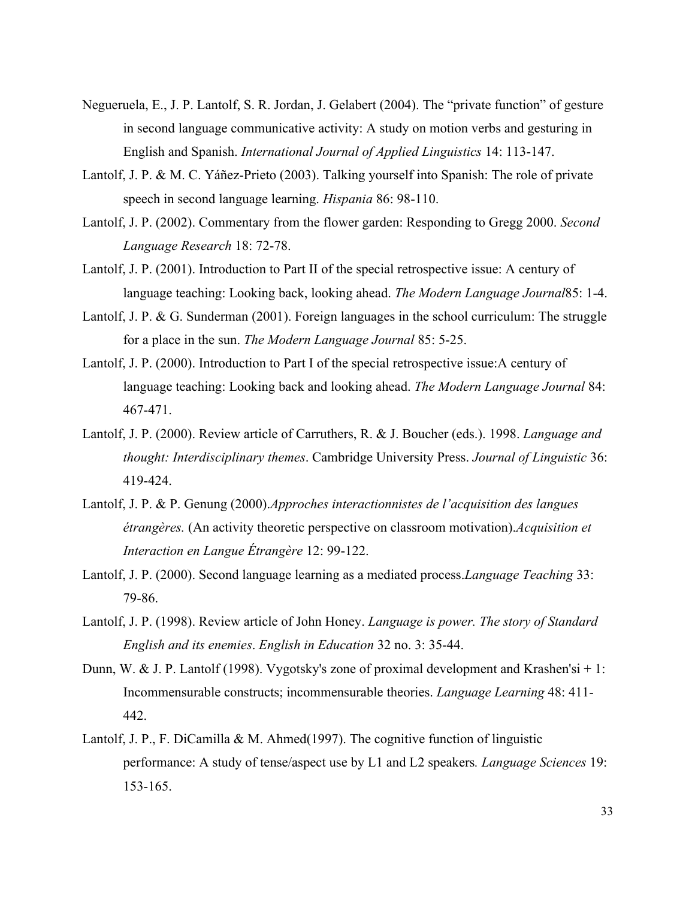Negueruela, E., J. P. Lantolf, S. R. Jordan, J. Gelabert (2004). The "private function" of gesture in second language communicative activity: A study on motion verbs and gesturing in English and Spanish. *International Journal of Applied Linguistics* 14: 113-147.

Lantolf, J. P. & M. C. Yáñez-Prieto (2003). Talking yourself into Spanish: The role of private speech in second language learning. *Hispania* 86: 98-110.

Lantolf, J. P. (2002). Commentary from the flower garden: Responding to Gregg 2000. *Second Language Research* 18: 72-78.

Lantolf, J. P. (2001). Introduction to Part II of the special retrospective issue: A century of language teaching: Looking back, looking ahead. *The Modern Language Journal*85: 1-4.

Lantolf, J. P. & G. Sunderman (2001). Foreign languages in the school curriculum: The struggle for a place in the sun. *The Modern Language Journal* 85: 5-25.

Lantolf, J. P. (2000). Introduction to Part I of the special retrospective issue:A century of language teaching: Looking back and looking ahead. *The Modern Language Journal* 84: 467-471.

Lantolf, J. P. (2000). Review article of Carruthers, R. & J. Boucher (eds.). 1998. *Language and thought: Interdisciplinary themes*. Cambridge University Press. *Journal of Linguistic* 36: 419-424.

Lantolf, J. P. & P. Genung (2000).*Approches interactionnistes de l'acquisition des langues étrangères.* (An activity theoretic perspective on classroom motivation).*Acquisition et Interaction en Langue Étrangère* 12: 99-122.

Lantolf, J. P. (2000). Second language learning as a mediated process.*Language Teaching* 33: 79-86.

Lantolf, J. P. (1998). Review article of John Honey. *Language is power. The story of Standard English and its enemies*. *English in Education* 32 no. 3: 35-44.

Dunn, W. & J. P. Lantolf (1998). Vygotsky's zone of proximal development and Krashen'si + 1: Incommensurable constructs; incommensurable theories. *Language Learning* 48: 411-442.

Lantolf, J. P., F. DiCamilla & M. Ahmed(1997). The cognitive function of linguistic performance: A study of tense/aspect use by L1 and L2 speakers*. Language Sciences* 19: 153-165.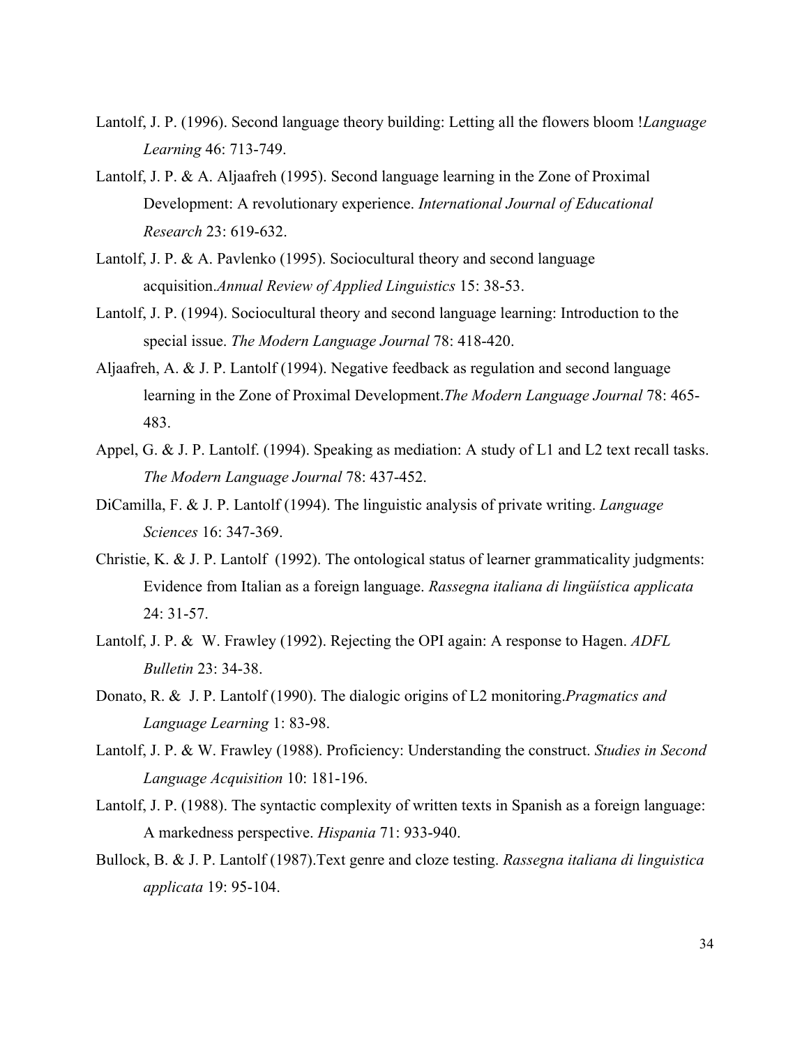Lantolf, J. P. (1996). Second language theory building: Letting all the flowers bloom !*Language Learning* 46: 713-749.

Lantolf, J. P. & A. Aljaafreh (1995). Second language learning in the Zone of Proximal Development: A revolutionary experience. *International Journal of Educational Research* 23: 619-632.

Lantolf, J. P. & A. Pavlenko (1995). Sociocultural theory and second language acquisition.*Annual Review of Applied Linguistics* 15: 38-53.

Lantolf, J. P. (1994). Sociocultural theory and second language learning: Introduction to the special issue. *The Modern Language Journal* 78: 418-420.

Aljaafreh, A. & J. P. Lantolf (1994). Negative feedback as regulation and second language learning in the Zone of Proximal Development.*The Modern Language Journal* 78: 465-483.

Appel, G. & J. P. Lantolf. (1994). Speaking as mediation: A study of L1 and L2 text recall tasks. *The Modern Language Journal* 78: 437-452.

DiCamilla, F. & J. P. Lantolf (1994). The linguistic analysis of private writing. *Language Sciences* 16: 347-369.

Christie, K. & J. P. Lantolf (1992). The ontological status of learner grammaticality judgments: Evidence from Italian as a foreign language. *Rassegna italiana di lingüística applicata* 24: 31-57.

Lantolf, J. P. & W. Frawley (1992). Rejecting the OPI again: A response to Hagen. *ADFL Bulletin* 23: 34-38.

Donato, R. & J. P. Lantolf (1990). The dialogic origins of L2 monitoring.*Pragmatics and Language Learning* 1: 83-98.

Lantolf, J. P. & W. Frawley (1988). Proficiency: Understanding the construct. *Studies in Second Language Acquisition* 10: 181-196.

Lantolf, J. P. (1988). The syntactic complexity of written texts in Spanish as a foreign language: A markedness perspective. *Hispania* 71: 933-940.

Bullock, B. & J. P. Lantolf (1987).Text genre and cloze testing. *Rassegna italiana di linguistica applicata* 19: 95-104.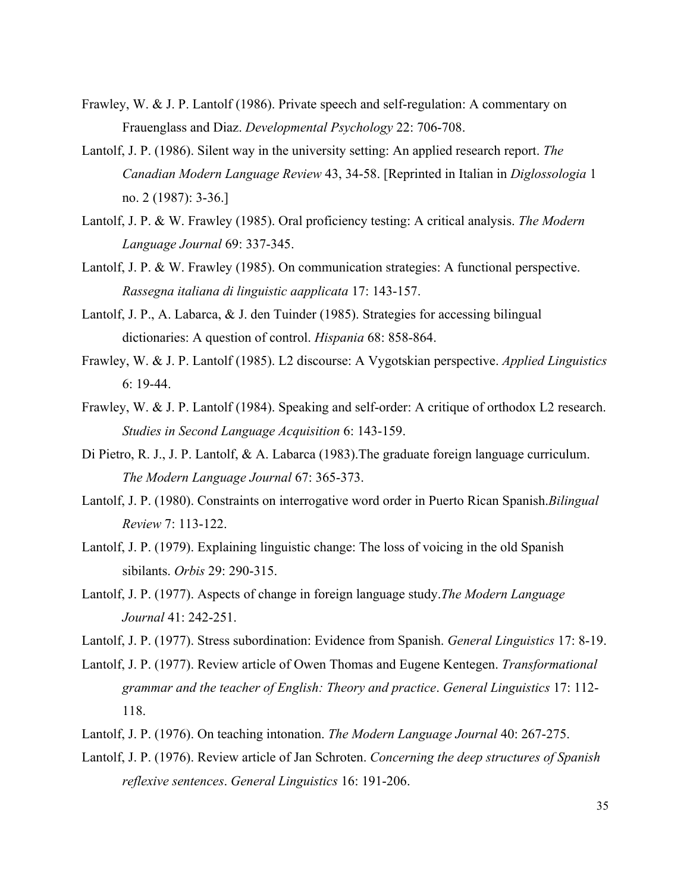Frawley, W. & J. P. Lantolf (1986). Private speech and self-regulation: A commentary on Frauenglass and Diaz. *Developmental Psychology* 22: 706-708.

Lantolf, J. P. (1986). Silent way in the university setting: An applied research report. *The Canadian Modern Language Review* 43, 34-58. [Reprinted in Italian in *Diglossologia* 1 no. 2 (1987): 3-36.]

Lantolf, J. P. & W. Frawley (1985). Oral proficiency testing: A critical analysis. *The Modern Language Journal* 69: 337-345.

Lantolf, J. P. & W. Frawley (1985). On communication strategies: A functional perspective. *Rassegna italiana di linguistic aapplicata* 17: 143-157.

Lantolf, J. P., A. Labarca, & J. den Tuinder (1985). Strategies for accessing bilingual dictionaries: A question of control. *Hispania* 68: 858-864.

Frawley, W. & J. P. Lantolf (1985). L2 discourse: A Vygotskian perspective. *Applied Linguistics* 6: 19-44.

Frawley, W. & J. P. Lantolf (1984). Speaking and self-order: A critique of orthodox L2 research. *Studies in Second Language Acquisition* 6: 143-159.

Di Pietro, R. J., J. P. Lantolf, & A. Labarca (1983).The graduate foreign language curriculum. *The Modern Language Journal* 67: 365-373.

Lantolf, J. P. (1980). Constraints on interrogative word order in Puerto Rican Spanish.*Bilingual Review* 7: 113-122.

Lantolf, J. P. (1979). Explaining linguistic change: The loss of voicing in the old Spanish sibilants. *Orbis* 29: 290-315.

Lantolf, J. P. (1977). Aspects of change in foreign language study.*The Modern Language Journal* 41: 242-251.

Lantolf, J. P. (1977). Stress subordination: Evidence from Spanish. *General Linguistics* 17: 8-19.

Lantolf, J. P. (1977). Review article of Owen Thomas and Eugene Kentegen. *Transformational grammar and the teacher of English: Theory and practice*. *General Linguistics* 17: 112-118.

Lantolf, J. P. (1976). On teaching intonation. *The Modern Language Journal* 40: 267-275.

Lantolf, J. P. (1976). Review article of Jan Schroten. *Concerning the deep structures of Spanish reflexive sentences*. *General Linguistics* 16: 191-206.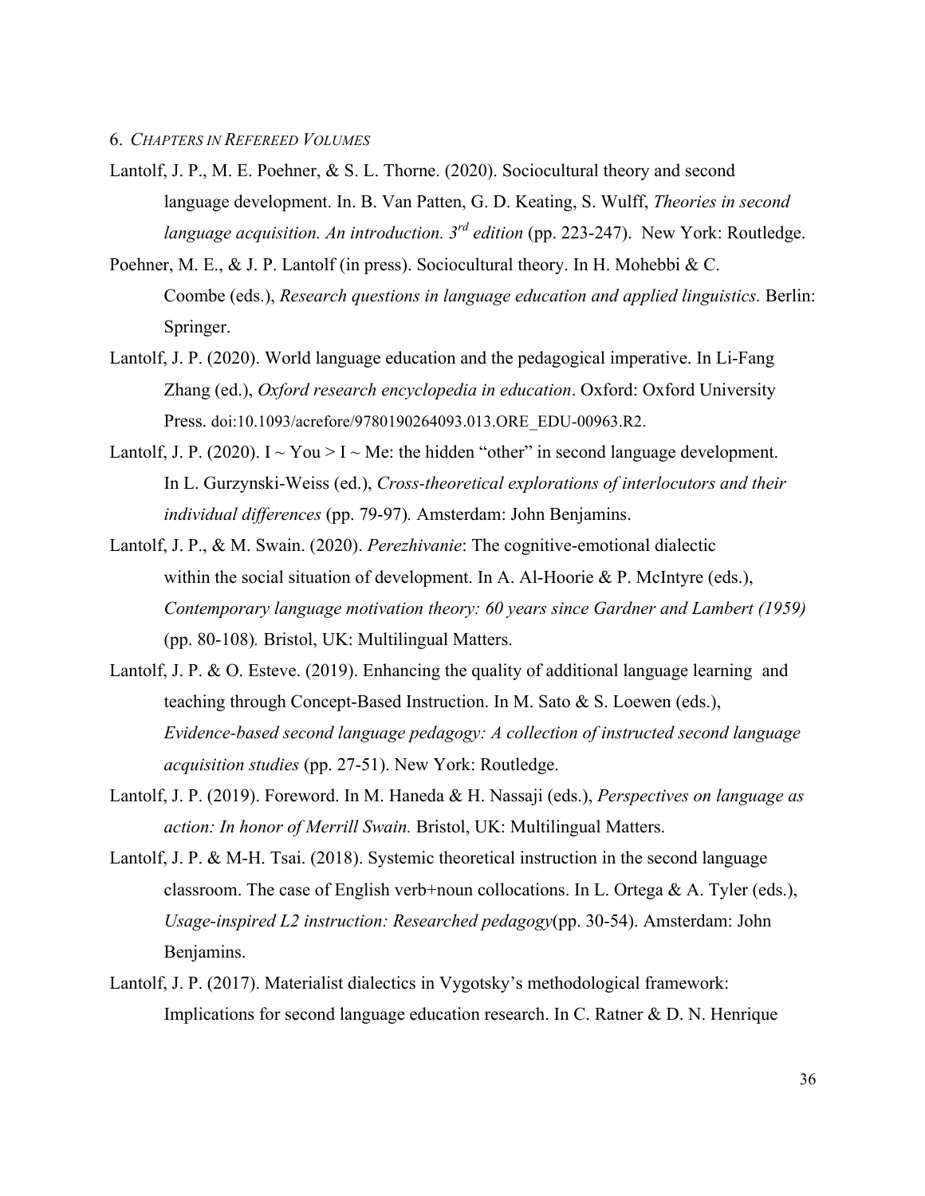6. *CHAPTERS IN REFEREED VOLUMES*

Lantolf, J. P., M. E. Poehner, & S. L. Thorne. (2020). Sociocultural theory and second language development. In. B. Van Patten, G. D. Keating, S. Wulff, *Theories in second language acquisition. An introduction. 3rd edition* (pp. 223-247). New York: Routledge.

Poehner, M. E., & J. P. Lantolf (in press). Sociocultural theory. In H. Mohebbi & C. Coombe (eds.), *Research questions in language education and applied linguistics.* Berlin: Springer.

Lantolf, J. P. (2020). World language education and the pedagogical imperative. In Li-Fang Zhang (ed.), *Oxford research encyclopedia in education*. Oxford: Oxford University Press. doi:10.1093/acrefore/9780190264093.013.ORE_EDU-00963.R2.

Lantolf, J. P. (2020). I ~ You > I ~ Me: the hidden "other" in second language development. In L. Gurzynski-Weiss (ed.), *Cross-theoretical explorations of interlocutors and their individual differences* (pp. 79-97)*.* Amsterdam: John Benjamins.

Lantolf, J. P., & M. Swain. (2020). *Perezhivanie*: The cognitive-emotional dialectic within the social situation of development. In A. Al-Hoorie & P. McIntyre (eds.), *Contemporary language motivation theory: 60 years since Gardner and Lambert (1959)* (pp. 80-108)*.* Bristol, UK: Multilingual Matters.

Lantolf, J. P. & O. Esteve. (2019). Enhancing the quality of additional language learning and teaching through Concept-Based Instruction. In M. Sato & S. Loewen (eds.), *Evidence-based second language pedagogy: A collection of instructed second language acquisition studies* (pp. 27-51). New York: Routledge.

Lantolf, J. P. (2019). Foreword. In M. Haneda & H. Nassaji (eds.), *Perspectives on language as action: In honor of Merrill Swain.* Bristol, UK: Multilingual Matters.

Lantolf, J. P. & M-H. Tsai. (2018). Systemic theoretical instruction in the second language classroom. The case of English verb+noun collocations. In L. Ortega & A. Tyler (eds.), *Usage-inspired L2 instruction: Researched pedagogy*(pp. 30-54). Amsterdam: John Benjamins.

Lantolf, J. P. (2017). Materialist dialectics in Vygotsky's methodological framework: Implications for second language education research. In C. Ratner & D. N. Henrique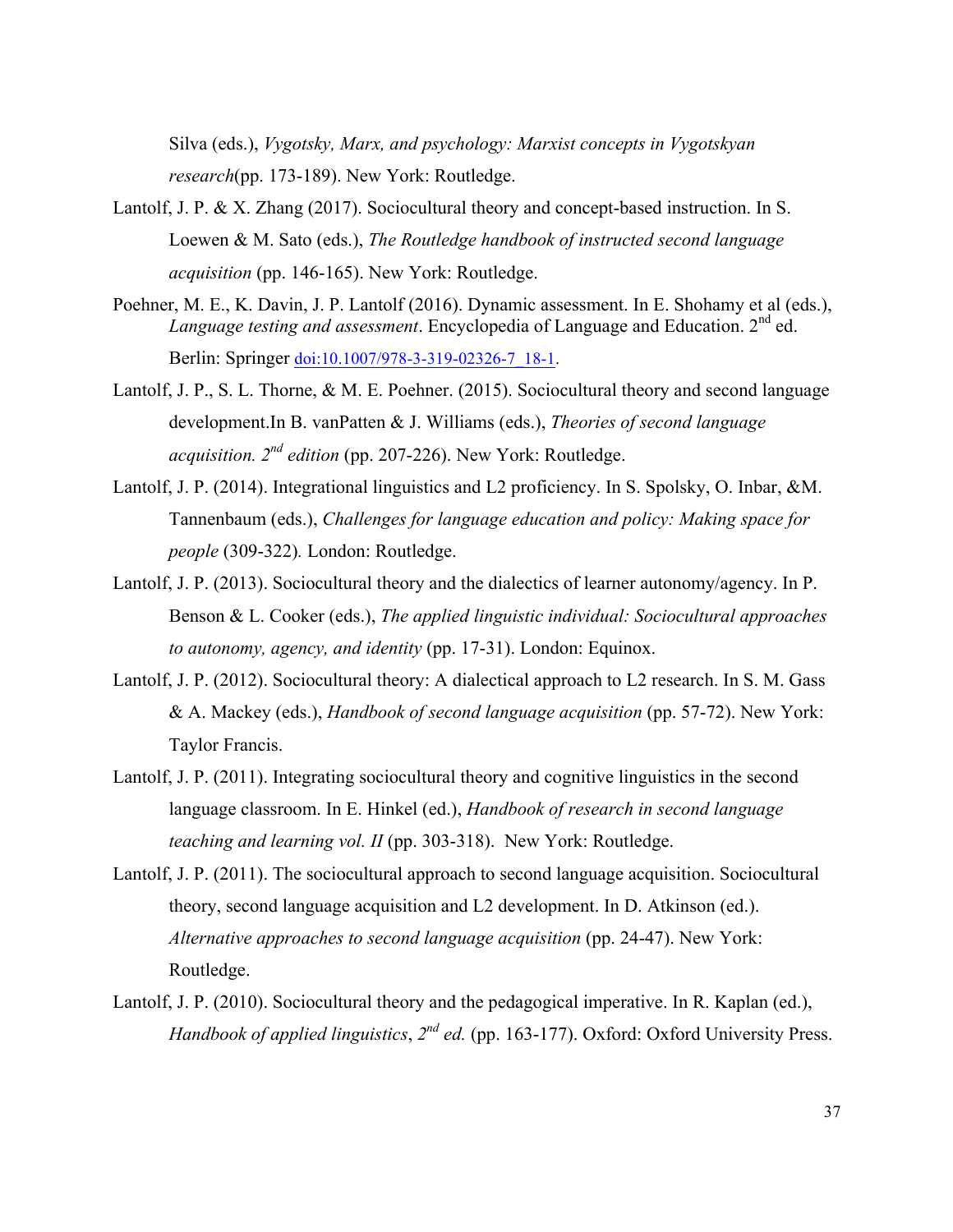Silva (eds.), *Vygotsky, Marx, and psychology: Marxist concepts in Vygotskyan research*(pp. 173-189). New York: Routledge.

Lantolf, J. P. & X. Zhang (2017). Sociocultural theory and concept-based instruction. In S. Loewen & M. Sato (eds.), *The Routledge handbook of instructed second language acquisition* (pp. 146-165). New York: Routledge.

Poehner, M. E., K. Davin, J. P. Lantolf (2016). Dynamic assessment. In E. Shohamy et al (eds.), *Language testing and assessment*. Encyclopedia of Language and Education. 2nd ed. Berlin: Springer doi:10.1007/978-3-319-02326-7_18-1.

Lantolf, J. P., S. L. Thorne, & M. E. Poehner. (2015). Sociocultural theory and second language development.In B. vanPatten & J. Williams (eds.), *Theories of second language acquisition. 2nd edition* (pp. 207-226). New York: Routledge.

Lantolf, J. P. (2014). Integrational linguistics and L2 proficiency. In S. Spolsky, O. Inbar, &M. Tannenbaum (eds.), *Challenges for language education and policy: Making space for people* (309-322)*.* London: Routledge.

Lantolf, J. P. (2013). Sociocultural theory and the dialectics of learner autonomy/agency. In P. Benson & L. Cooker (eds.), *The applied linguistic individual: Sociocultural approaches to autonomy, agency, and identity* (pp. 17-31). London: Equinox.

Lantolf, J. P. (2012). Sociocultural theory: A dialectical approach to L2 research. In S. M. Gass & A. Mackey (eds.), *Handbook of second language acquisition* (pp. 57-72). New York: Taylor Francis.

Lantolf, J. P. (2011). Integrating sociocultural theory and cognitive linguistics in the second language classroom. In E. Hinkel (ed.), *Handbook of research in second language teaching and learning vol. II* (pp. 303-318). New York: Routledge.

Lantolf, J. P. (2011). The sociocultural approach to second language acquisition. Sociocultural theory, second language acquisition and L2 development. In D. Atkinson (ed.). *Alternative approaches to second language acquisition* (pp. 24-47). New York: Routledge.

Lantolf, J. P. (2010). Sociocultural theory and the pedagogical imperative. In R. Kaplan (ed.), *Handbook of applied linguistics*, *2nd ed.* (pp. 163-177). Oxford: Oxford University Press.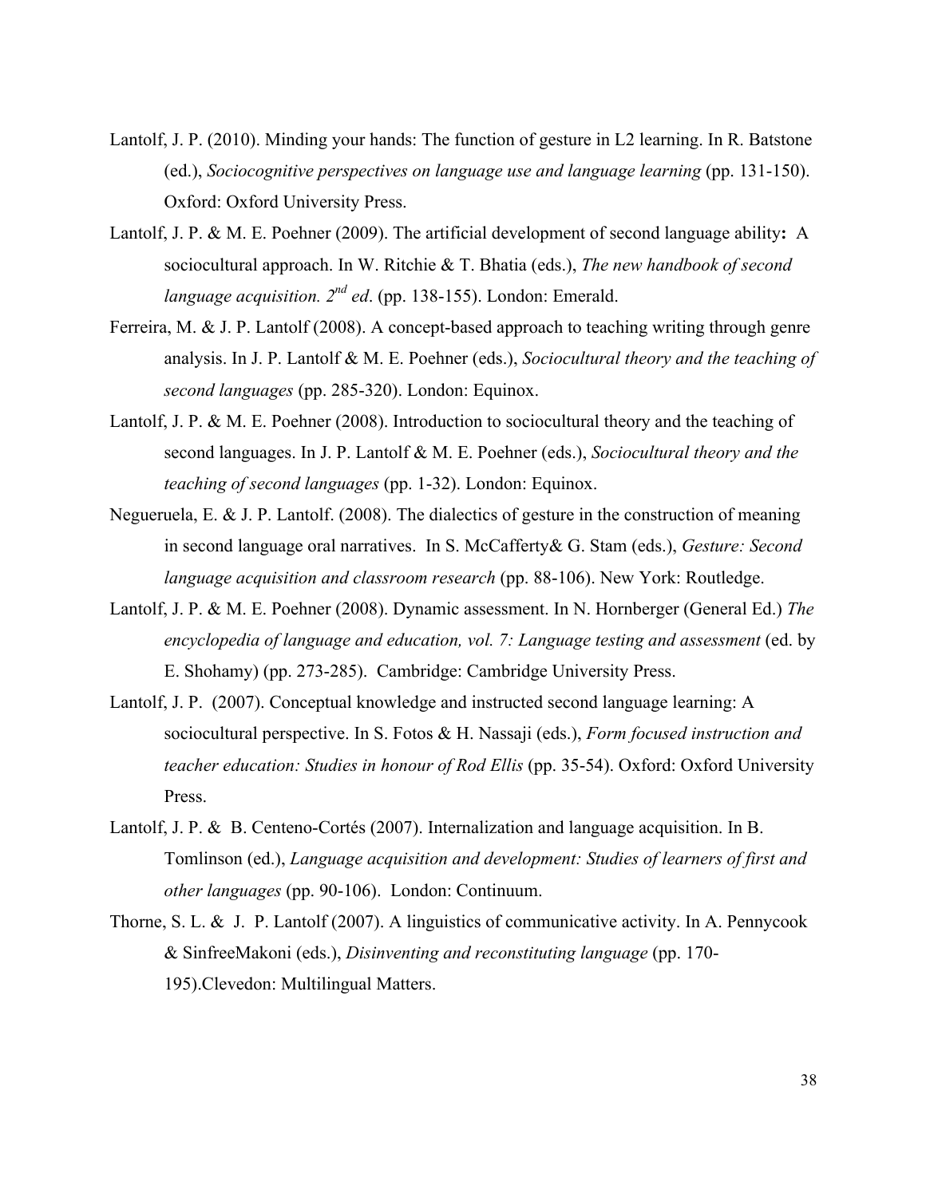Lantolf, J. P. (2010). Minding your hands: The function of gesture in L2 learning. In R. Batstone (ed.), *Sociocognitive perspectives on language use and language learning* (pp. 131-150). Oxford: Oxford University Press.

Lantolf, J. P. & M. E. Poehner (2009). The artificial development of second language ability**:** A sociocultural approach. In W. Ritchie & T. Bhatia (eds.), *The new handbook of second language acquisition. 2nd ed*. (pp. 138-155). London: Emerald.

Ferreira, M. & J. P. Lantolf (2008). A concept-based approach to teaching writing through genre analysis. In J. P. Lantolf & M. E. Poehner (eds.), *Sociocultural theory and the teaching of second languages* (pp. 285-320). London: Equinox.

Lantolf, J. P. & M. E. Poehner (2008). Introduction to sociocultural theory and the teaching of second languages. In J. P. Lantolf & M. E. Poehner (eds.), *Sociocultural theory and the teaching of second languages* (pp. 1-32). London: Equinox.

Negueruela, E. & J. P. Lantolf. (2008). The dialectics of gesture in the construction of meaning in second language oral narratives. In S. McCafferty& G. Stam (eds.), *Gesture: Second language acquisition and classroom research* (pp. 88-106). New York: Routledge.

Lantolf, J. P. & M. E. Poehner (2008). Dynamic assessment. In N. Hornberger (General Ed.) *The encyclopedia of language and education, vol. 7: Language testing and assessment* (ed. by E. Shohamy) (pp. 273-285). Cambridge: Cambridge University Press.

Lantolf, J. P. (2007). Conceptual knowledge and instructed second language learning: A sociocultural perspective. In S. Fotos & H. Nassaji (eds.), *Form focused instruction and teacher education: Studies in honour of Rod Ellis* (pp. 35-54). Oxford: Oxford University Press.

Lantolf, J. P. & B. Centeno-Cortés (2007). Internalization and language acquisition. In B. Tomlinson (ed.), *Language acquisition and development: Studies of learners of first and other languages* (pp. 90-106). London: Continuum.

Thorne, S. L. & J. P. Lantolf (2007). A linguistics of communicative activity. In A. Pennycook & SinfreeMakoni (eds.), *Disinventing and reconstituting language* (pp. 170-195).Clevedon: Multilingual Matters.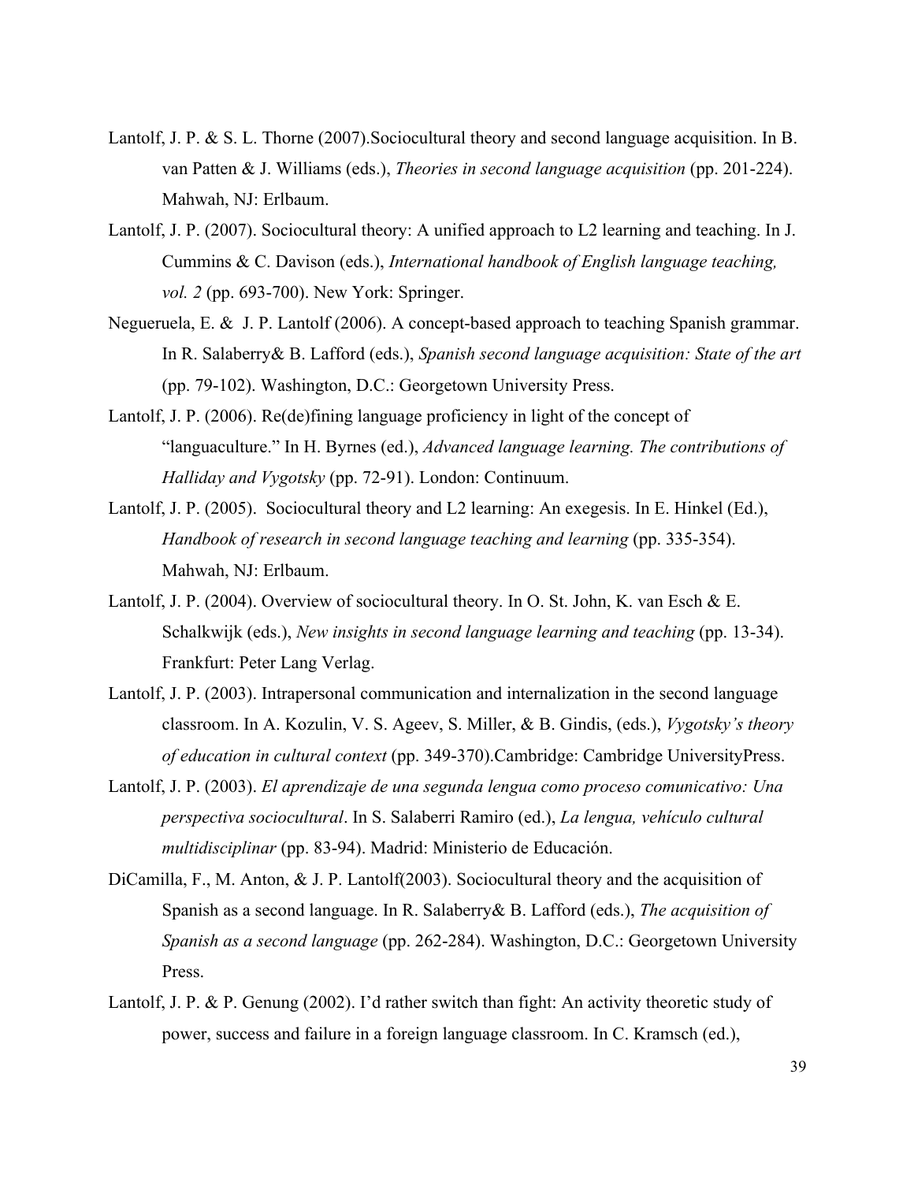Lantolf, J. P. & S. L. Thorne (2007).Sociocultural theory and second language acquisition. In B. van Patten & J. Williams (eds.), *Theories in second language acquisition* (pp. 201-224). Mahwah, NJ: Erlbaum.

Lantolf, J. P. (2007). Sociocultural theory: A unified approach to L2 learning and teaching. In J. Cummins & C. Davison (eds.), *International handbook of English language teaching, vol. 2* (pp. 693-700). New York: Springer.

Negueruela, E. & J. P. Lantolf (2006). A concept-based approach to teaching Spanish grammar. In R. Salaberry& B. Lafford (eds.), *Spanish second language acquisition: State of the art* (pp. 79-102). Washington, D.C.: Georgetown University Press.

Lantolf, J. P. (2006). Re(de)fining language proficiency in light of the concept of "languaculture." In H. Byrnes (ed.), *Advanced language learning. The contributions of Halliday and Vygotsky* (pp. 72-91). London: Continuum.

Lantolf, J. P. (2005). Sociocultural theory and L2 learning: An exegesis. In E. Hinkel (Ed.), *Handbook of research in second language teaching and learning* (pp. 335-354). Mahwah, NJ: Erlbaum.

Lantolf, J. P. (2004). Overview of sociocultural theory. In O. St. John, K. van Esch & E. Schalkwijk (eds.), *New insights in second language learning and teaching* (pp. 13-34). Frankfurt: Peter Lang Verlag.

Lantolf, J. P. (2003). Intrapersonal communication and internalization in the second language classroom. In A. Kozulin, V. S. Ageev, S. Miller, & B. Gindis, (eds.), *Vygotsky's theory of education in cultural context* (pp. 349-370).Cambridge: Cambridge UniversityPress.

Lantolf, J. P. (2003). *El aprendizaje de una segunda lengua como proceso comunicativo: Una perspectiva sociocultural*. In S. Salaberri Ramiro (ed.), *La lengua, vehículo cultural multidisciplinar* (pp. 83-94). Madrid: Ministerio de Educación.

DiCamilla, F., M. Anton, & J. P. Lantolf(2003). Sociocultural theory and the acquisition of Spanish as a second language. In R. Salaberry& B. Lafford (eds.), *The acquisition of Spanish as a second language* (pp. 262-284). Washington, D.C.: Georgetown University Press.

Lantolf, J. P. & P. Genung (2002). I'd rather switch than fight: An activity theoretic study of power, success and failure in a foreign language classroom. In C. Kramsch (ed.),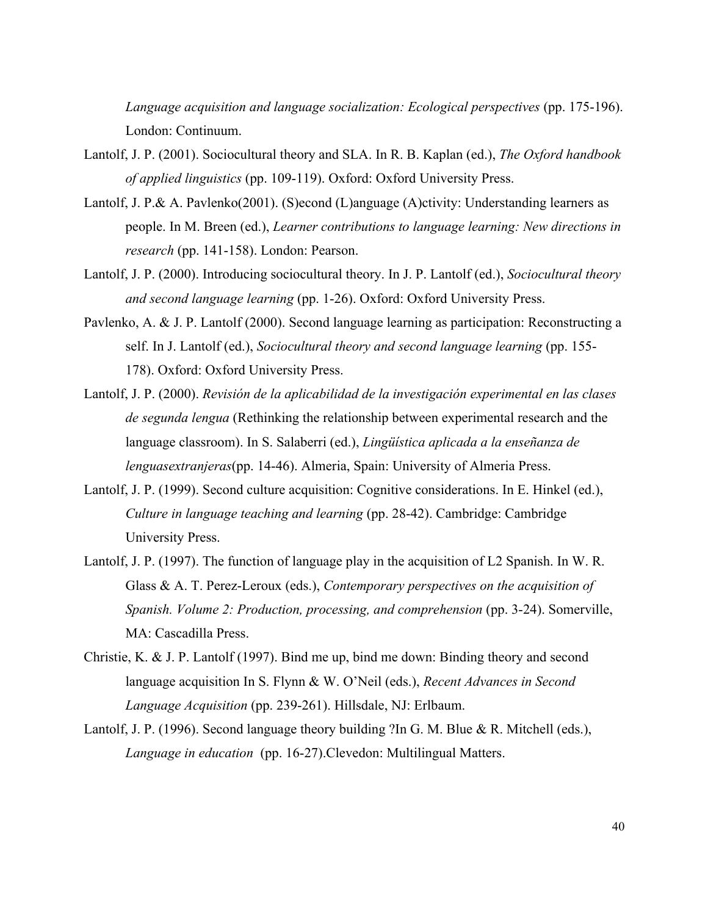*Language acquisition and language socialization: Ecological perspectives* (pp. 175-196). London: Continuum.

Lantolf, J. P. (2001). Sociocultural theory and SLA. In R. B. Kaplan (ed.), *The Oxford handbook of applied linguistics* (pp. 109-119). Oxford: Oxford University Press.

Lantolf, J. P.& A. Pavlenko(2001). (S)econd (L)anguage (A)ctivity: Understanding learners as people. In M. Breen (ed.), *Learner contributions to language learning: New directions in research* (pp. 141-158). London: Pearson.

Lantolf, J. P. (2000). Introducing sociocultural theory. In J. P. Lantolf (ed.), *Sociocultural theory and second language learning* (pp. 1-26). Oxford: Oxford University Press.

Pavlenko, A. & J. P. Lantolf (2000). Second language learning as participation: Reconstructing a self. In J. Lantolf (ed.), *Sociocultural theory and second language learning* (pp. 155-178). Oxford: Oxford University Press.

Lantolf, J. P. (2000). *Revisión de la aplicabilidad de la investigación experimental en las clases de segunda lengua* (Rethinking the relationship between experimental research and the language classroom). In S. Salaberri (ed.), *Lingüística aplicada a la enseñanza de lenguasextranjeras*(pp. 14-46). Almeria, Spain: University of Almeria Press.

Lantolf, J. P. (1999). Second culture acquisition: Cognitive considerations. In E. Hinkel (ed.), *Culture in language teaching and learning* (pp. 28-42). Cambridge: Cambridge University Press.

Lantolf, J. P. (1997). The function of language play in the acquisition of L2 Spanish. In W. R. Glass & A. T. Perez-Leroux (eds.), *Contemporary perspectives on the acquisition of Spanish. Volume 2: Production, processing, and comprehension* (pp. 3-24). Somerville, MA: Cascadilla Press.

Christie, K. & J. P. Lantolf (1997). Bind me up, bind me down: Binding theory and second language acquisition In S. Flynn & W. O'Neil (eds.), *Recent Advances in Second Language Acquisition* (pp. 239-261). Hillsdale, NJ: Erlbaum.

Lantolf, J. P. (1996). Second language theory building ?In G. M. Blue & R. Mitchell (eds.), *Language in education* (pp. 16-27).Clevedon: Multilingual Matters.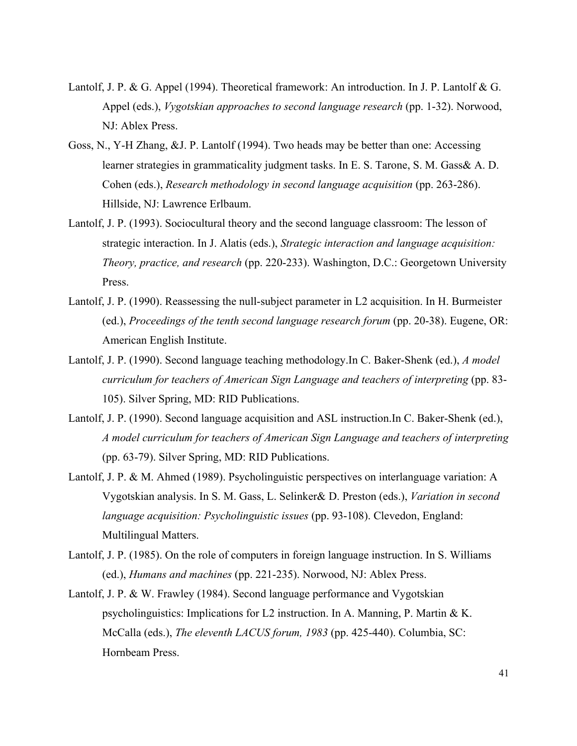Lantolf, J. P. & G. Appel (1994). Theoretical framework: An introduction. In J. P. Lantolf & G. Appel (eds.), *Vygotskian approaches to second language research* (pp. 1-32). Norwood, NJ: Ablex Press.

Goss, N., Y-H Zhang, &J. P. Lantolf (1994). Two heads may be better than one: Accessing learner strategies in grammaticality judgment tasks. In E. S. Tarone, S. M. Gass& A. D. Cohen (eds.), *Research methodology in second language acquisition* (pp. 263-286). Hillside, NJ: Lawrence Erlbaum.

Lantolf, J. P. (1993). Sociocultural theory and the second language classroom: The lesson of strategic interaction. In J. Alatis (eds.), *Strategic interaction and language acquisition: Theory, practice, and research* (pp. 220-233). Washington, D.C.: Georgetown University Press.

Lantolf, J. P. (1990). Reassessing the null-subject parameter in L2 acquisition. In H. Burmeister (ed.), *Proceedings of the tenth second language research forum* (pp. 20-38). Eugene, OR: American English Institute.

Lantolf, J. P. (1990). Second language teaching methodology.In C. Baker-Shenk (ed.), *A model curriculum for teachers of American Sign Language and teachers of interpreting* (pp. 83-105). Silver Spring, MD: RID Publications.

Lantolf, J. P. (1990). Second language acquisition and ASL instruction.In C. Baker-Shenk (ed.), *A model curriculum for teachers of American Sign Language and teachers of interpreting* (pp. 63-79). Silver Spring, MD: RID Publications.

Lantolf, J. P. & M. Ahmed (1989). Psycholinguistic perspectives on interlanguage variation: A Vygotskian analysis. In S. M. Gass, L. Selinker& D. Preston (eds.), *Variation in second language acquisition: Psycholinguistic issues* (pp. 93-108). Clevedon, England: Multilingual Matters.

Lantolf, J. P. (1985). On the role of computers in foreign language instruction. In S. Williams (ed.), *Humans and machines* (pp. 221-235). Norwood, NJ: Ablex Press.

Lantolf, J. P. & W. Frawley (1984). Second language performance and Vygotskian psycholinguistics: Implications for L2 instruction. In A. Manning, P. Martin & K. McCalla (eds.), *The eleventh LACUS forum, 1983* (pp. 425-440). Columbia, SC: Hornbeam Press.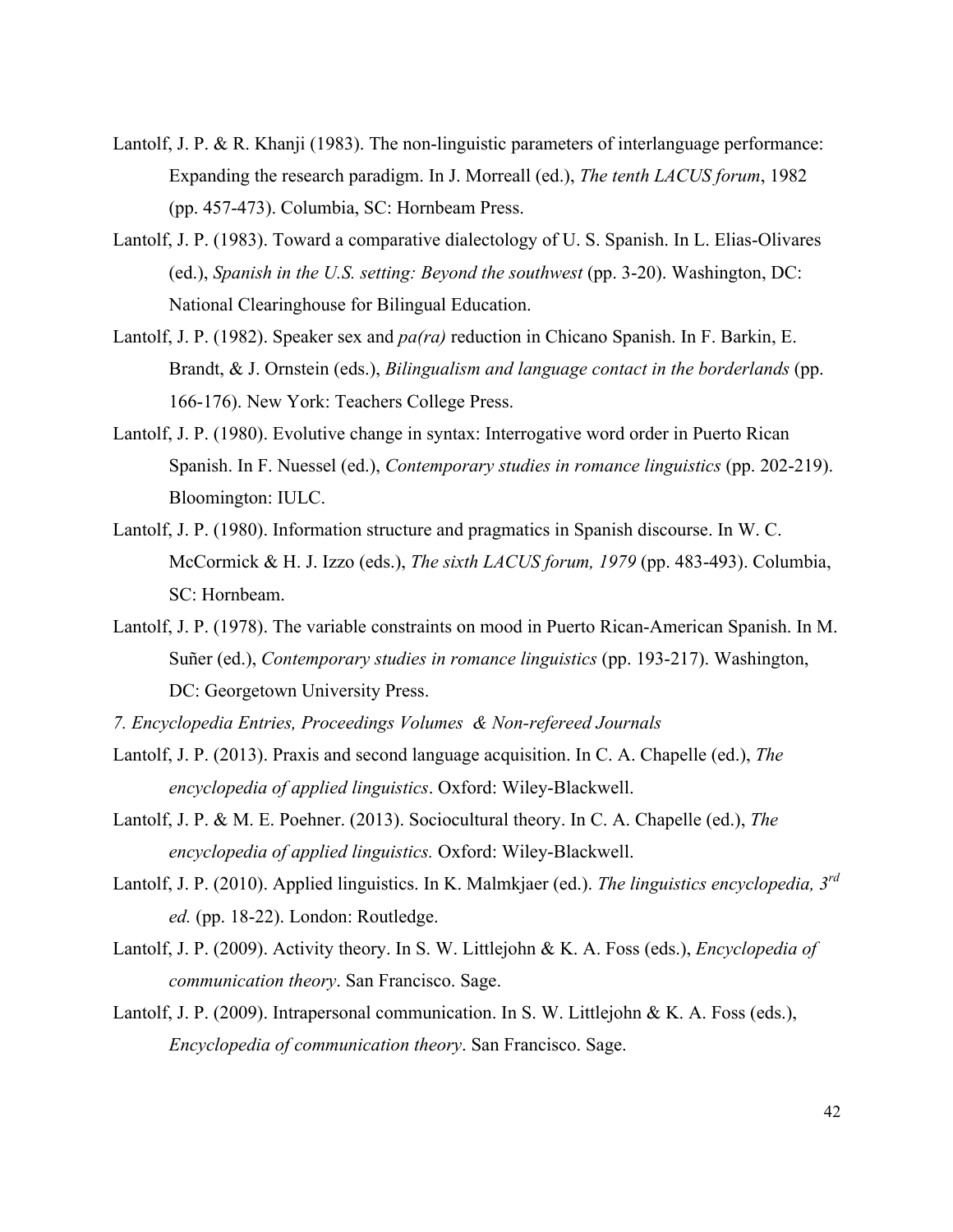Lantolf, J. P. & R. Khanji (1983). The non-linguistic parameters of interlanguage performance: Expanding the research paradigm. In J. Morreall (ed.), *The tenth LACUS forum*, 1982 (pp. 457-473). Columbia, SC: Hornbeam Press.

Lantolf, J. P. (1983). Toward a comparative dialectology of U. S. Spanish. In L. Elias-Olivares (ed.), *Spanish in the U.S. setting: Beyond the southwest* (pp. 3-20). Washington, DC: National Clearinghouse for Bilingual Education.

Lantolf, J. P. (1982). Speaker sex and *pa(ra)* reduction in Chicano Spanish. In F. Barkin, E. Brandt, & J. Ornstein (eds.), *Bilingualism and language contact in the borderlands* (pp. 166-176). New York: Teachers College Press.

Lantolf, J. P. (1980). Evolutive change in syntax: Interrogative word order in Puerto Rican Spanish. In F. Nuessel (ed.), *Contemporary studies in romance linguistics* (pp. 202-219). Bloomington: IULC.

Lantolf, J. P. (1980). Information structure and pragmatics in Spanish discourse. In W. C. McCormick & H. J. Izzo (eds.), *The sixth LACUS forum, 1979* (pp. 483-493). Columbia, SC: Hornbeam.

Lantolf, J. P. (1978). The variable constraints on mood in Puerto Rican-American Spanish. In M. Suñer (ed.), *Contemporary studies in romance linguistics* (pp. 193-217). Washington, DC: Georgetown University Press.

*7. Encyclopedia Entries, Proceedings Volumes & Non-refereed Journals*

Lantolf, J. P. (2013). Praxis and second language acquisition. In C. A. Chapelle (ed.), *The encyclopedia of applied linguistics*. Oxford: Wiley-Blackwell.

Lantolf, J. P. & M. E. Poehner. (2013). Sociocultural theory. In C. A. Chapelle (ed.), *The encyclopedia of applied linguistics.* Oxford: Wiley-Blackwell.

Lantolf, J. P. (2010). Applied linguistics. In K. Malmkjaer (ed.). *The linguistics encyclopedia, 3rd ed.* (pp. 18-22). London: Routledge.

Lantolf, J. P. (2009). Activity theory. In S. W. Littlejohn & K. A. Foss (eds.), *Encyclopedia of communication theory*. San Francisco. Sage.

Lantolf, J. P. (2009). Intrapersonal communication. In S. W. Littlejohn & K. A. Foss (eds.), *Encyclopedia of communication theory*. San Francisco. Sage.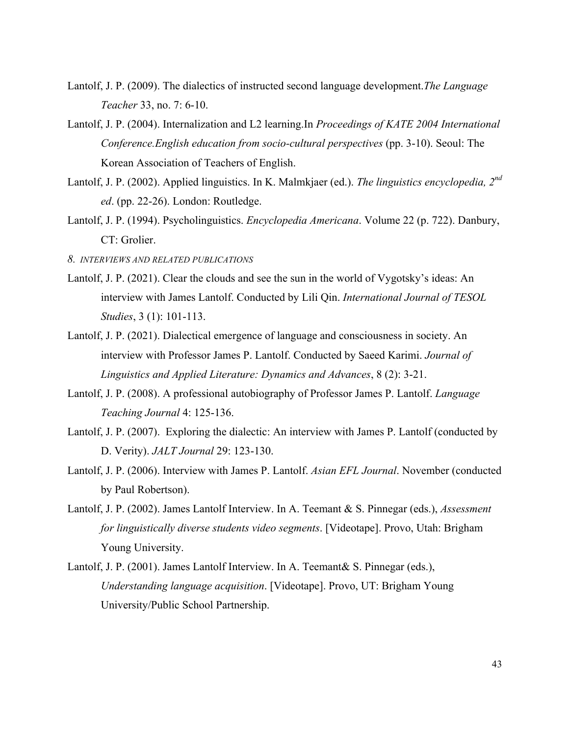Lantolf, J. P. (2009). The dialectics of instructed second language development.*The Language Teacher* 33, no. 7: 6-10.

Lantolf, J. P. (2004). Internalization and L2 learning.In *Proceedings of KATE 2004 International Conference.English education from socio-cultural perspectives* (pp. 3-10). Seoul: The Korean Association of Teachers of English.

Lantolf, J. P. (2002). Applied linguistics. In K. Malmkjaer (ed.). *The linguistics encyclopedia, 2nd ed*. (pp. 22-26). London: Routledge.

Lantolf, J. P. (1994). Psycholinguistics. *Encyclopedia Americana*. Volume 22 (p. 722). Danbury, CT: Grolier.

*8. INTERVIEWS AND RELATED PUBLICATIONS*

Lantolf, J. P. (2021). Clear the clouds and see the sun in the world of Vygotsky's ideas: An interview with James Lantolf. Conducted by Lili Qin. *International Journal of TESOL Studies*, 3 (1): 101-113.

Lantolf, J. P. (2021). Dialectical emergence of language and consciousness in society. An interview with Professor James P. Lantolf. Conducted by Saeed Karimi. *Journal of Linguistics and Applied Literature: Dynamics and Advances*, 8 (2): 3-21.

Lantolf, J. P. (2008). A professional autobiography of Professor James P. Lantolf. *Language Teaching Journal* 4: 125-136.

Lantolf, J. P. (2007). Exploring the dialectic: An interview with James P. Lantolf (conducted by D. Verity). *JALT Journal* 29: 123-130.

Lantolf, J. P. (2006). Interview with James P. Lantolf. *Asian EFL Journal*. November (conducted by Paul Robertson).

Lantolf, J. P. (2002). James Lantolf Interview. In A. Teemant & S. Pinnegar (eds.), *Assessment for linguistically diverse students video segments*. [Videotape]. Provo, Utah: Brigham Young University.

Lantolf, J. P. (2001). James Lantolf Interview. In A. Teemant& S. Pinnegar (eds.), *Understanding language acquisition*. [Videotape]. Provo, UT: Brigham Young University/Public School Partnership.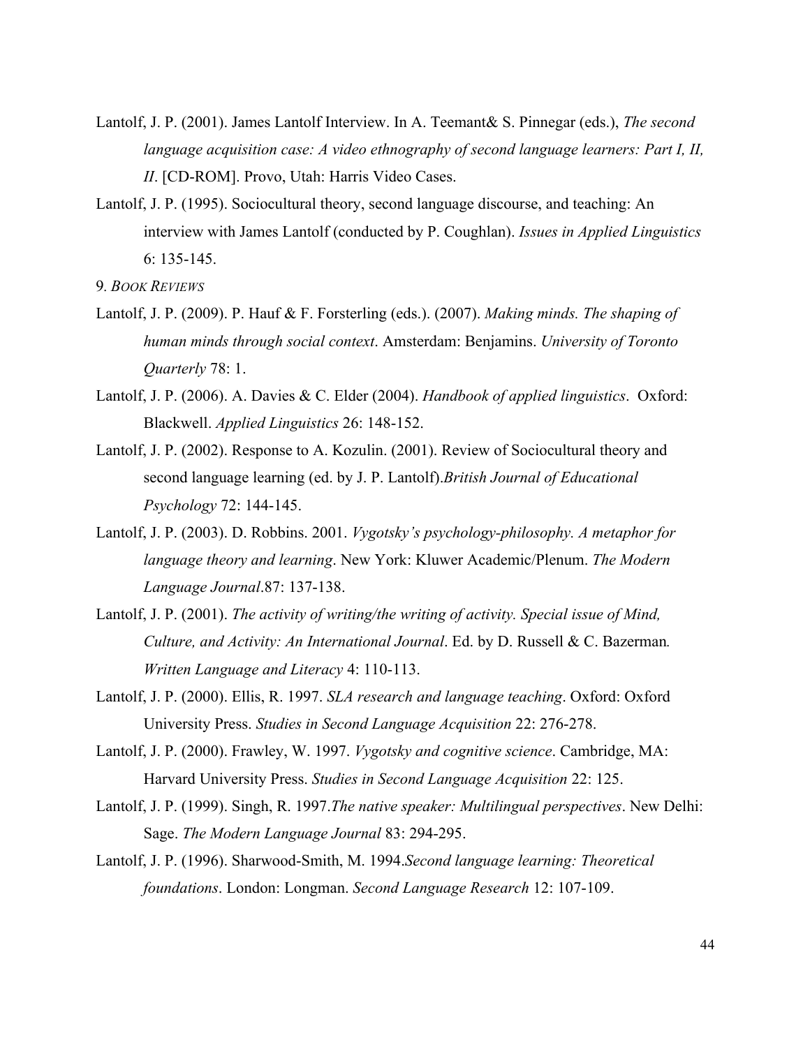Lantolf, J. P. (2001). James Lantolf Interview. In A. Teemant& S. Pinnegar (eds.), *The second language acquisition case: A video ethnography of second language learners: Part I, II, II*. [CD-ROM]. Provo, Utah: Harris Video Cases.

Lantolf, J. P. (1995). Sociocultural theory, second language discourse, and teaching: An interview with James Lantolf (conducted by P. Coughlan). *Issues in Applied Linguistics* 6: 135-145.

9. *Book Reviews*

Lantolf, J. P. (2009). P. Hauf & F. Forsterling (eds.). (2007). *Making minds. The shaping of human minds through social context*. Amsterdam: Benjamins. *University of Toronto Quarterly* 78: 1.

Lantolf, J. P. (2006). A. Davies & C. Elder (2004). *Handbook of applied linguistics*. Oxford: Blackwell. *Applied Linguistics* 26: 148-152.

Lantolf, J. P. (2002). Response to A. Kozulin. (2001). Review of Sociocultural theory and second language learning (ed. by J. P. Lantolf).*British Journal of Educational Psychology* 72: 144-145.

Lantolf, J. P. (2003). D. Robbins. 2001. *Vygotsky's psychology-philosophy. A metaphor for language theory and learning*. New York: Kluwer Academic/Plenum. *The Modern Language Journal*.87: 137-138.

Lantolf, J. P. (2001). *The activity of writing/the writing of activity. Special issue of Mind, Culture, and Activity: An International Journal*. Ed. by D. Russell & C. Bazerman*. Written Language and Literacy* 4: 110-113.

Lantolf, J. P. (2000). Ellis, R. 1997. *SLA research and language teaching*. Oxford: Oxford University Press. *Studies in Second Language Acquisition* 22: 276-278.

Lantolf, J. P. (2000). Frawley, W. 1997. *Vygotsky and cognitive science*. Cambridge, MA: Harvard University Press. *Studies in Second Language Acquisition* 22: 125.

Lantolf, J. P. (1999). Singh, R. 1997.*The native speaker: Multilingual perspectives*. New Delhi: Sage. *The Modern Language Journal* 83: 294-295.

Lantolf, J. P. (1996). Sharwood-Smith, M. 1994.*Second language learning: Theoretical foundations*. London: Longman. *Second Language Research* 12: 107-109.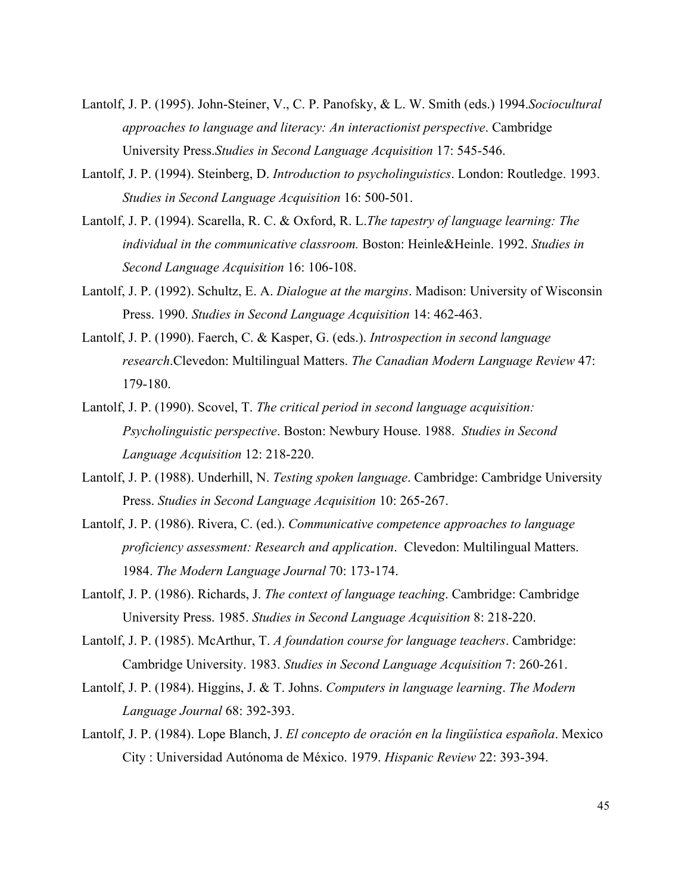Lantolf, J. P. (1995). John-Steiner, V., C. P. Panofsky, & L. W. Smith (eds.) 1994.*Sociocultural approaches to language and literacy: An interactionist perspective*. Cambridge University Press.*Studies in Second Language Acquisition* 17: 545-546.

Lantolf, J. P. (1994). Steinberg, D. *Introduction to psycholinguistics*. London: Routledge. 1993. *Studies in Second Language Acquisition* 16: 500-501.

Lantolf, J. P. (1994). Scarella, R. C. & Oxford, R. L.*The tapestry of language learning: The individual in the communicative classroom.* Boston: Heinle&Heinle. 1992. *Studies in Second Language Acquisition* 16: 106-108.

Lantolf, J. P. (1992). Schultz, E. A. *Dialogue at the margins*. Madison: University of Wisconsin Press. 1990. *Studies in Second Language Acquisition* 14: 462-463.

Lantolf, J. P. (1990). Faerch, C. & Kasper, G. (eds.). *Introspection in second language research*.Clevedon: Multilingual Matters. *The Canadian Modern Language Review* 47: 179-180.

Lantolf, J. P. (1990). Scovel, T. *The critical period in second language acquisition: Psycholinguistic perspective*. Boston: Newbury House. 1988. *Studies in Second Language Acquisition* 12: 218-220.

Lantolf, J. P. (1988). Underhill, N. *Testing spoken language*. Cambridge: Cambridge University Press. *Studies in Second Language Acquisition* 10: 265-267.

Lantolf, J. P. (1986). Rivera, C. (ed.). *Communicative competence approaches to language proficiency assessment: Research and application*. Clevedon: Multilingual Matters. 1984. *The Modern Language Journal* 70: 173-174.

Lantolf, J. P. (1986). Richards, J. *The context of language teaching*. Cambridge: Cambridge University Press. 1985. *Studies in Second Language Acquisition* 8: 218-220.

Lantolf, J. P. (1985). McArthur, T. *A foundation course for language teachers*. Cambridge: Cambridge University. 1983. *Studies in Second Language Acquisition* 7: 260-261.

Lantolf, J. P. (1984). Higgins, J. & T. Johns. *Computers in language learning*. *The Modern Language Journal* 68: 392-393.

Lantolf, J. P. (1984). Lope Blanch, J. *El concepto de oración en la lingüística española*. Mexico City : Universidad Autónoma de México. 1979. *Hispanic Review* 22: 393-394.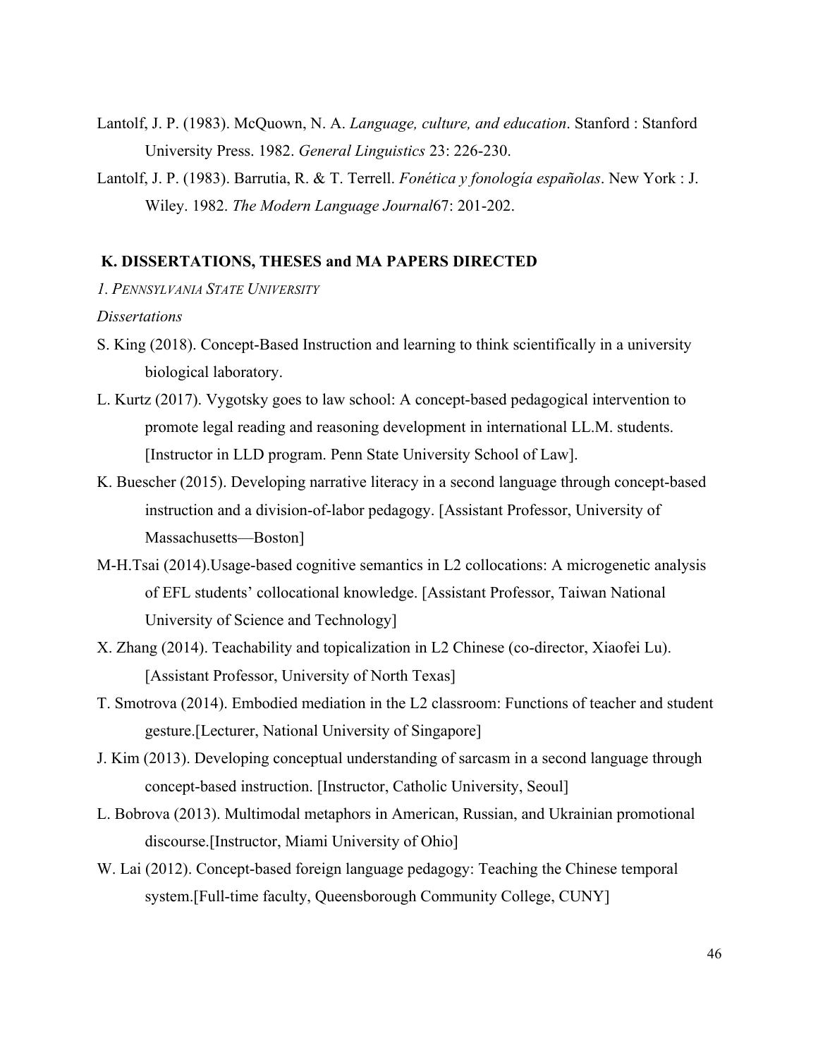Lantolf, J. P. (1983). McQuown, N. A. *Language, culture, and education*. Stanford : Stanford University Press. 1982. *General Linguistics* 23: 226-230.

Lantolf, J. P. (1983). Barrutia, R. & T. Terrell. *Fonética y fonología españolas*. New York : J. Wiley. 1982. *The Modern Language Journal*67: 201-202.

**K. DISSERTATIONS, THESES and MA PAPERS DIRECTED**

*1. PENNSYLVANIA STATE UNIVERSITY*

*Dissertations*

S. King (2018). Concept-Based Instruction and learning to think scientifically in a university biological laboratory.

L. Kurtz (2017). Vygotsky goes to law school: A concept-based pedagogical intervention to promote legal reading and reasoning development in international LL.M. students. [Instructor in LLD program. Penn State University School of Law].

K. Buescher (2015). Developing narrative literacy in a second language through concept-based instruction and a division-of-labor pedagogy. [Assistant Professor, University of Massachusetts—Boston]

M-H.Tsai (2014).Usage-based cognitive semantics in L2 collocations: A microgenetic analysis of EFL students' collocational knowledge. [Assistant Professor, Taiwan National University of Science and Technology]

X. Zhang (2014). Teachability and topicalization in L2 Chinese (co-director, Xiaofei Lu). [Assistant Professor, University of North Texas]

T. Smotrova (2014). Embodied mediation in the L2 classroom: Functions of teacher and student gesture.[Lecturer, National University of Singapore]

J. Kim (2013). Developing conceptual understanding of sarcasm in a second language through concept-based instruction. [Instructor, Catholic University, Seoul]

L. Bobrova (2013). Multimodal metaphors in American, Russian, and Ukrainian promotional discourse.[Instructor, Miami University of Ohio]

W. Lai (2012). Concept-based foreign language pedagogy: Teaching the Chinese temporal system.[Full-time faculty, Queensborough Community College, CUNY]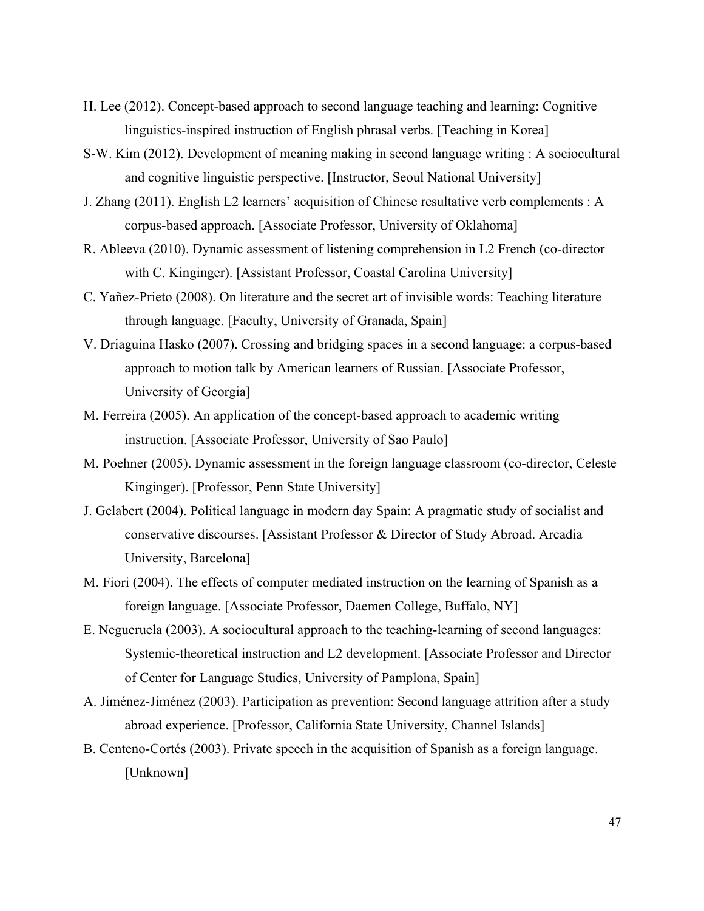H. Lee (2012). Concept-based approach to second language teaching and learning: Cognitive linguistics-inspired instruction of English phrasal verbs. [Teaching in Korea]

S-W. Kim (2012). Development of meaning making in second language writing : A sociocultural and cognitive linguistic perspective. [Instructor, Seoul National University]

J. Zhang (2011). English L2 learners' acquisition of Chinese resultative verb complements : A corpus-based approach. [Associate Professor, University of Oklahoma]

R. Ableeva (2010). Dynamic assessment of listening comprehension in L2 French (co-director with C. Kinginger). [Assistant Professor, Coastal Carolina University]

C. Yañez-Prieto (2008). On literature and the secret art of invisible words: Teaching literature through language. [Faculty, University of Granada, Spain]

V. Driaguina Hasko (2007). Crossing and bridging spaces in a second language: a corpus-based approach to motion talk by American learners of Russian. [Associate Professor, University of Georgia]

M. Ferreira (2005). An application of the concept-based approach to academic writing instruction. [Associate Professor, University of Sao Paulo]

M. Poehner (2005). Dynamic assessment in the foreign language classroom (co-director, Celeste Kinginger). [Professor, Penn State University]

J. Gelabert (2004). Political language in modern day Spain: A pragmatic study of socialist and conservative discourses. [Assistant Professor & Director of Study Abroad. Arcadia University, Barcelona]

M. Fiori (2004). The effects of computer mediated instruction on the learning of Spanish as a foreign language. [Associate Professor, Daemen College, Buffalo, NY]

E. Negueruela (2003). A sociocultural approach to the teaching-learning of second languages: Systemic-theoretical instruction and L2 development. [Associate Professor and Director of Center for Language Studies, University of Pamplona, Spain]

A. Jiménez-Jiménez (2003). Participation as prevention: Second language attrition after a study abroad experience. [Professor, California State University, Channel Islands]

B. Centeno-Cortés (2003). Private speech in the acquisition of Spanish as a foreign language. [Unknown]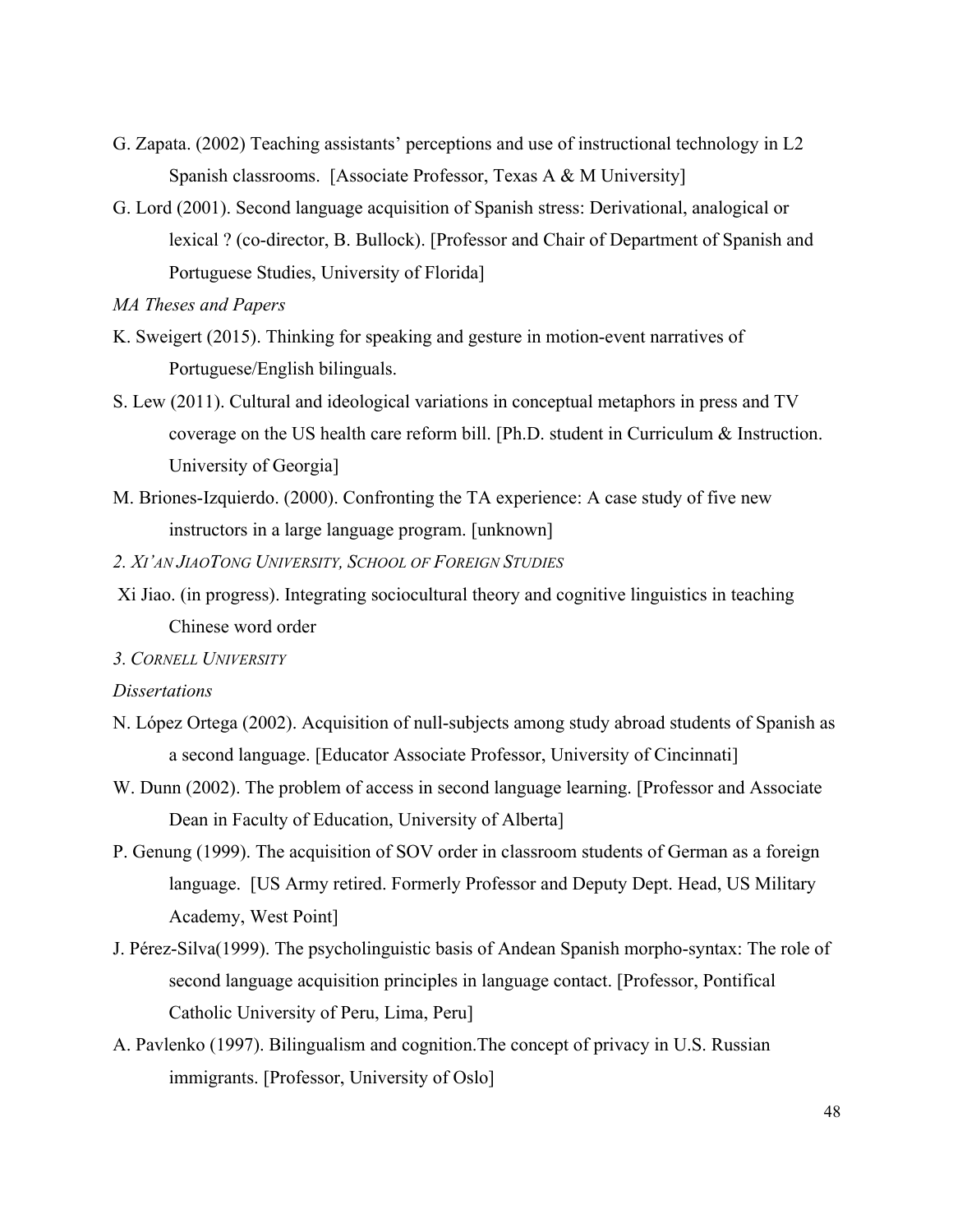G. Zapata. (2002) Teaching assistants' perceptions and use of instructional technology in L2 Spanish classrooms. [Associate Professor, Texas A & M University]

G. Lord (2001). Second language acquisition of Spanish stress: Derivational, analogical or lexical ? (co-director, B. Bullock). [Professor and Chair of Department of Spanish and Portuguese Studies, University of Florida]

*MA Theses and Papers*

K. Sweigert (2015). Thinking for speaking and gesture in motion-event narratives of Portuguese/English bilinguals.

S. Lew (2011). Cultural and ideological variations in conceptual metaphors in press and TV coverage on the US health care reform bill. [Ph.D. student in Curriculum & Instruction. University of Georgia]

M. Briones-Izquierdo. (2000). Confronting the TA experience: A case study of five new instructors in a large language program. [unknown]

*2. Xi'an JiaoTong University, School of Foreign Studies*

Xi Jiao. (in progress). Integrating sociocultural theory and cognitive linguistics in teaching Chinese word order

*3. Cornell University*

*Dissertations*

N. López Ortega (2002). Acquisition of null-subjects among study abroad students of Spanish as a second language. [Educator Associate Professor, University of Cincinnati]

W. Dunn (2002). The problem of access in second language learning. [Professor and Associate Dean in Faculty of Education, University of Alberta]

P. Genung (1999). The acquisition of SOV order in classroom students of German as a foreign language. [US Army retired. Formerly Professor and Deputy Dept. Head, US Military Academy, West Point]

J. Pérez-Silva(1999). The psycholinguistic basis of Andean Spanish morpho-syntax: The role of second language acquisition principles in language contact. [Professor, Pontifical Catholic University of Peru, Lima, Peru]

A. Pavlenko (1997). Bilingualism and cognition.The concept of privacy in U.S. Russian immigrants. [Professor, University of Oslo]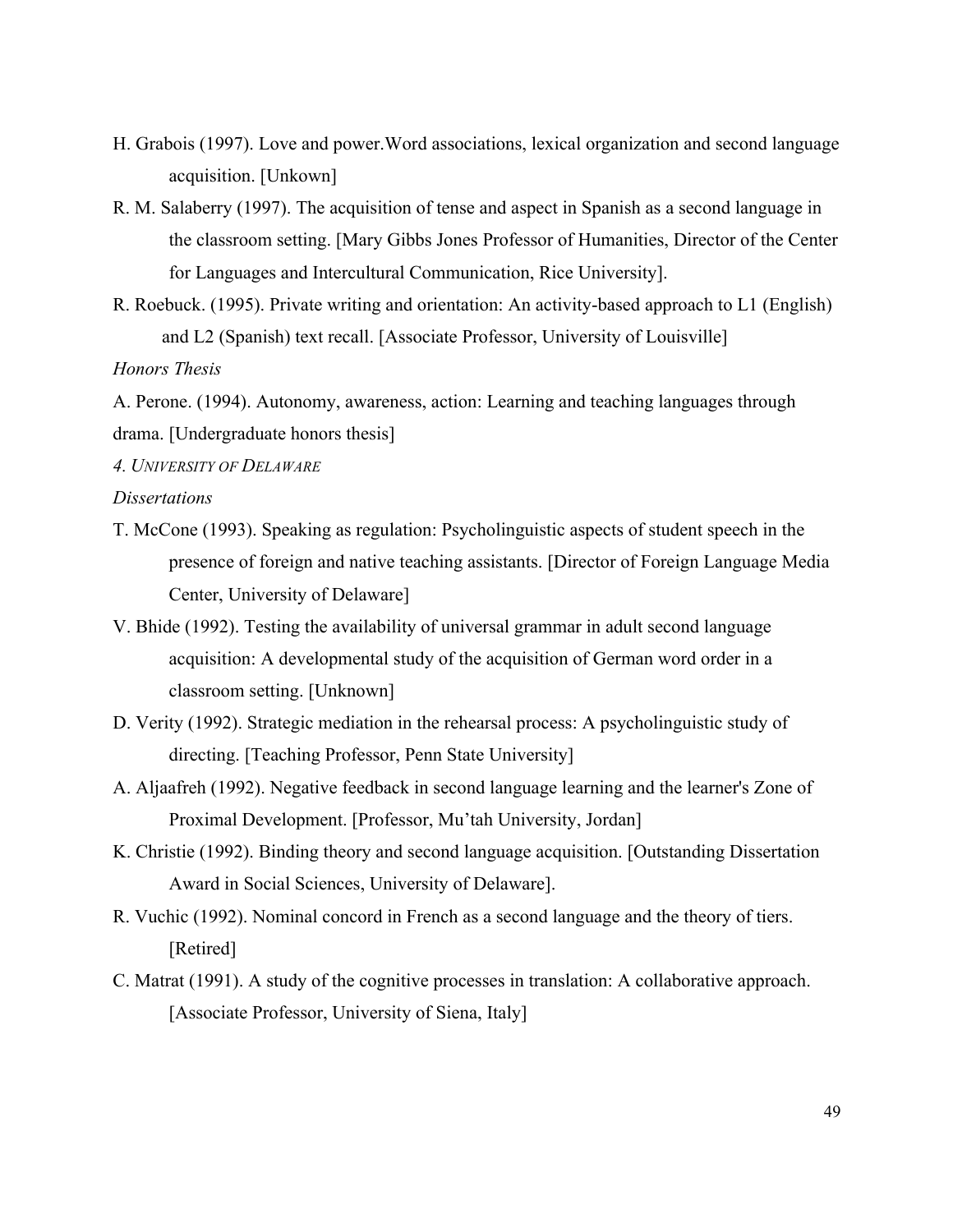H. Grabois (1997). Love and power.Word associations, lexical organization and second language acquisition. [Unkown]

R. M. Salaberry (1997). The acquisition of tense and aspect in Spanish as a second language in the classroom setting. [Mary Gibbs Jones Professor of Humanities, Director of the Center for Languages and Intercultural Communication, Rice University].

R. Roebuck. (1995). Private writing and orientation: An activity-based approach to L1 (English) and L2 (Spanish) text recall. [Associate Professor, University of Louisville]

*Honors Thesis*

A. Perone. (1994). Autonomy, awareness, action: Learning and teaching languages through drama. [Undergraduate honors thesis]

*4. University of Delaware*

*Dissertations*

T. McCone (1993). Speaking as regulation: Psycholinguistic aspects of student speech in the presence of foreign and native teaching assistants. [Director of Foreign Language Media Center, University of Delaware]

V. Bhide (1992). Testing the availability of universal grammar in adult second language acquisition: A developmental study of the acquisition of German word order in a classroom setting. [Unknown]

D. Verity (1992). Strategic mediation in the rehearsal process: A psycholinguistic study of directing. [Teaching Professor, Penn State University]

A. Aljaafreh (1992). Negative feedback in second language learning and the learner's Zone of Proximal Development. [Professor, Mu'tah University, Jordan]

K. Christie (1992). Binding theory and second language acquisition. [Outstanding Dissertation Award in Social Sciences, University of Delaware].

R. Vuchic (1992). Nominal concord in French as a second language and the theory of tiers. [Retired]

C. Matrat (1991). A study of the cognitive processes in translation: A collaborative approach. [Associate Professor, University of Siena, Italy]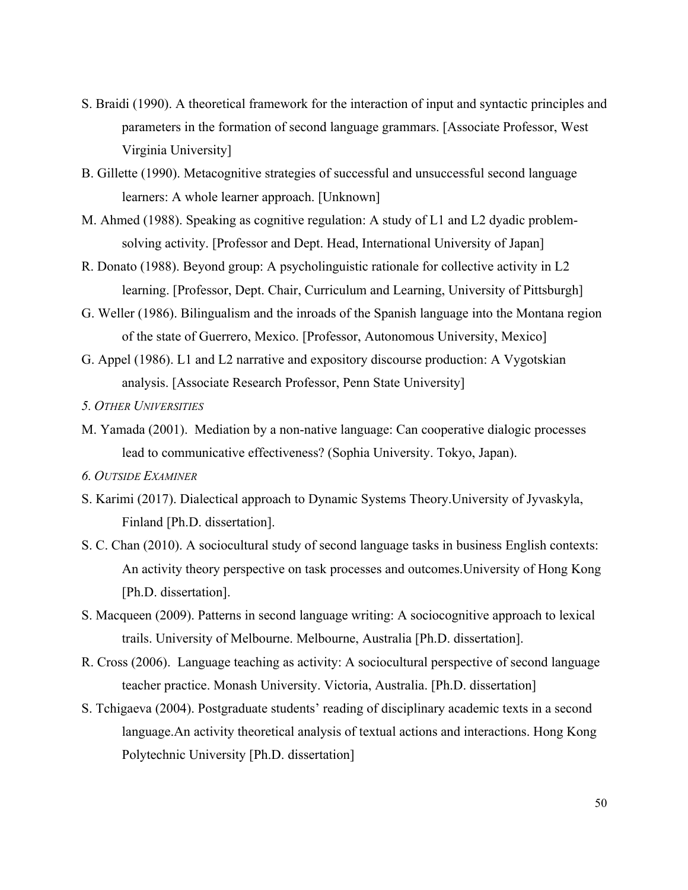S. Braidi (1990). A theoretical framework for the interaction of input and syntactic principles and parameters in the formation of second language grammars. [Associate Professor, West Virginia University]

B. Gillette (1990). Metacognitive strategies of successful and unsuccessful second language learners: A whole learner approach. [Unknown]

M. Ahmed (1988). Speaking as cognitive regulation: A study of L1 and L2 dyadic problem-solving activity. [Professor and Dept. Head, International University of Japan]

R. Donato (1988). Beyond group: A psycholinguistic rationale for collective activity in L2 learning. [Professor, Dept. Chair, Curriculum and Learning, University of Pittsburgh]

G. Weller (1986). Bilingualism and the inroads of the Spanish language into the Montana region of the state of Guerrero, Mexico. [Professor, Autonomous University, Mexico]

G. Appel (1986). L1 and L2 narrative and expository discourse production: A Vygotskian analysis. [Associate Research Professor, Penn State University]

*5. Other Universities*

M. Yamada (2001). Mediation by a non-native language: Can cooperative dialogic processes lead to communicative effectiveness? (Sophia University. Tokyo, Japan).

*6. Outside Examiner*

S. Karimi (2017). Dialectical approach to Dynamic Systems Theory.University of Jyvaskyla, Finland [Ph.D. dissertation].

S. C. Chan (2010). A sociocultural study of second language tasks in business English contexts: An activity theory perspective on task processes and outcomes.University of Hong Kong [Ph.D. dissertation].

S. Macqueen (2009). Patterns in second language writing: A sociocognitive approach to lexical trails. University of Melbourne. Melbourne, Australia [Ph.D. dissertation].

R. Cross (2006). Language teaching as activity: A sociocultural perspective of second language teacher practice. Monash University. Victoria, Australia. [Ph.D. dissertation]

S. Tchigaeva (2004). Postgraduate students' reading of disciplinary academic texts in a second language.An activity theoretical analysis of textual actions and interactions. Hong Kong Polytechnic University [Ph.D. dissertation]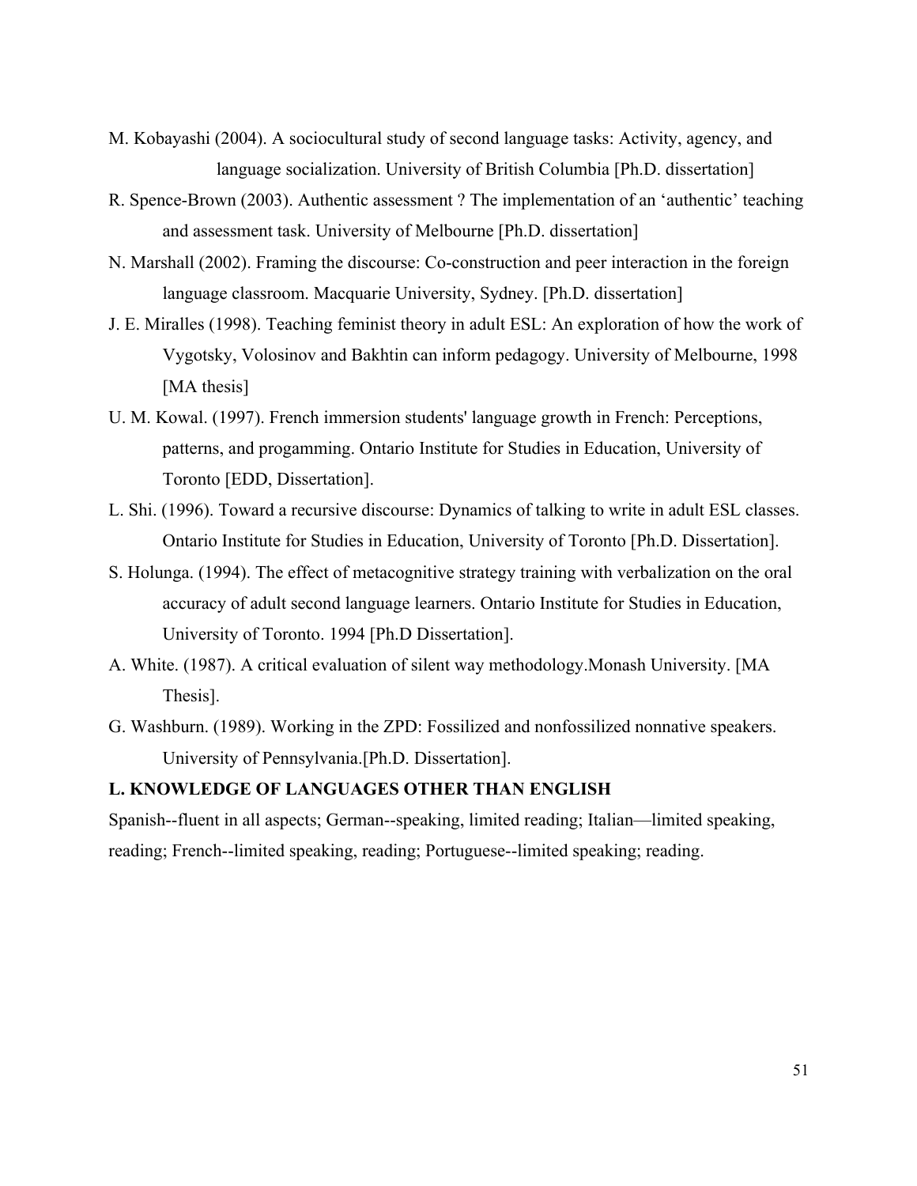M. Kobayashi (2004). A sociocultural study of second language tasks: Activity, agency, and language socialization. University of British Columbia [Ph.D. dissertation]

R. Spence-Brown (2003). Authentic assessment ? The implementation of an 'authentic' teaching and assessment task. University of Melbourne [Ph.D. dissertation]

N. Marshall (2002). Framing the discourse: Co-construction and peer interaction in the foreign language classroom. Macquarie University, Sydney. [Ph.D. dissertation]

J. E. Miralles (1998). Teaching feminist theory in adult ESL: An exploration of how the work of Vygotsky, Volosinov and Bakhtin can inform pedagogy. University of Melbourne, 1998 [MA thesis]

U. M. Kowal. (1997). French immersion students' language growth in French: Perceptions, patterns, and progamming. Ontario Institute for Studies in Education, University of Toronto [EDD, Dissertation].

L. Shi. (1996). Toward a recursive discourse: Dynamics of talking to write in adult ESL classes. Ontario Institute for Studies in Education, University of Toronto [Ph.D. Dissertation].

S. Holunga. (1994). The effect of metacognitive strategy training with verbalization on the oral accuracy of adult second language learners. Ontario Institute for Studies in Education, University of Toronto. 1994 [Ph.D Dissertation].

A. White. (1987). A critical evaluation of silent way methodology.Monash University. [MA Thesis].

G. Washburn. (1989). Working in the ZPD: Fossilized and nonfossilized nonnative speakers. University of Pennsylvania.[Ph.D. Dissertation].

**L. KNOWLEDGE OF LANGUAGES OTHER THAN ENGLISH**

Spanish--fluent in all aspects; German--speaking, limited reading; Italian—limited speaking, reading; French--limited speaking, reading; Portuguese--limited speaking; reading.